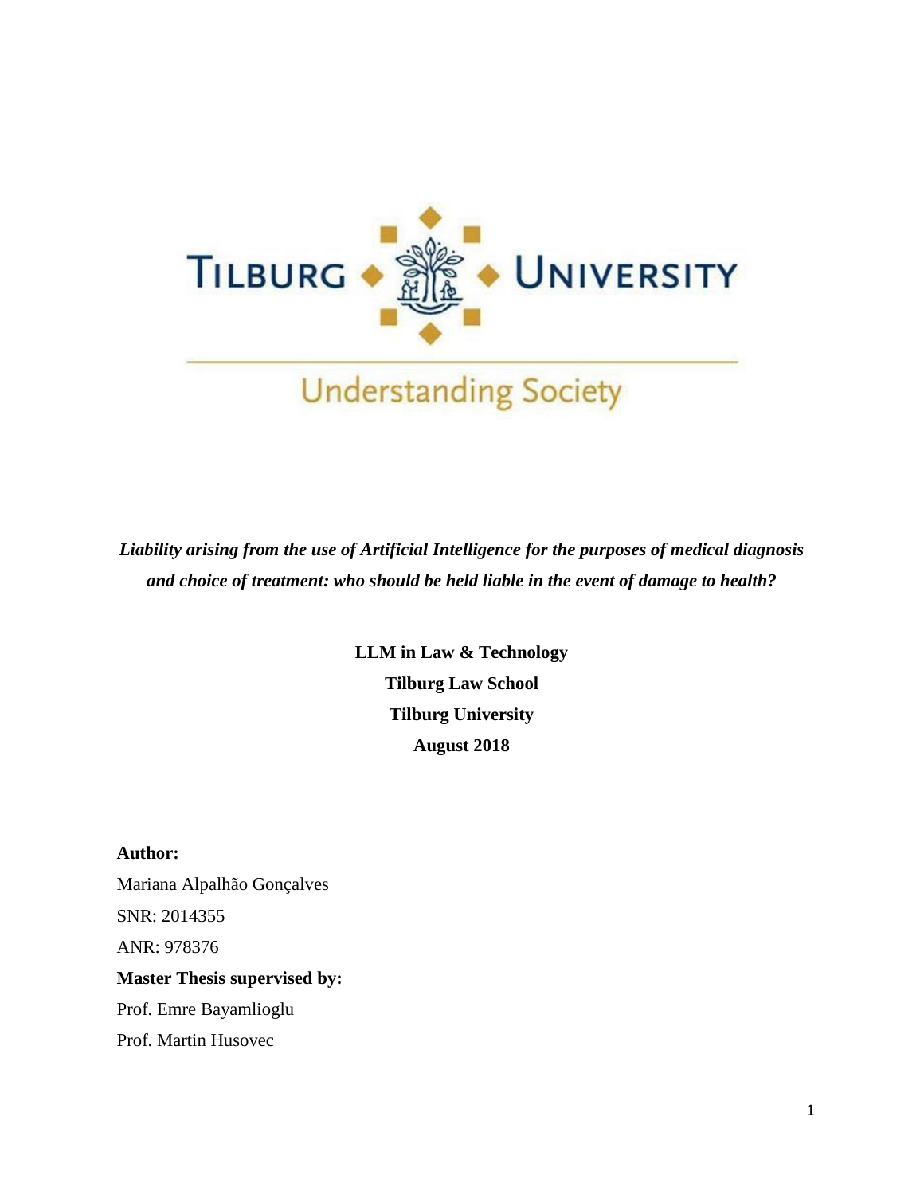TILBURG UNIVERSITY

Understanding Society

***Liability arising from the use of Artificial Intelligence for the purposes of medical diagnosis and choice of treatment: who should be held liable in the event of damage to health?***

**LLM in Law & Technology**
**Tilburg Law School**
**Tilburg University**
**August 2018**

**Author:**
Mariana Alpalhão Gonçalves
SNR: 2014355
ANR: 978376
**Master Thesis supervised by:**
Prof. Emre Bayamlioglu
Prof. Martin Husovec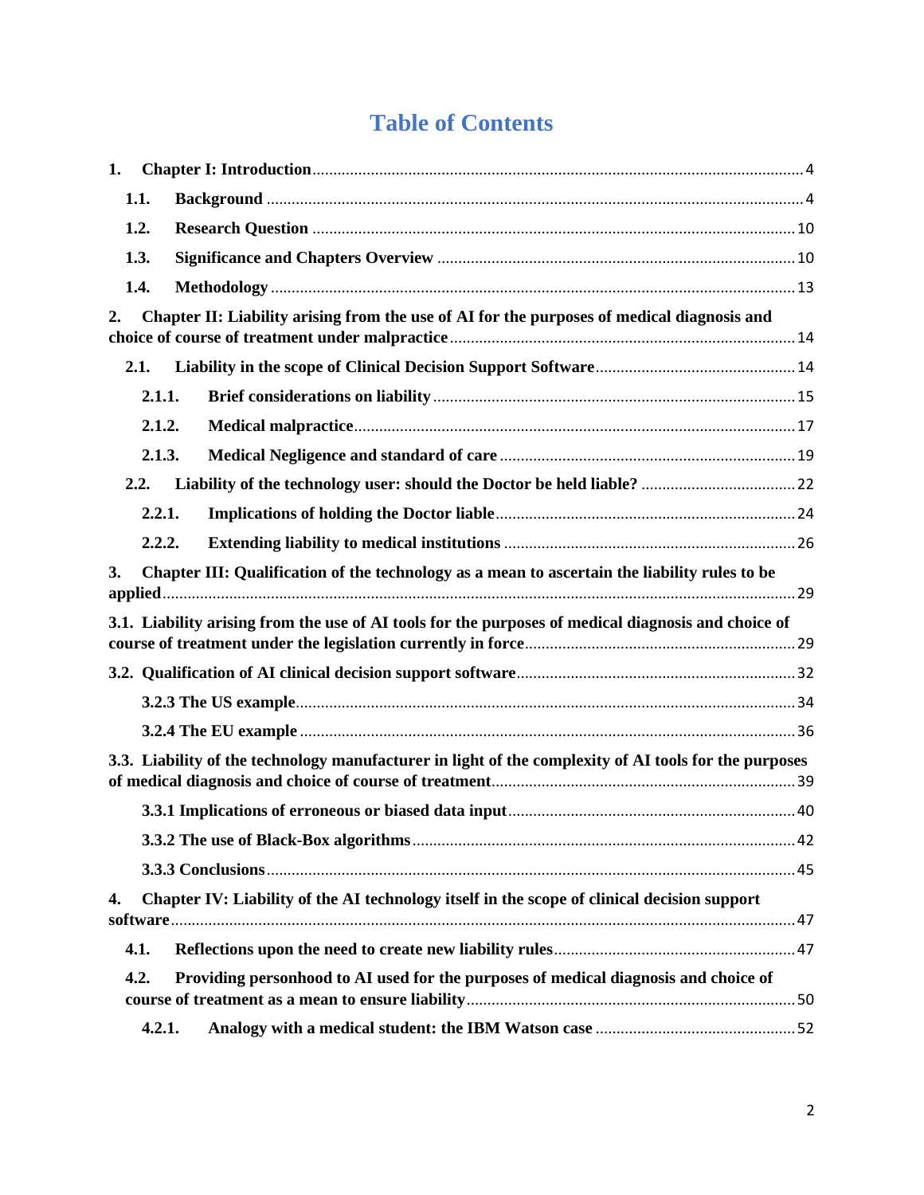# Table of Contents

1. **Chapter I: Introduction** ..... 4
   - 1.1. **Background** ..... 4
   - 1.2. **Research Question** ..... 10
   - 1.3. **Significance and Chapters Overview** ..... 10
   - 1.4. **Methodology** ..... 13
2. **Chapter II: Liability arising from the use of AI for the purposes of medical diagnosis and choice of course of treatment under malpractice** ..... 14
   - 2.1. **Liability in the scope of Clinical Decision Support Software** ..... 14
     - 2.1.1. **Brief considerations on liability** ..... 15
     - 2.1.2. **Medical malpractice** ..... 17
     - 2.1.3. **Medical Negligence and standard of care** ..... 19
   - 2.2. **Liability of the technology user: should the Doctor be held liable?** ..... 22
     - 2.2.1. **Implications of holding the Doctor liable** ..... 24
     - 2.2.2. **Extending liability to medical institutions** ..... 26
3. **Chapter III: Qualification of the technology as a mean to ascertain the liability rules to be applied** ..... 29
   - **3.1. Liability arising from the use of AI tools for the purposes of medical diagnosis and choice of course of treatment under the legislation currently in force** ..... 29
   - **3.2. Qualification of AI clinical decision support software** ..... 32
     - **3.2.3 The US example** ..... 34
     - **3.2.4 The EU example** ..... 36
   - **3.3. Liability of the technology manufacturer in light of the complexity of AI tools for the purposes of medical diagnosis and choice of course of treatment** ..... 39
     - **3.3.1 Implications of erroneous or biased data input** ..... 40
     - **3.3.2 The use of Black-Box algorithms** ..... 42
     - **3.3.3 Conclusions** ..... 45
4. **Chapter IV: Liability of the AI technology itself in the scope of clinical decision support software** ..... 47
   - 4.1. **Reflections upon the need to create new liability rules** ..... 47
   - 4.2. **Providing personhood to AI used for the purposes of medical diagnosis and choice of course of treatment as a mean to ensure liability** ..... 50
     - 4.2.1. **Analogy with a medical student: the IBM Watson case** ..... 52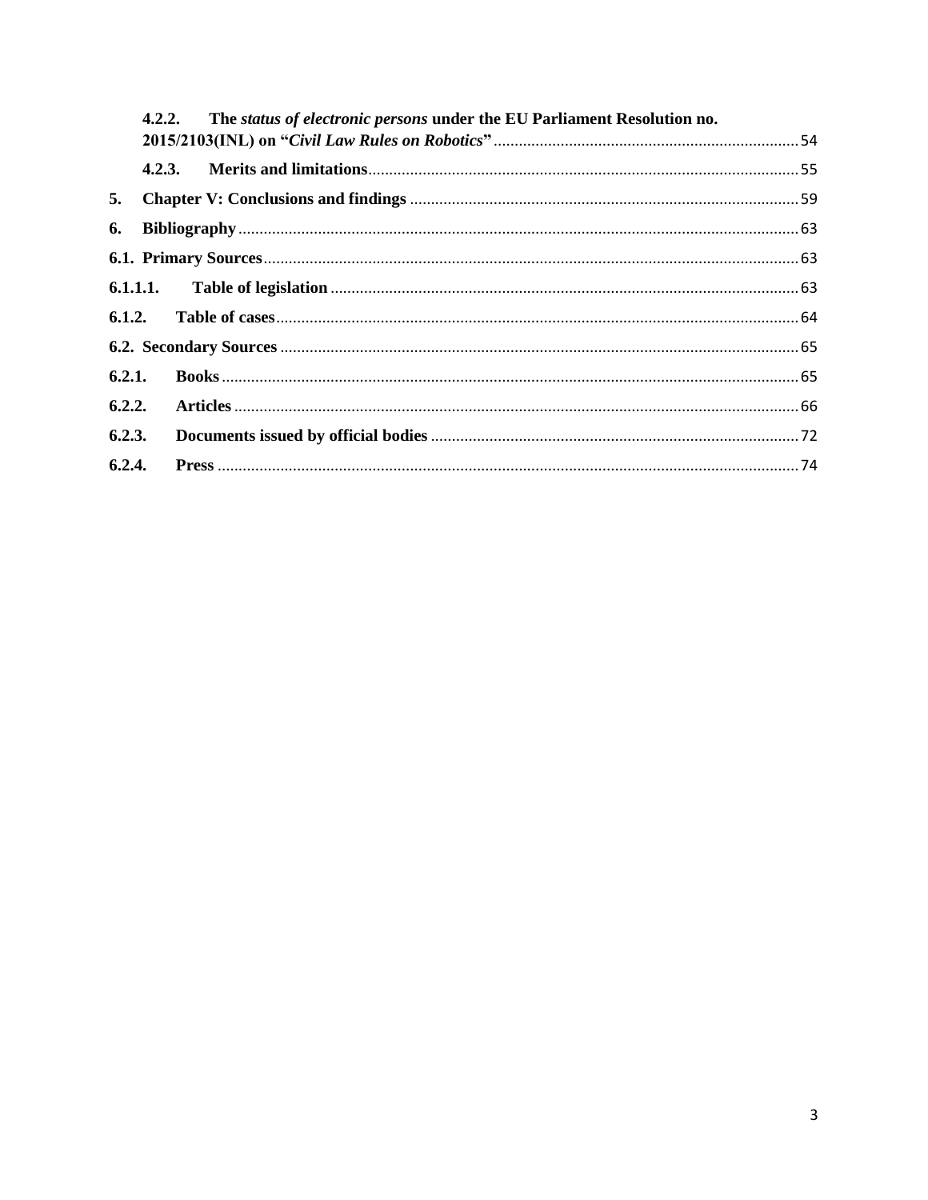4.2.2. **The *status of electronic persons* under the EU Parliament Resolution no. 2015/2103(INL) on "*Civil Law Rules on Robotics*"** ........ 54

4.2.3. **Merits and limitations** ........ 55

5. **Chapter V: Conclusions and findings** ........ 59

6. **Bibliography** ........ 63

**6.1. Primary Sources** ........ 63

**6.1.1.1. Table of legislation** ........ 63

**6.1.2. Table of cases** ........ 64

**6.2. Secondary Sources** ........ 65

**6.2.1. Books** ........ 65

**6.2.2. Articles** ........ 66

**6.2.3. Documents issued by official bodies** ........ 72

**6.2.4. Press** ........ 74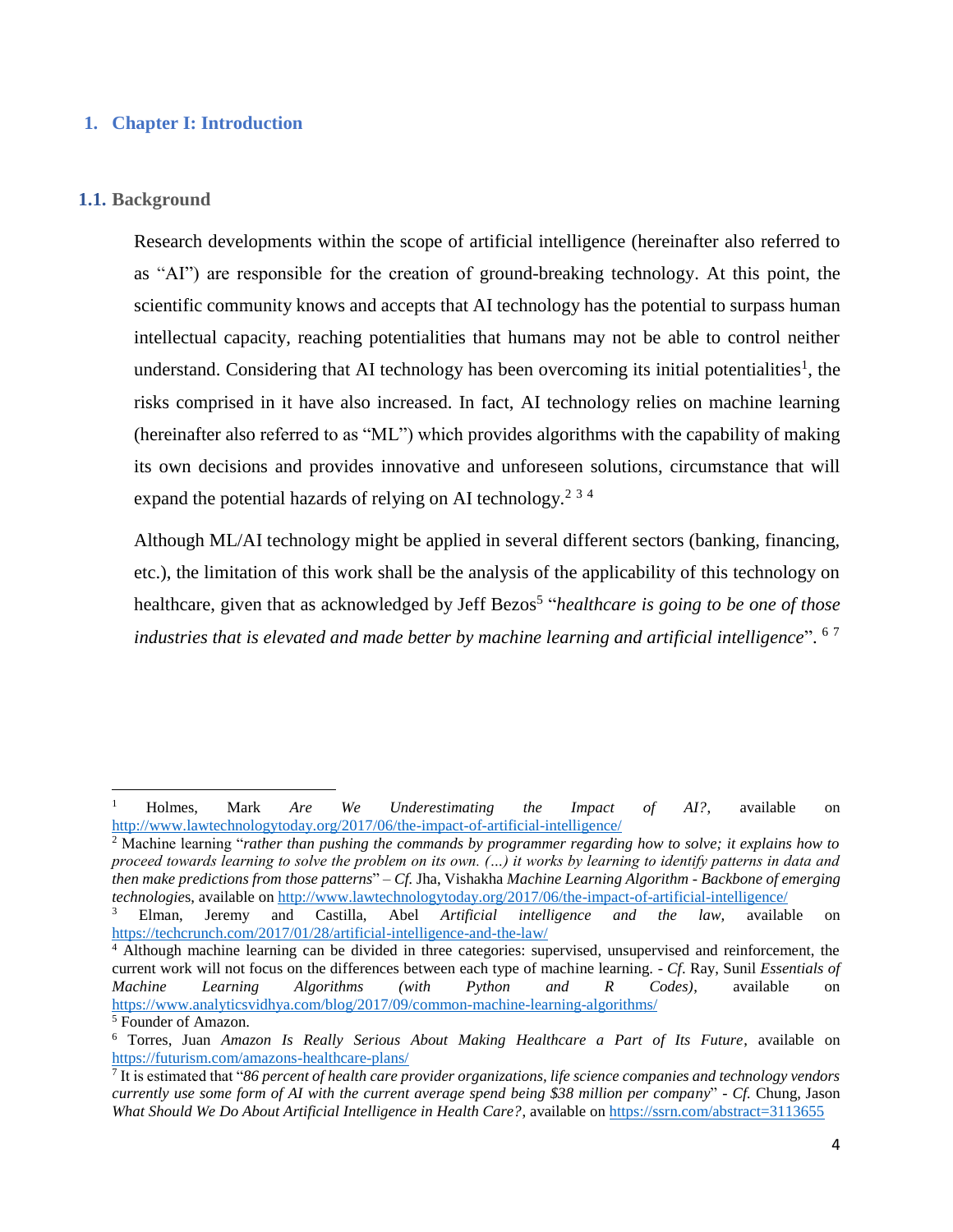# 1. Chapter I: Introduction

## 1.1. Background

Research developments within the scope of artificial intelligence (hereinafter also referred to as "AI") are responsible for the creation of ground-breaking technology. At this point, the scientific community knows and accepts that AI technology has the potential to surpass human intellectual capacity, reaching potentialities that humans may not be able to control neither understand. Considering that AI technology has been overcoming its initial potentialities[1], the risks comprised in it have also increased. In fact, AI technology relies on machine learning (hereinafter also referred to as "ML") which provides algorithms with the capability of making its own decisions and provides innovative and unforeseen solutions, circumstance that will expand the potential hazards of relying on AI technology.[2] [3] [4]

Although ML/AI technology might be applied in several different sectors (banking, financing, etc.), the limitation of this work shall be the analysis of the applicability of this technology on healthcare, given that as acknowledged by Jeff Bezos[5] "*healthcare is going to be one of those industries that is elevated and made better by machine learning and artificial intelligence*". [6] [7]

---

[1] Holmes, Mark *Are We Underestimating the Impact of AI?*, available on http://www.lawtechnologytoday.org/2017/06/the-impact-of-artificial-intelligence/

[2] Machine learning "*rather than pushing the commands by programmer regarding how to solve; it explains how to proceed towards learning to solve the problem on its own. (…) it works by learning to identify patterns in data and then make predictions from those patterns*" – *Cf.* Jha, Vishakha *Machine Learning Algorithm - Backbone of emerging technologies*, available on http://www.lawtechnologytoday.org/2017/06/the-impact-of-artificial-intelligence/

[3] Elman, Jeremy and Castilla, Abel *Artificial intelligence and the law,* available on https://techcrunch.com/2017/01/28/artificial-intelligence-and-the-law/

[4] Although machine learning can be divided in three categories: supervised, unsupervised and reinforcement, the current work will not focus on the differences between each type of machine learning. - *Cf.* Ray, Sunil *Essentials of Machine Learning Algorithms (with Python and R Codes)*, available on https://www.analyticsvidhya.com/blog/2017/09/common-machine-learning-algorithms/

[5] Founder of Amazon.

[6] Torres, Juan *Amazon Is Really Serious About Making Healthcare a Part of Its Future*, available on https://futurism.com/amazons-healthcare-plans/

[7] It is estimated that "*86 percent of health care provider organizations, life science companies and technology vendors currently use some form of AI with the current average spend being $38 million per company*" - *Cf.* Chung, Jason *What Should We Do About Artificial Intelligence in Health Care?*, available on https://ssrn.com/abstract=3113655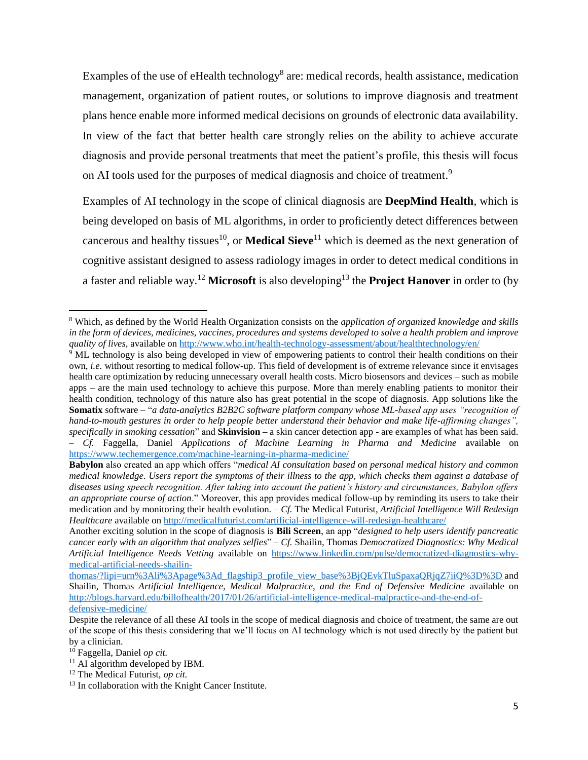Examples of the use of eHealth technology[8] are: medical records, health assistance, medication management, organization of patient routes, or solutions to improve diagnosis and treatment plans hence enable more informed medical decisions on grounds of electronic data availability. In view of the fact that better health care strongly relies on the ability to achieve accurate diagnosis and provide personal treatments that meet the patient's profile, this thesis will focus on AI tools used for the purposes of medical diagnosis and choice of treatment.[9]

Examples of AI technology in the scope of clinical diagnosis are **DeepMind Health**, which is being developed on basis of ML algorithms, in order to proficiently detect differences between cancerous and healthy tissues[10], or **Medical Sieve**[11] which is deemed as the next generation of cognitive assistant designed to assess radiology images in order to detect medical conditions in a faster and reliable way.[12] **Microsoft** is also developing[13] the **Project Hanover** in order to (by

---

[8] Which, as defined by the World Health Organization consists on the *application of organized knowledge and skills in the form of devices, medicines, vaccines, procedures and systems developed to solve a health problem and improve quality of lives*, available on http://www.who.int/health-technology-assessment/about/healthtechnology/en/

[9] ML technology is also being developed in view of empowering patients to control their health conditions on their own, *i.e.* without resorting to medical follow-up. This field of development is of extreme relevance since it envisages health care optimization by reducing unnecessary overall health costs. Micro biosensors and devices – such as mobile apps – are the main used technology to achieve this purpose. More than merely enabling patients to monitor their health condition, technology of this nature also has great potential in the scope of diagnosis. App solutions like the **Somatix** software – "*a data-analytics B2B2C software platform company whose ML-based app uses "recognition of hand-to-mouth gestures in order to help people better understand their behavior and make life-affirming changes", specifically in smoking cessation*" and **Skinvision –** a skin cancer detection app - are examples of what has been said. – *Cf.* Faggella, Daniel *Applications of Machine Learning in Pharma and Medicine* available on https://www.techemergence.com/machine-learning-in-pharma-medicine/

**Babylon** also created an app which offers "*medical AI consultation based on personal medical history and common medical knowledge. Users report the symptoms of their illness to the app, which checks them against a database of diseases using speech recognition. After taking into account the patient's history and circumstances, Babylon offers an appropriate course of action*." Moreover, this app provides medical follow-up by reminding its users to take their medication and by monitoring their health evolution. – *Cf.* The Medical Futurist, *Artificial Intelligence Will Redesign Healthcare* available on http://medicalfuturist.com/artificial-intelligence-will-redesign-healthcare/

Another exciting solution in the scope of diagnosis is **Bili Screen**, an app "*designed to help users identify pancreatic cancer early with an algorithm that analyzes selfies*" – *Cf.* Shailin, Thomas *Democratized Diagnostics: Why Medical Artificial Intelligence Needs Vetting* available on https://www.linkedin.com/pulse/democratized-diagnostics-why-medical-artificial-needs-shailin-thomas/?lipi=urn%3Ali%3Apage%3Ad_flagship3_profile_view_base%3BjQEvkTluSpaxaQRjqZ7iiQ%3D%3D and Shailin, Thomas *Artificial Intelligence, Medical Malpractice, and the End of Defensive Medicine* available on http://blogs.harvard.edu/billofhealth/2017/01/26/artificial-intelligence-medical-malpractice-and-the-end-of-defensive-medicine/

Despite the relevance of all these AI tools in the scope of medical diagnosis and choice of treatment, the same are out of the scope of this thesis considering that we'll focus on AI technology which is not used directly by the patient but by a clinician.

[10] Faggella, Daniel *op cit.*

[11] AI algorithm developed by IBM.

[12] The Medical Futurist, *op cit.*

[13] In collaboration with the Knight Cancer Institute.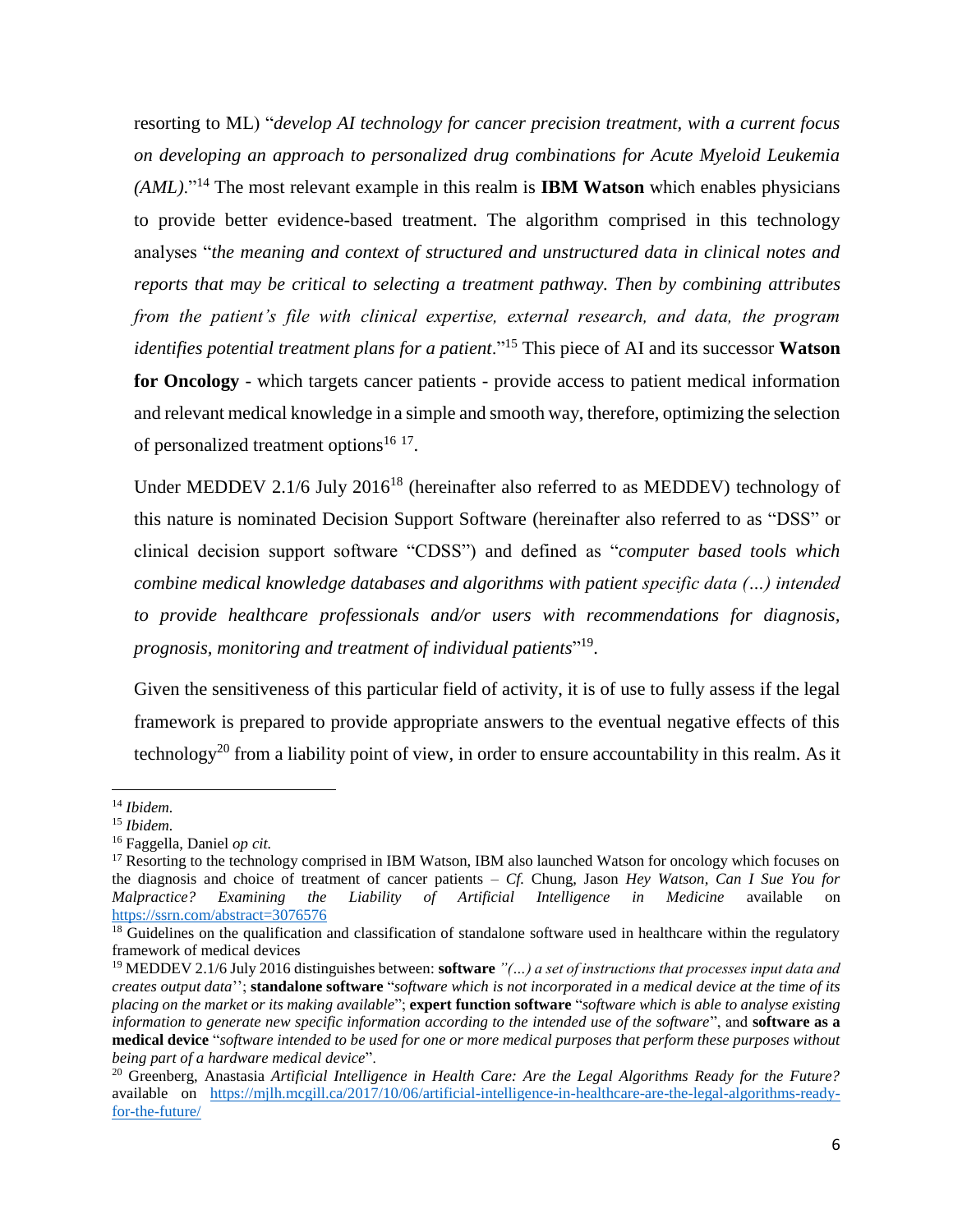resorting to ML) "*develop AI technology for cancer precision treatment, with a current focus on developing an approach to personalized drug combinations for Acute Myeloid Leukemia (AML)*."[14] The most relevant example in this realm is **IBM Watson** which enables physicians to provide better evidence-based treatment. The algorithm comprised in this technology analyses "*the meaning and context of structured and unstructured data in clinical notes and reports that may be critical to selecting a treatment pathway. Then by combining attributes from the patient's file with clinical expertise, external research, and data, the program identifies potential treatment plans for a patient*."[15] This piece of AI and its successor **Watson for Oncology** - which targets cancer patients - provide access to patient medical information and relevant medical knowledge in a simple and smooth way, therefore, optimizing the selection of personalized treatment options[16] [17].

Under MEDDEV 2.1/6 July 2016[18] (hereinafter also referred to as MEDDEV) technology of this nature is nominated Decision Support Software (hereinafter also referred to as "DSS" or clinical decision support software "CDSS") and defined as "*computer based tools which combine medical knowledge databases and algorithms with patient specific data (…) intended to provide healthcare professionals and/or users with recommendations for diagnosis, prognosis, monitoring and treatment of individual patients*"[19].

Given the sensitiveness of this particular field of activity, it is of use to fully assess if the legal framework is prepared to provide appropriate answers to the eventual negative effects of this technology[20] from a liability point of view, in order to ensure accountability in this realm. As it

---

[14] *Ibidem.*

[15] *Ibidem.*

[16] Faggella, Daniel *op cit.*

[17] Resorting to the technology comprised in IBM Watson, IBM also launched Watson for oncology which focuses on the diagnosis and choice of treatment of cancer patients – *Cf.* Chung, Jason *Hey Watson, Can I Sue You for Malpractice? Examining the Liability of Artificial Intelligence in Medicine* available on https://ssrn.com/abstract=3076576

[18] Guidelines on the qualification and classification of standalone software used in healthcare within the regulatory framework of medical devices

[19] MEDDEV 2.1/6 July 2016 distinguishes between: **software** *"(…) a set of instructions that processes input data and creates output data*''; **standalone software** "*software which is not incorporated in a medical device at the time of its placing on the market or its making available*"; **expert function software** "*software which is able to analyse existing information to generate new specific information according to the intended use of the software*", and **software as a medical device** "*software intended to be used for one or more medical purposes that perform these purposes without being part of a hardware medical device*".

[20] Greenberg, Anastasia *Artificial Intelligence in Health Care: Are the Legal Algorithms Ready for the Future?* available on https://mjlh.mcgill.ca/2017/10/06/artificial-intelligence-in-healthcare-are-the-legal-algorithms-ready-for-the-future/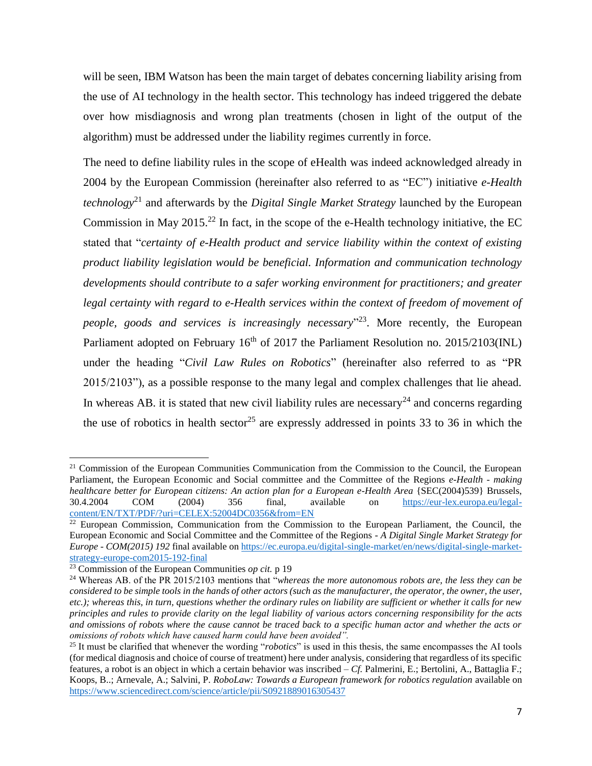will be seen, IBM Watson has been the main target of debates concerning liability arising from the use of AI technology in the health sector. This technology has indeed triggered the debate over how misdiagnosis and wrong plan treatments (chosen in light of the output of the algorithm) must be addressed under the liability regimes currently in force.

The need to define liability rules in the scope of eHealth was indeed acknowledged already in 2004 by the European Commission (hereinafter also referred to as "EC") initiative *e-Health technology*[21] and afterwards by the *Digital Single Market Strategy* launched by the European Commission in May 2015.[22] In fact, in the scope of the e-Health technology initiative, the EC stated that "*certainty of e-Health product and service liability within the context of existing product liability legislation would be beneficial. Information and communication technology developments should contribute to a safer working environment for practitioners; and greater legal certainty with regard to e-Health services within the context of freedom of movement of people, goods and services is increasingly necessary*"[23]. More recently, the European Parliament adopted on February 16th of 2017 the Parliament Resolution no. 2015/2103(INL) under the heading "*Civil Law Rules on Robotics*" (hereinafter also referred to as "PR 2015/2103"), as a possible response to the many legal and complex challenges that lie ahead. In whereas AB. it is stated that new civil liability rules are necessary[24] and concerns regarding the use of robotics in health sector[25] are expressly addressed in points 33 to 36 in which the

---

[21] Commission of the European Communities Communication from the Commission to the Council, the European Parliament, the European Economic and Social committee and the Committee of the Regions *e-Health - making healthcare better for European citizens: An action plan for a European e-Health Area* {SEC(2004)539} Brussels, 30.4.2004 COM (2004) 356 final, available on https://eur-lex.europa.eu/legal-content/EN/TXT/PDF/?uri=CELEX:52004DC0356&from=EN

[22] European Commission, Communication from the Commission to the European Parliament, the Council, the European Economic and Social Committee and the Committee of the Regions - *A Digital Single Market Strategy for Europe - COM(2015) 192* final available on https://ec.europa.eu/digital-single-market/en/news/digital-single-market-strategy-europe-com2015-192-final

[23] Commission of the European Communities *op cit.* p 19

[24] Whereas AB. of the PR 2015/2103 mentions that "*whereas the more autonomous robots are, the less they can be considered to be simple tools in the hands of other actors (such as the manufacturer, the operator, the owner, the user, etc.); whereas this, in turn, questions whether the ordinary rules on liability are sufficient or whether it calls for new principles and rules to provide clarity on the legal liability of various actors concerning responsibility for the acts and omissions of robots where the cause cannot be traced back to a specific human actor and whether the acts or omissions of robots which have caused harm could have been avoided".*

[25] It must be clarified that whenever the wording "*robotics*" is used in this thesis, the same encompasses the AI tools (for medical diagnosis and choice of course of treatment) here under analysis, considering that regardless of its specific features, a robot is an object in which a certain behavior was inscribed – *Cf.* Palmerini, E.; Bertolini, A., Battaglia F.; Koops, B..; Arnevale, A.; Salvini, P. *RoboLaw: Towards a European framework for robotics regulation* available on https://www.sciencedirect.com/science/article/pii/S0921889016305437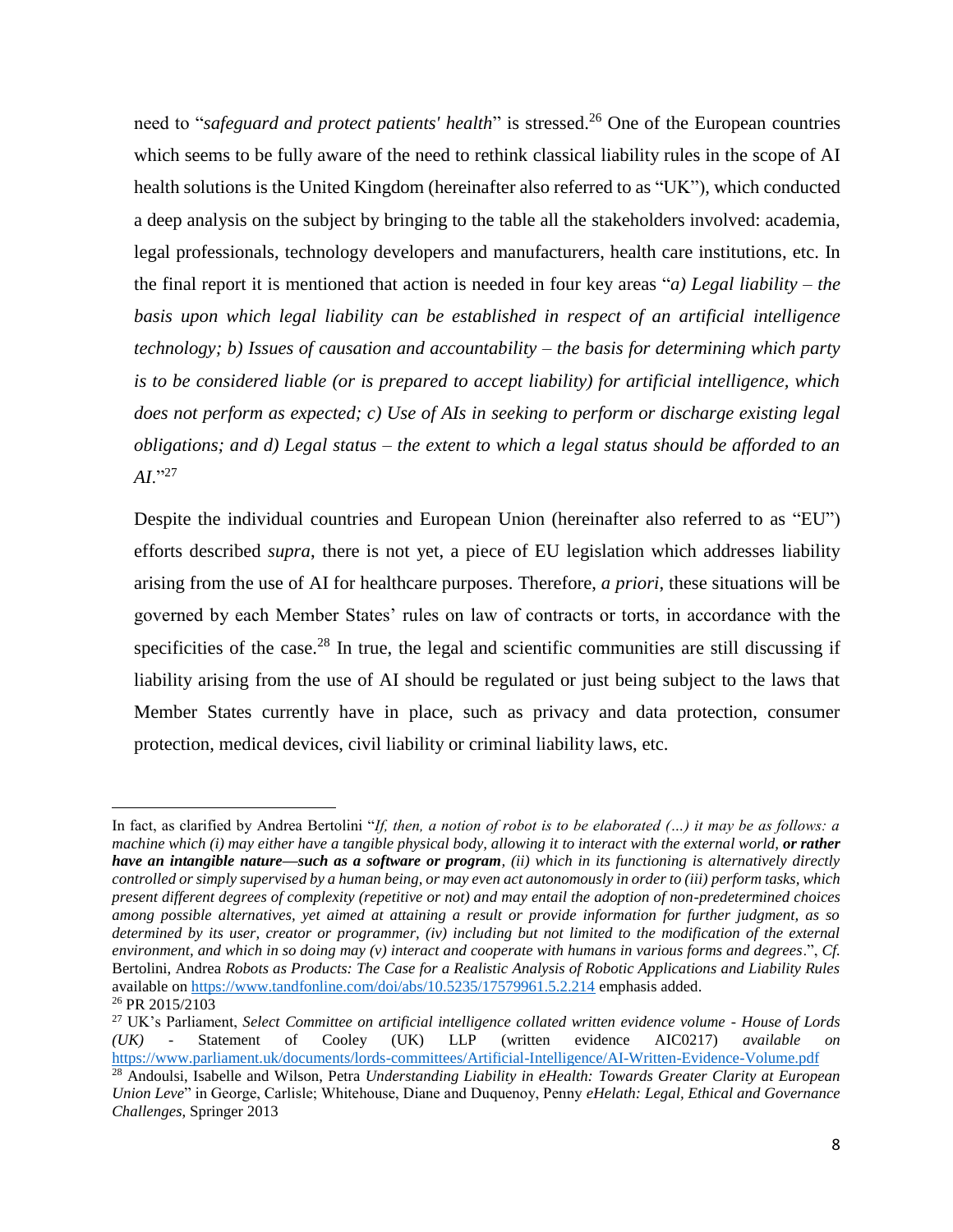need to "*safeguard and protect patients' health*" is stressed.[26] One of the European countries which seems to be fully aware of the need to rethink classical liability rules in the scope of AI health solutions is the United Kingdom (hereinafter also referred to as "UK"), which conducted a deep analysis on the subject by bringing to the table all the stakeholders involved: academia, legal professionals, technology developers and manufacturers, health care institutions, etc. In the final report it is mentioned that action is needed in four key areas "*a) Legal liability – the basis upon which legal liability can be established in respect of an artificial intelligence technology; b) Issues of causation and accountability – the basis for determining which party is to be considered liable (or is prepared to accept liability) for artificial intelligence, which does not perform as expected; c) Use of AIs in seeking to perform or discharge existing legal obligations; and d) Legal status – the extent to which a legal status should be afforded to an AI*."[27]

Despite the individual countries and European Union (hereinafter also referred to as "EU") efforts described *supra*, there is not yet, a piece of EU legislation which addresses liability arising from the use of AI for healthcare purposes. Therefore, *a priori*, these situations will be governed by each Member States' rules on law of contracts or torts, in accordance with the specificities of the case.[28] In true, the legal and scientific communities are still discussing if liability arising from the use of AI should be regulated or just being subject to the laws that Member States currently have in place, such as privacy and data protection, consumer protection, medical devices, civil liability or criminal liability laws, etc.

---

In fact, as clarified by Andrea Bertolini "*If, then, a notion of robot is to be elaborated (…) it may be as follows: a machine which (i) may either have a tangible physical body, allowing it to interact with the external world,* ***or rather have an intangible nature—such as a software or program****, (ii) which in its functioning is alternatively directly controlled or simply supervised by a human being, or may even act autonomously in order to (iii) perform tasks, which present different degrees of complexity (repetitive or not) and may entail the adoption of non-predetermined choices among possible alternatives, yet aimed at attaining a result or provide information for further judgment, as so determined by its user, creator or programmer, (iv) including but not limited to the modification of the external environment, and which in so doing may (v) interact and cooperate with humans in various forms and degrees*.", *Cf.* Bertolini, Andrea *Robots as Products: The Case for a Realistic Analysis of Robotic Applications and Liability Rules* available on https://www.tandfonline.com/doi/abs/10.5235/17579961.5.2.214 emphasis added.

[26] PR 2015/2103

[27] UK's Parliament, *Select Committee on artificial intelligence collated written evidence volume - House of Lords (UK)* - Statement of Cooley (UK) LLP (written evidence AIC0217) *available on* https://www.parliament.uk/documents/lords-committees/Artificial-Intelligence/AI-Written-Evidence-Volume.pdf

[28] Andoulsi, Isabelle and Wilson, Petra *Understanding Liability in eHealth: Towards Greater Clarity at European Union Leve*" in George, Carlisle; Whitehouse, Diane and Duquenoy, Penny *eHelath: Legal, Ethical and Governance Challenges*, Springer 2013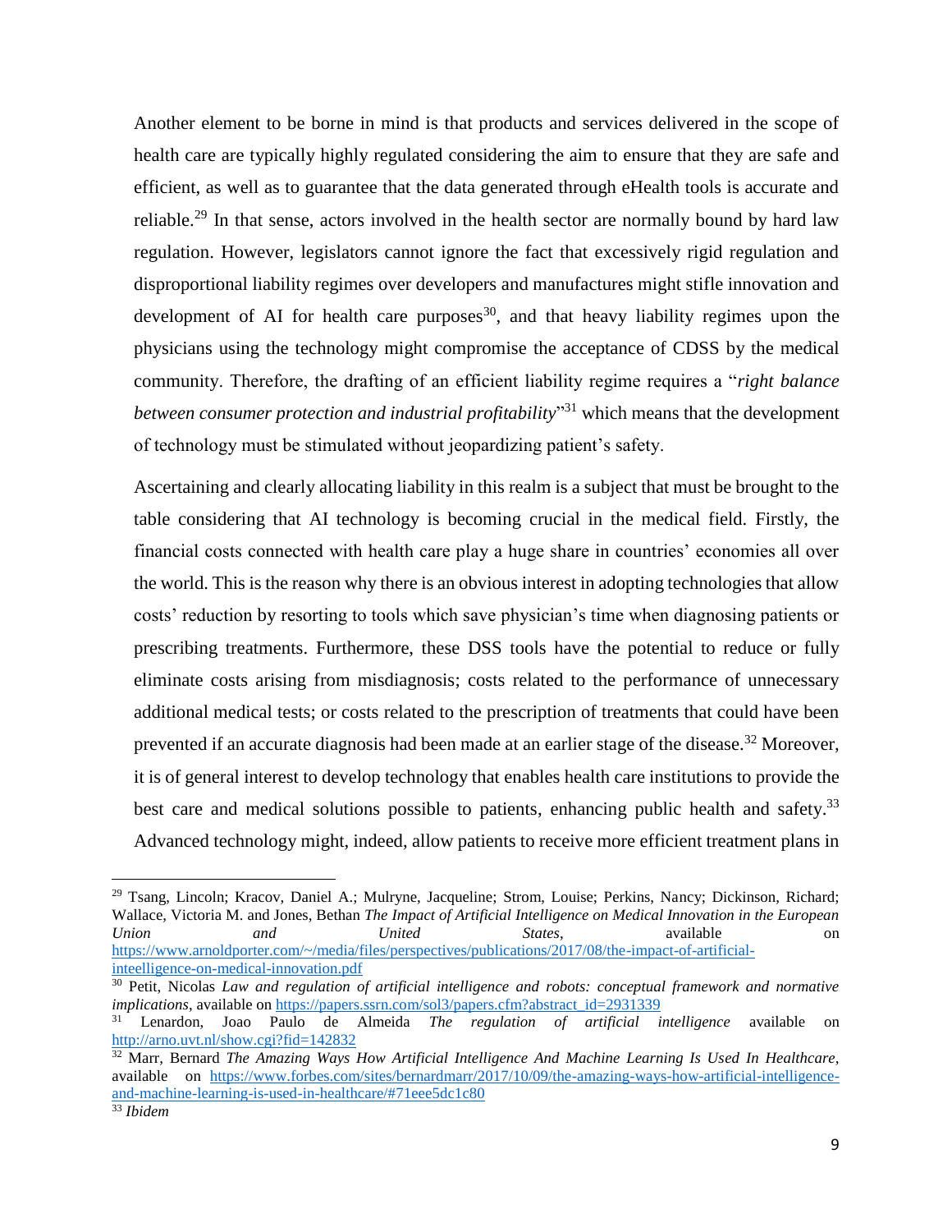Another element to be borne in mind is that products and services delivered in the scope of health care are typically highly regulated considering the aim to ensure that they are safe and efficient, as well as to guarantee that the data generated through eHealth tools is accurate and reliable.[29] In that sense, actors involved in the health sector are normally bound by hard law regulation. However, legislators cannot ignore the fact that excessively rigid regulation and disproportional liability regimes over developers and manufactures might stifle innovation and development of AI for health care purposes[30], and that heavy liability regimes upon the physicians using the technology might compromise the acceptance of CDSS by the medical community. Therefore, the drafting of an efficient liability regime requires a "*right balance between consumer protection and industrial profitability*"[31] which means that the development of technology must be stimulated without jeopardizing patient's safety.

Ascertaining and clearly allocating liability in this realm is a subject that must be brought to the table considering that AI technology is becoming crucial in the medical field. Firstly, the financial costs connected with health care play a huge share in countries' economies all over the world. This is the reason why there is an obvious interest in adopting technologies that allow costs' reduction by resorting to tools which save physician's time when diagnosing patients or prescribing treatments. Furthermore, these DSS tools have the potential to reduce or fully eliminate costs arising from misdiagnosis; costs related to the performance of unnecessary additional medical tests; or costs related to the prescription of treatments that could have been prevented if an accurate diagnosis had been made at an earlier stage of the disease.[32] Moreover, it is of general interest to develop technology that enables health care institutions to provide the best care and medical solutions possible to patients, enhancing public health and safety.[33] Advanced technology might, indeed, allow patients to receive more efficient treatment plans in

---

[29] Tsang, Lincoln; Kracov, Daniel A.; Mulryne, Jacqueline; Strom, Louise; Perkins, Nancy; Dickinson, Richard; Wallace, Victoria M. and Jones, Bethan *The Impact of Artificial Intelligence on Medical Innovation in the European Union and United States*, available on https://www.arnoldporter.com/~/media/files/perspectives/publications/2017/08/the-impact-of-artificial-inteelligence-on-medical-innovation.pdf

[30] Petit, Nicolas *Law and regulation of artificial intelligence and robots: conceptual framework and normative implications*, available on https://papers.ssrn.com/sol3/papers.cfm?abstract_id=2931339

[31] Lenardon, Joao Paulo de Almeida *The regulation of artificial intelligence* available on http://arno.uvt.nl/show.cgi?fid=142832

[32] Marr, Bernard *The Amazing Ways How Artificial Intelligence And Machine Learning Is Used In Healthcare*, available on https://www.forbes.com/sites/bernardmarr/2017/10/09/the-amazing-ways-how-artificial-intelligence-and-machine-learning-is-used-in-healthcare/#71eee5dc1c80

[33] *Ibidem*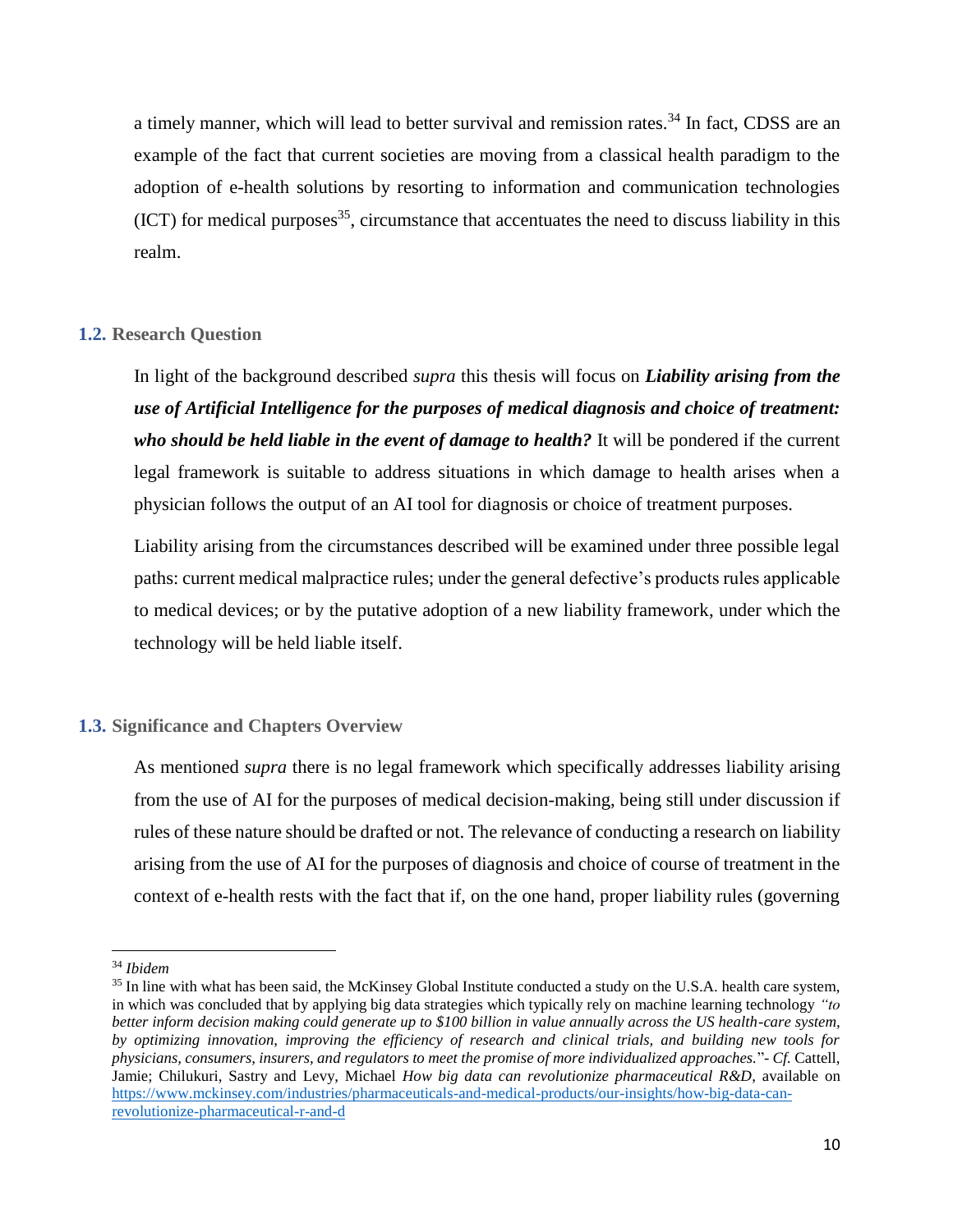a timely manner, which will lead to better survival and remission rates.[34] In fact, CDSS are an example of the fact that current societies are moving from a classical health paradigm to the adoption of e-health solutions by resorting to information and communication technologies (ICT) for medical purposes[35], circumstance that accentuates the need to discuss liability in this realm.

### 1.2. Research Question

In light of the background described *supra* this thesis will focus on ***Liability arising from the use of Artificial Intelligence for the purposes of medical diagnosis and choice of treatment: who should be held liable in the event of damage to health?*** It will be pondered if the current legal framework is suitable to address situations in which damage to health arises when a physician follows the output of an AI tool for diagnosis or choice of treatment purposes.

Liability arising from the circumstances described will be examined under three possible legal paths: current medical malpractice rules; under the general defective's products rules applicable to medical devices; or by the putative adoption of a new liability framework, under which the technology will be held liable itself.

### 1.3. Significance and Chapters Overview

As mentioned *supra* there is no legal framework which specifically addresses liability arising from the use of AI for the purposes of medical decision-making, being still under discussion if rules of these nature should be drafted or not. The relevance of conducting a research on liability arising from the use of AI for the purposes of diagnosis and choice of course of treatment in the context of e-health rests with the fact that if, on the one hand, proper liability rules (governing

---

[34] *Ibidem*

[35] In line with what has been said, the McKinsey Global Institute conducted a study on the U.S.A. health care system, in which was concluded that by applying big data strategies which typically rely on machine learning technology *"to better inform decision making could generate up to $100 billion in value annually across the US health-care system, by optimizing innovation, improving the efficiency of research and clinical trials, and building new tools for physicians, consumers, insurers, and regulators to meet the promise of more individualized approaches.*"- *Cf.* Cattell, Jamie; Chilukuri, Sastry and Levy, Michael *How big data can revolutionize pharmaceutical R&D*, available on [https://www.mckinsey.com/industries/pharmaceuticals-and-medical-products/our-insights/how-big-data-can-revolutionize-pharmaceutical-r-and-d](https://www.mckinsey.com/industries/pharmaceuticals-and-medical-products/our-insights/how-big-data-can-revolutionize-pharmaceutical-r-and-d)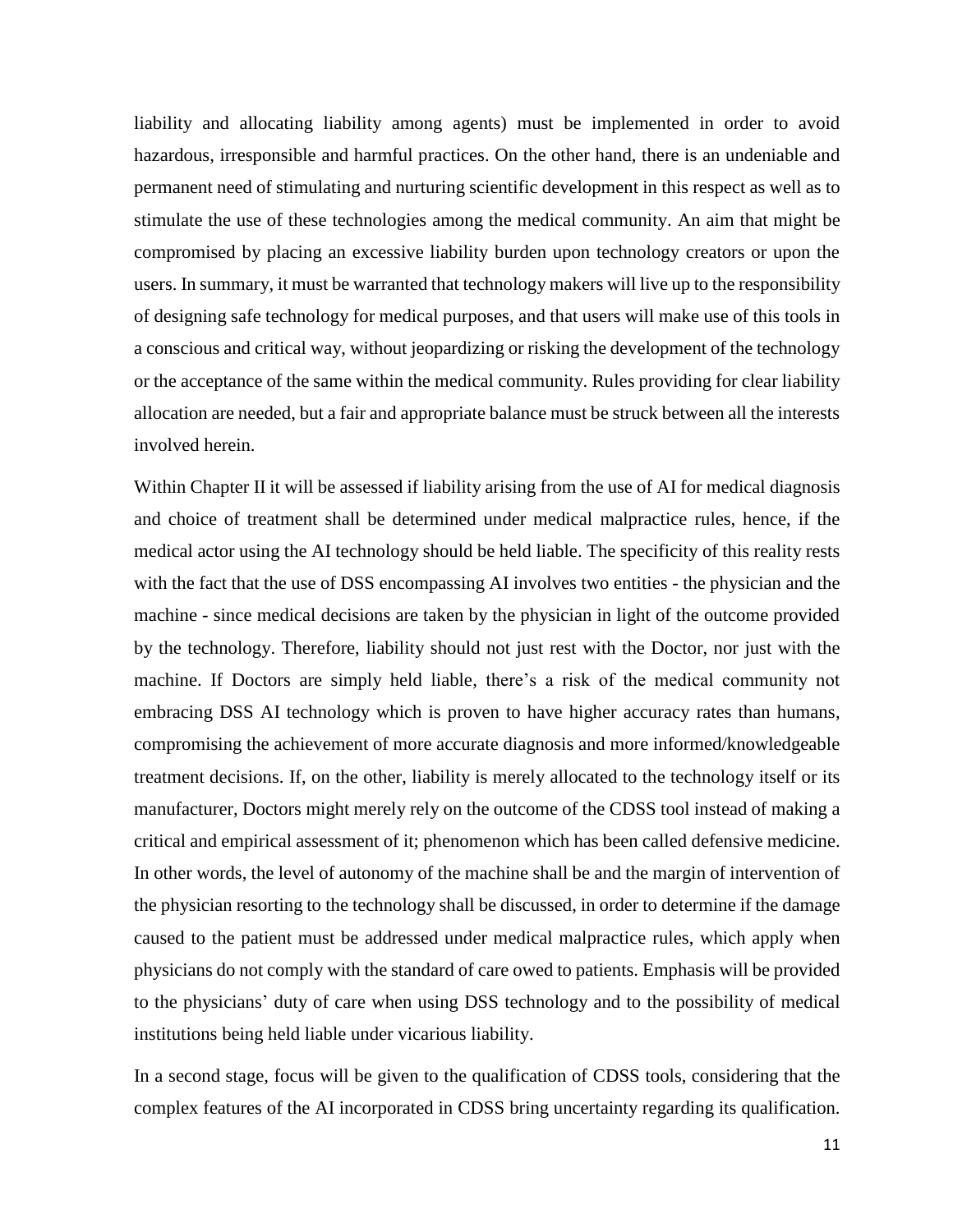liability and allocating liability among agents) must be implemented in order to avoid hazardous, irresponsible and harmful practices. On the other hand, there is an undeniable and permanent need of stimulating and nurturing scientific development in this respect as well as to stimulate the use of these technologies among the medical community. An aim that might be compromised by placing an excessive liability burden upon technology creators or upon the users. In summary, it must be warranted that technology makers will live up to the responsibility of designing safe technology for medical purposes, and that users will make use of this tools in a conscious and critical way, without jeopardizing or risking the development of the technology or the acceptance of the same within the medical community. Rules providing for clear liability allocation are needed, but a fair and appropriate balance must be struck between all the interests involved herein.

Within Chapter II it will be assessed if liability arising from the use of AI for medical diagnosis and choice of treatment shall be determined under medical malpractice rules, hence, if the medical actor using the AI technology should be held liable. The specificity of this reality rests with the fact that the use of DSS encompassing AI involves two entities - the physician and the machine - since medical decisions are taken by the physician in light of the outcome provided by the technology. Therefore, liability should not just rest with the Doctor, nor just with the machine. If Doctors are simply held liable, there's a risk of the medical community not embracing DSS AI technology which is proven to have higher accuracy rates than humans, compromising the achievement of more accurate diagnosis and more informed/knowledgeable treatment decisions. If, on the other, liability is merely allocated to the technology itself or its manufacturer, Doctors might merely rely on the outcome of the CDSS tool instead of making a critical and empirical assessment of it; phenomenon which has been called defensive medicine. In other words, the level of autonomy of the machine shall be and the margin of intervention of the physician resorting to the technology shall be discussed, in order to determine if the damage caused to the patient must be addressed under medical malpractice rules, which apply when physicians do not comply with the standard of care owed to patients. Emphasis will be provided to the physicians' duty of care when using DSS technology and to the possibility of medical institutions being held liable under vicarious liability.

In a second stage, focus will be given to the qualification of CDSS tools, considering that the complex features of the AI incorporated in CDSS bring uncertainty regarding its qualification.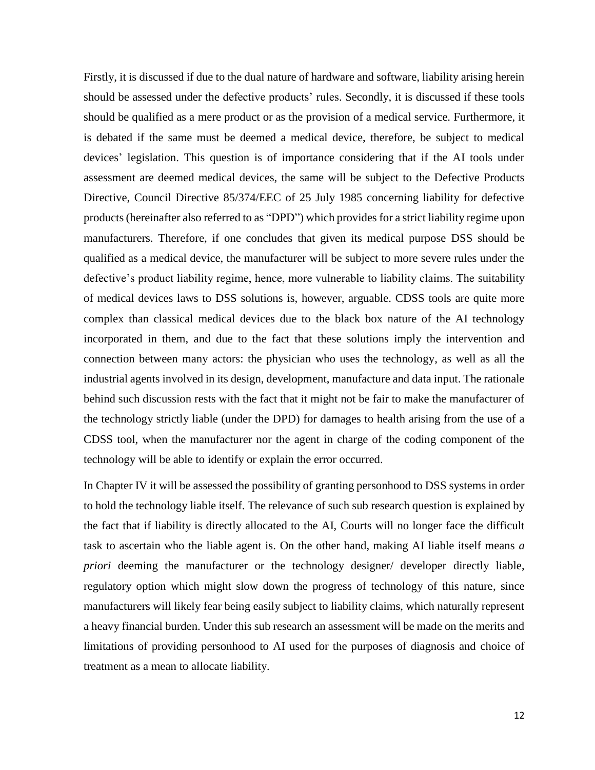Firstly, it is discussed if due to the dual nature of hardware and software, liability arising herein should be assessed under the defective products' rules. Secondly, it is discussed if these tools should be qualified as a mere product or as the provision of a medical service. Furthermore, it is debated if the same must be deemed a medical device, therefore, be subject to medical devices' legislation. This question is of importance considering that if the AI tools under assessment are deemed medical devices, the same will be subject to the Defective Products Directive, Council Directive 85/374/EEC of 25 July 1985 concerning liability for defective products (hereinafter also referred to as "DPD") which provides for a strict liability regime upon manufacturers. Therefore, if one concludes that given its medical purpose DSS should be qualified as a medical device, the manufacturer will be subject to more severe rules under the defective's product liability regime, hence, more vulnerable to liability claims. The suitability of medical devices laws to DSS solutions is, however, arguable. CDSS tools are quite more complex than classical medical devices due to the black box nature of the AI technology incorporated in them, and due to the fact that these solutions imply the intervention and connection between many actors: the physician who uses the technology, as well as all the industrial agents involved in its design, development, manufacture and data input. The rationale behind such discussion rests with the fact that it might not be fair to make the manufacturer of the technology strictly liable (under the DPD) for damages to health arising from the use of a CDSS tool, when the manufacturer nor the agent in charge of the coding component of the technology will be able to identify or explain the error occurred.

In Chapter IV it will be assessed the possibility of granting personhood to DSS systems in order to hold the technology liable itself. The relevance of such sub research question is explained by the fact that if liability is directly allocated to the AI, Courts will no longer face the difficult task to ascertain who the liable agent is. On the other hand, making AI liable itself means *a priori* deeming the manufacturer or the technology designer/ developer directly liable, regulatory option which might slow down the progress of technology of this nature, since manufacturers will likely fear being easily subject to liability claims, which naturally represent a heavy financial burden. Under this sub research an assessment will be made on the merits and limitations of providing personhood to AI used for the purposes of diagnosis and choice of treatment as a mean to allocate liability.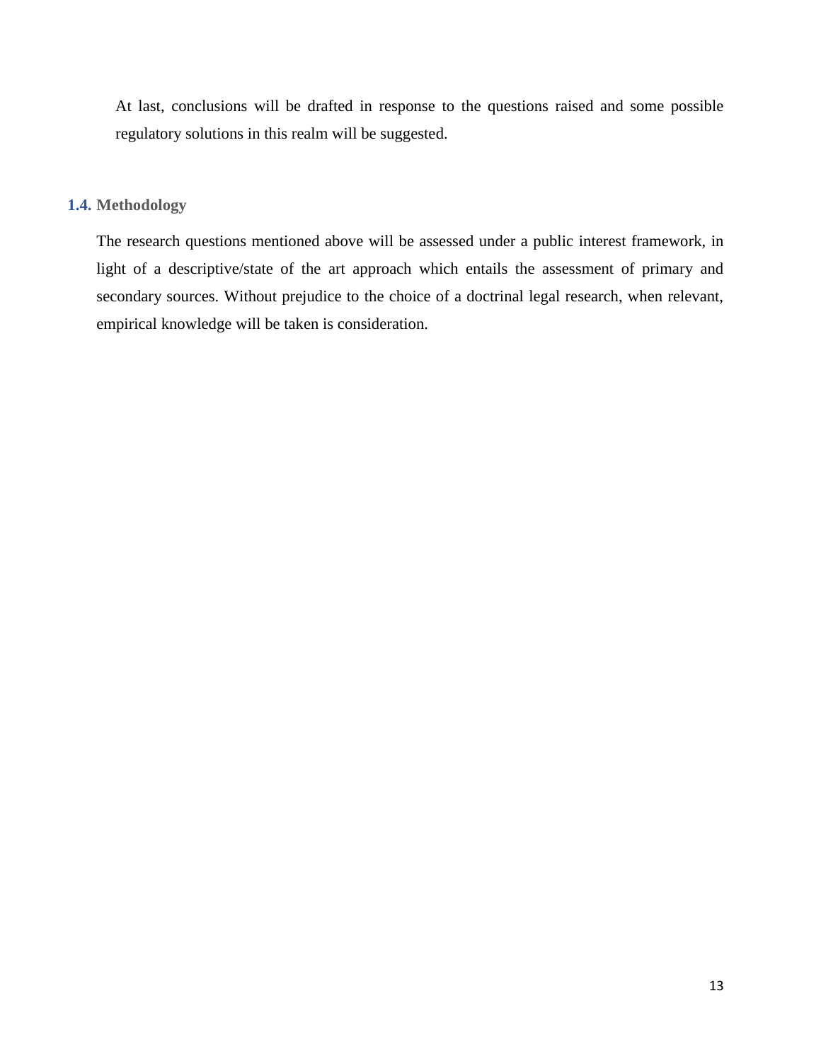At last, conclusions will be drafted in response to the questions raised and some possible regulatory solutions in this realm will be suggested.

### 1.4. Methodology

The research questions mentioned above will be assessed under a public interest framework, in light of a descriptive/state of the art approach which entails the assessment of primary and secondary sources. Without prejudice to the choice of a doctrinal legal research, when relevant, empirical knowledge will be taken is consideration.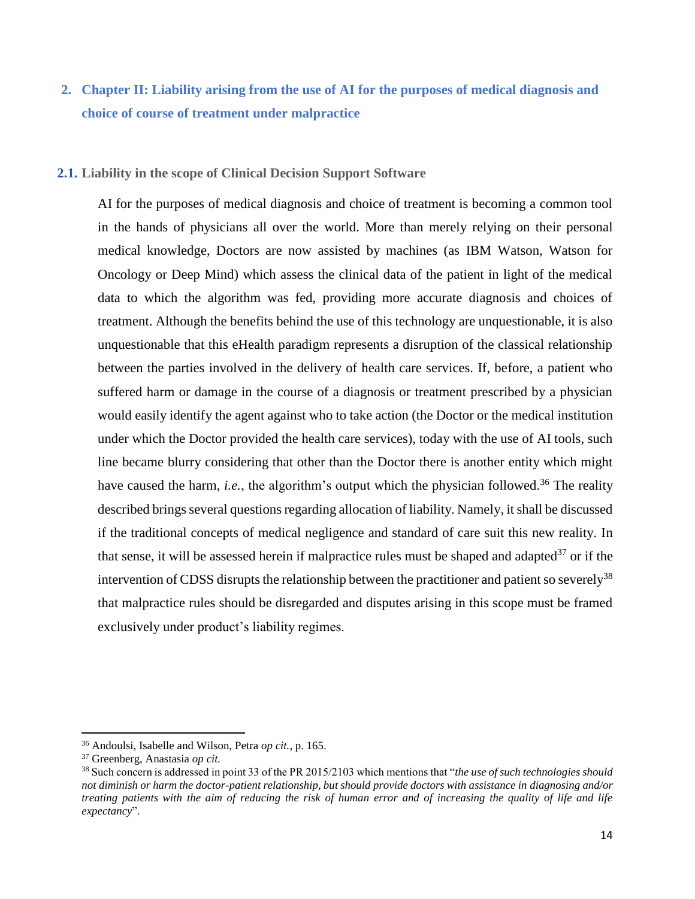## 2. Chapter II: Liability arising from the use of AI for the purposes of medical diagnosis and choice of course of treatment under malpractice

### 2.1. Liability in the scope of Clinical Decision Support Software

AI for the purposes of medical diagnosis and choice of treatment is becoming a common tool in the hands of physicians all over the world. More than merely relying on their personal medical knowledge, Doctors are now assisted by machines (as IBM Watson, Watson for Oncology or Deep Mind) which assess the clinical data of the patient in light of the medical data to which the algorithm was fed, providing more accurate diagnosis and choices of treatment. Although the benefits behind the use of this technology are unquestionable, it is also unquestionable that this eHealth paradigm represents a disruption of the classical relationship between the parties involved in the delivery of health care services. If, before, a patient who suffered harm or damage in the course of a diagnosis or treatment prescribed by a physician would easily identify the agent against who to take action (the Doctor or the medical institution under which the Doctor provided the health care services), today with the use of AI tools, such line became blurry considering that other than the Doctor there is another entity which might have caused the harm, *i.e.*, the algorithm's output which the physician followed.[36] The reality described brings several questions regarding allocation of liability. Namely, it shall be discussed if the traditional concepts of medical negligence and standard of care suit this new reality. In that sense, it will be assessed herein if malpractice rules must be shaped and adapted[37] or if the intervention of CDSS disrupts the relationship between the practitioner and patient so severely[38] that malpractice rules should be disregarded and disputes arising in this scope must be framed exclusively under product's liability regimes.

---

[36] Andoulsi, Isabelle and Wilson, Petra *op cit.*, p. 165.

[37] Greenberg, Anastasia *op cit.*

[38] Such concern is addressed in point 33 of the PR 2015/2103 which mentions that "*the use of such technologies should not diminish or harm the doctor-patient relationship, but should provide doctors with assistance in diagnosing and/or treating patients with the aim of reducing the risk of human error and of increasing the quality of life and life expectancy*".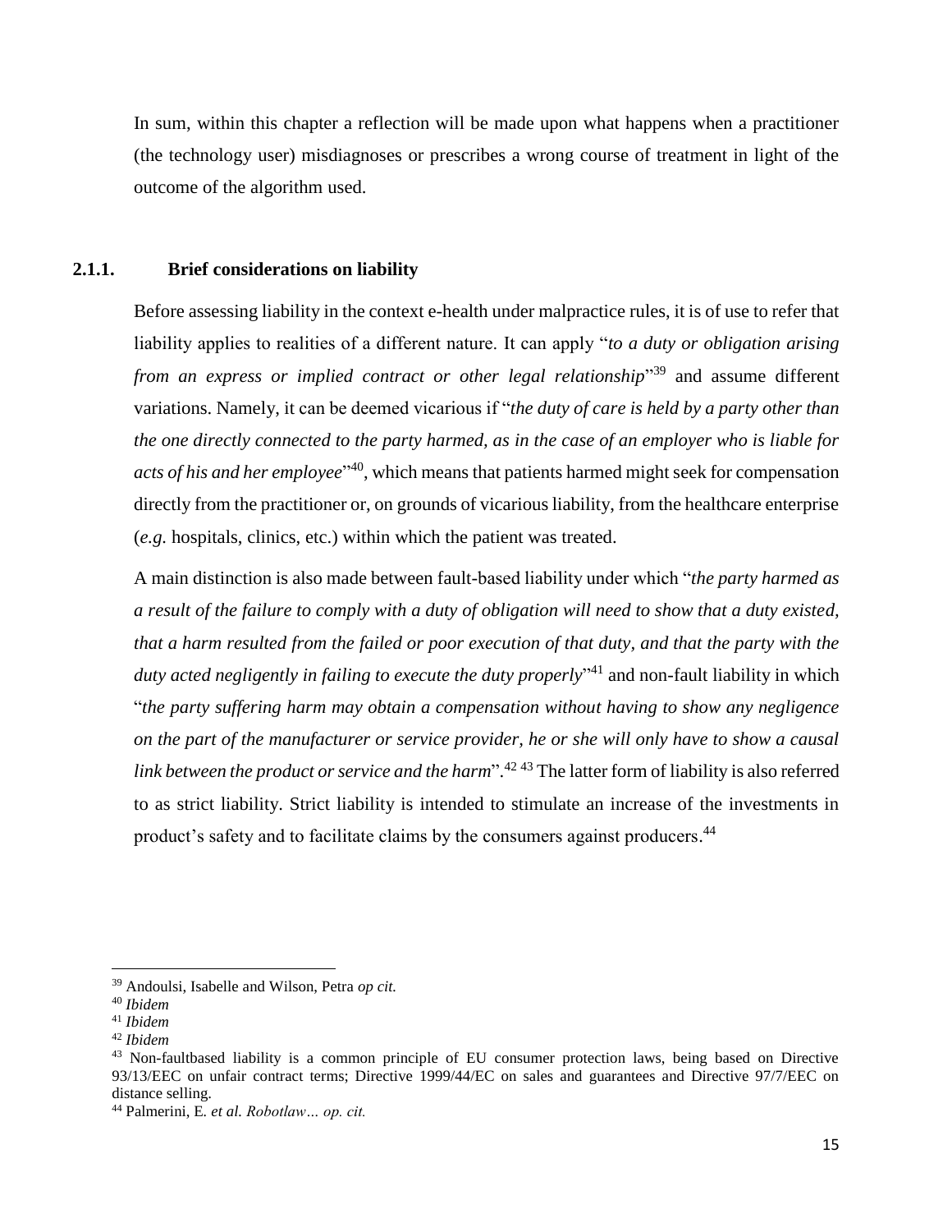In sum, within this chapter a reflection will be made upon what happens when a practitioner (the technology user) misdiagnoses or prescribes a wrong course of treatment in light of the outcome of the algorithm used.

### 2.1.1. Brief considerations on liability

Before assessing liability in the context e-health under malpractice rules, it is of use to refer that liability applies to realities of a different nature. It can apply "*to a duty or obligation arising from an express or implied contract or other legal relationship*"[39] and assume different variations. Namely, it can be deemed vicarious if "*the duty of care is held by a party other than the one directly connected to the party harmed, as in the case of an employer who is liable for acts of his and her employee*"[40], which means that patients harmed might seek for compensation directly from the practitioner or, on grounds of vicarious liability, from the healthcare enterprise (*e.g.* hospitals, clinics, etc.) within which the patient was treated.

A main distinction is also made between fault-based liability under which "*the party harmed as a result of the failure to comply with a duty of obligation will need to show that a duty existed, that a harm resulted from the failed or poor execution of that duty, and that the party with the duty acted negligently in failing to execute the duty properly*"[41] and non-fault liability in which "*the party suffering harm may obtain a compensation without having to show any negligence on the part of the manufacturer or service provider, he or she will only have to show a causal link between the product or service and the harm*".[42] [43] The latter form of liability is also referred to as strict liability. Strict liability is intended to stimulate an increase of the investments in product's safety and to facilitate claims by the consumers against producers.[44]

---

[39] Andoulsi, Isabelle and Wilson, Petra *op cit.*

[40] *Ibidem*

[41] *Ibidem*

[42] *Ibidem*

[43] Non-faultbased liability is a common principle of EU consumer protection laws, being based on Directive 93/13/EEC on unfair contract terms; Directive 1999/44/EC on sales and guarantees and Directive 97/7/EEC on distance selling.

[44] Palmerini, E. *et al. Robotlaw… op. cit.*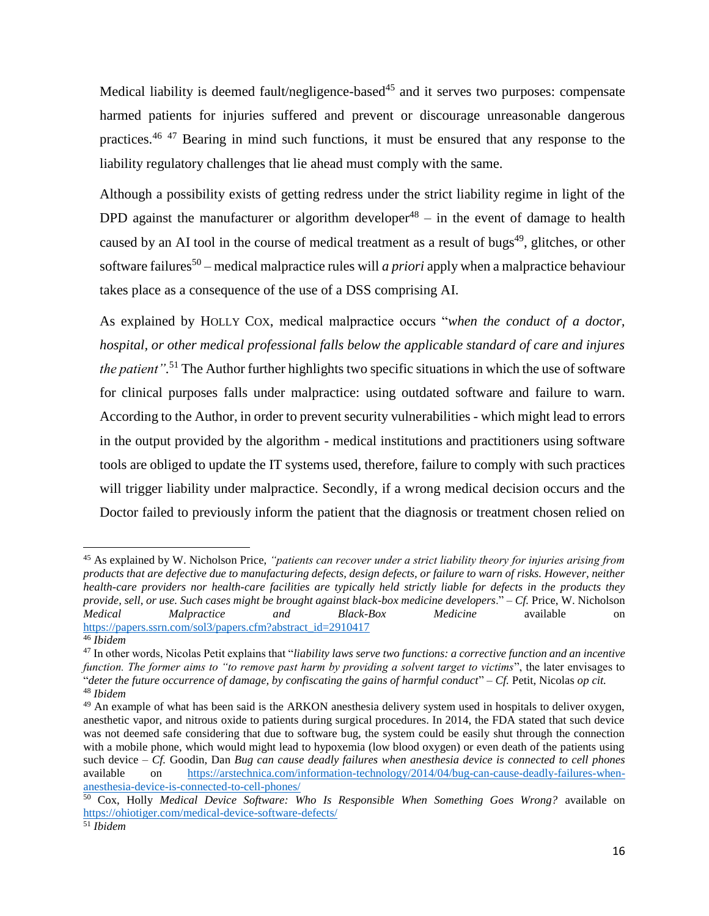Medical liability is deemed fault/negligence-based[45] and it serves two purposes: compensate harmed patients for injuries suffered and prevent or discourage unreasonable dangerous practices.[46] [47] Bearing in mind such functions, it must be ensured that any response to the liability regulatory challenges that lie ahead must comply with the same.

Although a possibility exists of getting redress under the strict liability regime in light of the DPD against the manufacturer or algorithm developer[48] – in the event of damage to health caused by an AI tool in the course of medical treatment as a result of bugs[49], glitches, or other software failures[50] – medical malpractice rules will *a priori* apply when a malpractice behaviour takes place as a consequence of the use of a DSS comprising AI.

As explained by HOLLY COX, medical malpractice occurs "*when the conduct of a doctor, hospital, or other medical professional falls below the applicable standard of care and injures the patient"*.[51] The Author further highlights two specific situations in which the use of software for clinical purposes falls under malpractice: using outdated software and failure to warn. According to the Author, in order to prevent security vulnerabilities - which might lead to errors in the output provided by the algorithm - medical institutions and practitioners using software tools are obliged to update the IT systems used, therefore, failure to comply with such practices will trigger liability under malpractice. Secondly, if a wrong medical decision occurs and the Doctor failed to previously inform the patient that the diagnosis or treatment chosen relied on

---

[45] As explained by W. Nicholson Price, *"patients can recover under a strict liability theory for injuries arising from products that are defective due to manufacturing defects, design defects, or failure to warn of risks. However, neither health-care providers nor health-care facilities are typically held strictly liable for defects in the products they provide, sell, or use. Such cases might be brought against black-box medicine developers*." – *Cf.* Price, W. Nicholson *Medical Malpractice and Black-Box Medicine* available on https://papers.ssrn.com/sol3/papers.cfm?abstract_id=2910417

[46] *Ibidem*

[47] In other words, Nicolas Petit explains that "*liability laws serve two functions: a corrective function and an incentive function. The former aims to "to remove past harm by providing a solvent target to victims*", the later envisages to "*deter the future occurrence of damage, by confiscating the gains of harmful conduct*" – *Cf.* Petit, Nicolas *op cit.*

[48] *Ibidem*

[49] An example of what has been said is the ARKON anesthesia delivery system used in hospitals to deliver oxygen, anesthetic vapor, and nitrous oxide to patients during surgical procedures. In 2014, the FDA stated that such device was not deemed safe considering that due to software bug, the system could be easily shut through the connection with a mobile phone, which would might lead to hypoxemia (low blood oxygen) or even death of the patients using such device – *Cf.* Goodin, Dan *Bug can cause deadly failures when anesthesia device is connected to cell phones* available on https://arstechnica.com/information-technology/2014/04/bug-can-cause-deadly-failures-when-anesthesia-device-is-connected-to-cell-phones/

[50] Cox, Holly *Medical Device Software: Who Is Responsible When Something Goes Wrong?* available on https://ohiotiger.com/medical-device-software-defects/

[51] *Ibidem*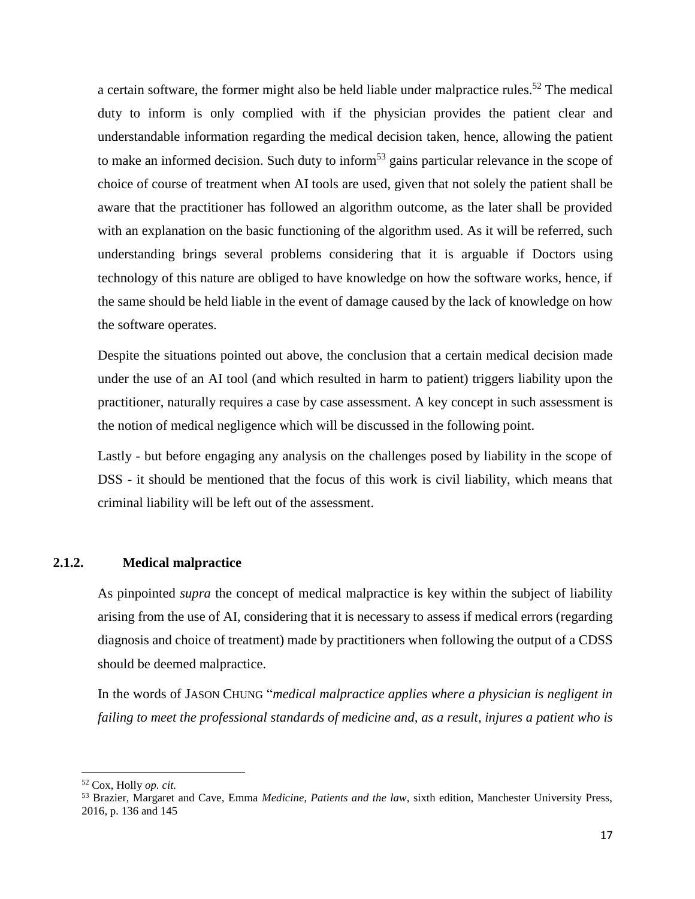a certain software, the former might also be held liable under malpractice rules.[52] The medical duty to inform is only complied with if the physician provides the patient clear and understandable information regarding the medical decision taken, hence, allowing the patient to make an informed decision. Such duty to inform[53] gains particular relevance in the scope of choice of course of treatment when AI tools are used, given that not solely the patient shall be aware that the practitioner has followed an algorithm outcome, as the later shall be provided with an explanation on the basic functioning of the algorithm used. As it will be referred, such understanding brings several problems considering that it is arguable if Doctors using technology of this nature are obliged to have knowledge on how the software works, hence, if the same should be held liable in the event of damage caused by the lack of knowledge on how the software operates.

Despite the situations pointed out above, the conclusion that a certain medical decision made under the use of an AI tool (and which resulted in harm to patient) triggers liability upon the practitioner, naturally requires a case by case assessment. A key concept in such assessment is the notion of medical negligence which will be discussed in the following point.

Lastly - but before engaging any analysis on the challenges posed by liability in the scope of DSS - it should be mentioned that the focus of this work is civil liability, which means that criminal liability will be left out of the assessment.

### 2.1.2. Medical malpractice

As pinpointed *supra* the concept of medical malpractice is key within the subject of liability arising from the use of AI, considering that it is necessary to assess if medical errors (regarding diagnosis and choice of treatment) made by practitioners when following the output of a CDSS should be deemed malpractice.

In the words of JASON CHUNG "*medical malpractice applies where a physician is negligent in failing to meet the professional standards of medicine and, as a result, injures a patient who is*

---

[52] Cox, Holly *op. cit.*

[53] Brazier, Margaret and Cave, Emma *Medicine, Patients and the law*, sixth edition, Manchester University Press, 2016, p. 136 and 145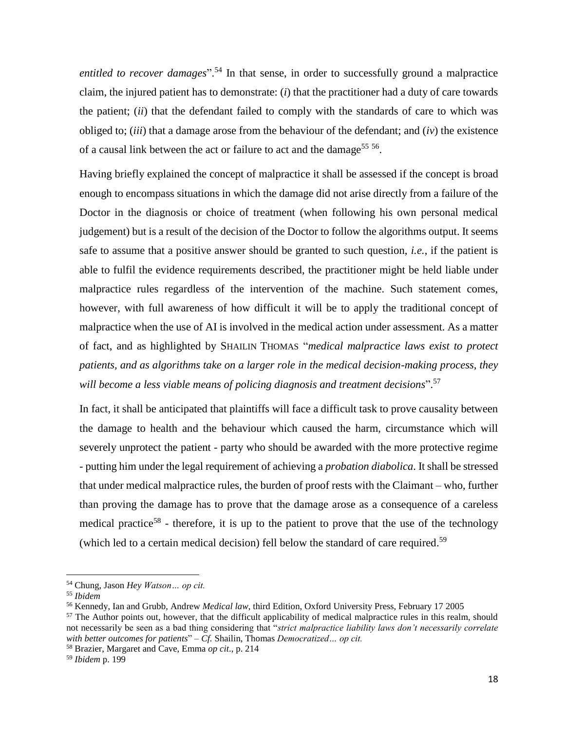*entitled to recover damages*".[54] In that sense, in order to successfully ground a malpractice claim, the injured patient has to demonstrate: (*i*) that the practitioner had a duty of care towards the patient; (*ii*) that the defendant failed to comply with the standards of care to which was obliged to; (*iii*) that a damage arose from the behaviour of the defendant; and (*iv*) the existence of a causal link between the act or failure to act and the damage[55] [56].

Having briefly explained the concept of malpractice it shall be assessed if the concept is broad enough to encompass situations in which the damage did not arise directly from a failure of the Doctor in the diagnosis or choice of treatment (when following his own personal medical judgement) but is a result of the decision of the Doctor to follow the algorithms output. It seems safe to assume that a positive answer should be granted to such question, *i.e.*, if the patient is able to fulfil the evidence requirements described, the practitioner might be held liable under malpractice rules regardless of the intervention of the machine. Such statement comes, however, with full awareness of how difficult it will be to apply the traditional concept of malpractice when the use of AI is involved in the medical action under assessment. As a matter of fact, and as highlighted by SHAILIN THOMAS "*medical malpractice laws exist to protect patients, and as algorithms take on a larger role in the medical decision-making process, they will become a less viable means of policing diagnosis and treatment decisions*".[57]

In fact, it shall be anticipated that plaintiffs will face a difficult task to prove causality between the damage to health and the behaviour which caused the harm, circumstance which will severely unprotect the patient - party who should be awarded with the more protective regime - putting him under the legal requirement of achieving a *probation diabolica*. It shall be stressed that under medical malpractice rules, the burden of proof rests with the Claimant – who, further than proving the damage has to prove that the damage arose as a consequence of a careless medical practice[58] - therefore, it is up to the patient to prove that the use of the technology (which led to a certain medical decision) fell below the standard of care required.[59]

---

[54] Chung, Jason *Hey Watson… op cit.*

[55] *Ibidem*

[56] Kennedy, Ian and Grubb, Andrew *Medical law*, third Edition, Oxford University Press, February 17 2005

[57] The Author points out, however, that the difficult applicability of medical malpractice rules in this realm, should not necessarily be seen as a bad thing considering that "*strict malpractice liability laws don't necessarily correlate with better outcomes for patients*" – *Cf.* Shailin, Thomas *Democratized… op cit.*

[58] Brazier, Margaret and Cave, Emma *op cit*., p. 214

[59] *Ibidem* p. 199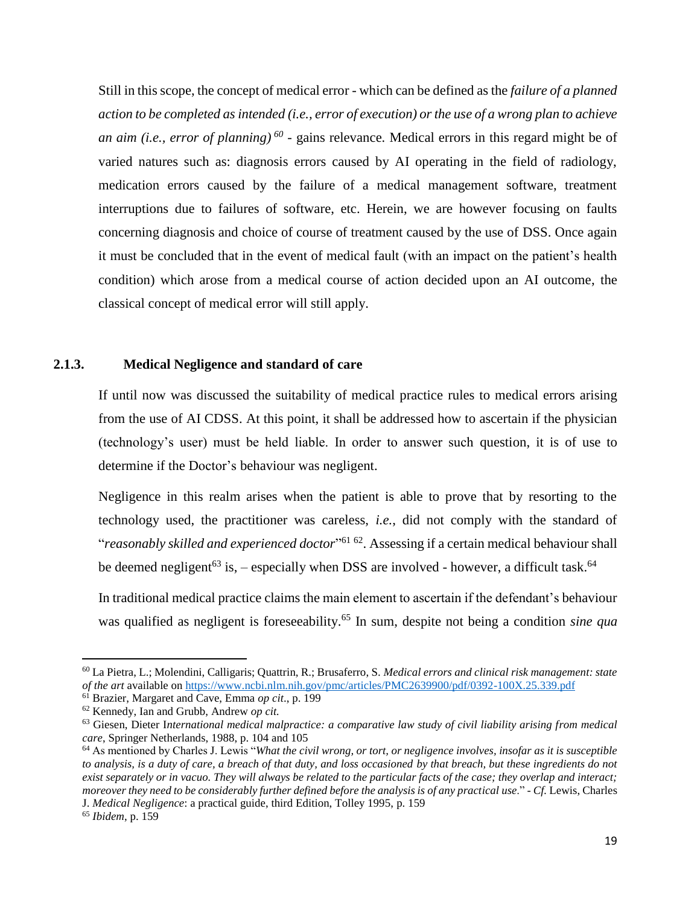Still in this scope, the concept of medical error - which can be defined as the *failure of a planned action to be completed as intended (i.e., error of execution) or the use of a wrong plan to achieve an aim (i.e., error of planning)* [60] - gains relevance. Medical errors in this regard might be of varied natures such as: diagnosis errors caused by AI operating in the field of radiology, medication errors caused by the failure of a medical management software, treatment interruptions due to failures of software, etc. Herein, we are however focusing on faults concerning diagnosis and choice of course of treatment caused by the use of DSS. Once again it must be concluded that in the event of medical fault (with an impact on the patient's health condition) which arose from a medical course of action decided upon an AI outcome, the classical concept of medical error will still apply.

### 2.1.3. Medical Negligence and standard of care

If until now was discussed the suitability of medical practice rules to medical errors arising from the use of AI CDSS. At this point, it shall be addressed how to ascertain if the physician (technology's user) must be held liable. In order to answer such question, it is of use to determine if the Doctor's behaviour was negligent.

Negligence in this realm arises when the patient is able to prove that by resorting to the technology used, the practitioner was careless, *i.e.*, did not comply with the standard of "*reasonably skilled and experienced doctor*"[61] [62]. Assessing if a certain medical behaviour shall be deemed negligent[63] is, – especially when DSS are involved - however, a difficult task.[64]

In traditional medical practice claims the main element to ascertain if the defendant's behaviour was qualified as negligent is foreseeability.[65] In sum, despite not being a condition *sine qua*

---

[60] La Pietra, L.; Molendini, Calligaris; Quattrin, R.; Brusaferro, S. *Medical errors and clinical risk management: state of the art* available on https://www.ncbi.nlm.nih.gov/pmc/articles/PMC2639900/pdf/0392-100X.25.339.pdf

[61] Brazier, Margaret and Cave, Emma *op cit*., p. 199

[62] Kennedy, Ian and Grubb, Andrew *op cit.*

[63] Giesen, Dieter I*nternational medical malpractice: a comparative law study of civil liability arising from medical care*, Springer Netherlands, 1988, p. 104 and 105

[64] As mentioned by Charles J. Lewis "*What the civil wrong, or tort, or negligence involves, insofar as it is susceptible to analysis, is a duty of care, a breach of that duty, and loss occasioned by that breach, but these ingredients do not exist separately or in vacuo. They will always be related to the particular facts of the case; they overlap and interact; moreover they need to be considerably further defined before the analysis is of any practical use*." - *Cf.* Lewis, Charles J. *Medical Negligence*: a practical guide, third Edition, Tolley 1995, p. 159

[65] *Ibidem*, p. 159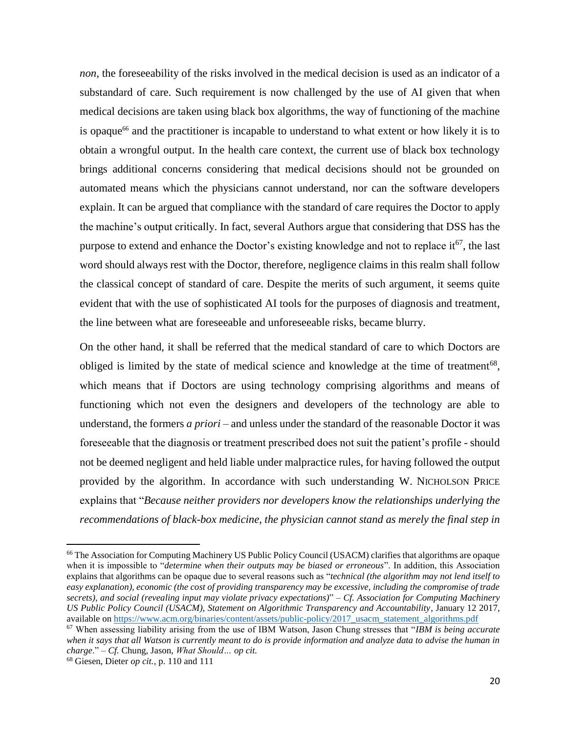*non*, the foreseeability of the risks involved in the medical decision is used as an indicator of a substandard of care. Such requirement is now challenged by the use of AI given that when medical decisions are taken using black box algorithms, the way of functioning of the machine is opaque[66] and the practitioner is incapable to understand to what extent or how likely it is to obtain a wrongful output. In the health care context, the current use of black box technology brings additional concerns considering that medical decisions should not be grounded on automated means which the physicians cannot understand, nor can the software developers explain. It can be argued that compliance with the standard of care requires the Doctor to apply the machine's output critically. In fact, several Authors argue that considering that DSS has the purpose to extend and enhance the Doctor's existing knowledge and not to replace it[67], the last word should always rest with the Doctor, therefore, negligence claims in this realm shall follow the classical concept of standard of care. Despite the merits of such argument, it seems quite evident that with the use of sophisticated AI tools for the purposes of diagnosis and treatment, the line between what are foreseeable and unforeseeable risks, became blurry.

On the other hand, it shall be referred that the medical standard of care to which Doctors are obliged is limited by the state of medical science and knowledge at the time of treatment[68], which means that if Doctors are using technology comprising algorithms and means of functioning which not even the designers and developers of the technology are able to understand, the formers *a priori* – and unless under the standard of the reasonable Doctor it was foreseeable that the diagnosis or treatment prescribed does not suit the patient's profile - should not be deemed negligent and held liable under malpractice rules, for having followed the output provided by the algorithm. In accordance with such understanding W. NICHOLSON PRICE explains that "*Because neither providers nor developers know the relationships underlying the recommendations of black-box medicine, the physician cannot stand as merely the final step in*

---

[66] The Association for Computing Machinery US Public Policy Council (USACM) clarifies that algorithms are opaque when it is impossible to "*determine when their outputs may be biased or erroneous*". In addition, this Association explains that algorithms can be opaque due to several reasons such as "*technical (the algorithm may not lend itself to easy explanation), economic (the cost of providing transparency may be excessive, including the compromise of trade secrets), and social (revealing input may violate privacy expectations)*" – *Cf. Association for Computing Machinery US Public Policy Council (USACM), Statement on Algorithmic Transparency and Accountability*, January 12 2017, available on https://www.acm.org/binaries/content/assets/public-policy/2017_usacm_statement_algorithms.pdf

[67] When assessing liability arising from the use of IBM Watson, Jason Chung stresses that "*IBM is being accurate when it says that all Watson is currently meant to do is provide information and analyze data to advise the human in charge*." – *Cf.* Chung, Jason, *What Should… op cit.*

[68] Giesen, Dieter *op cit.*, p. 110 and 111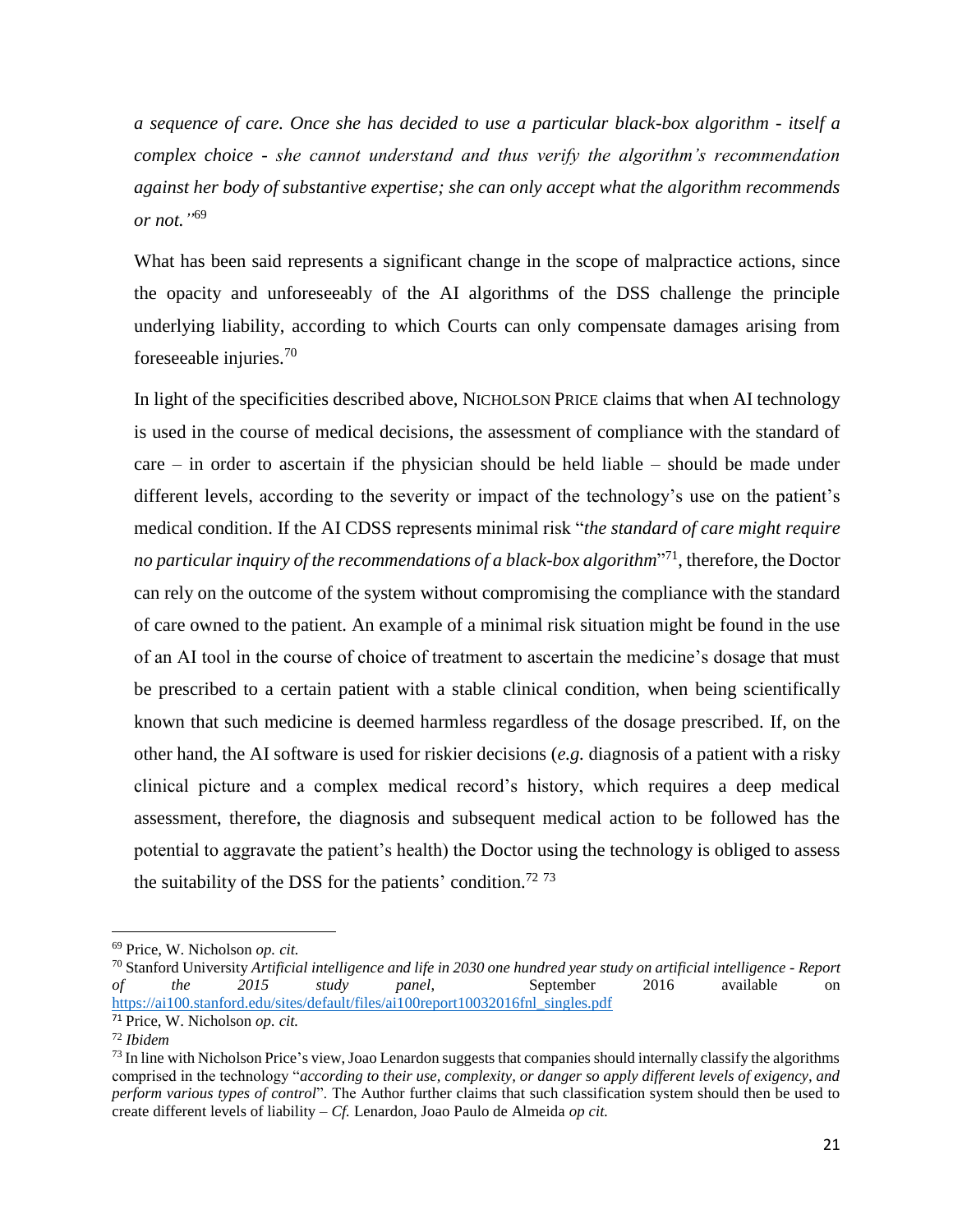*a sequence of care. Once she has decided to use a particular black-box algorithm - itself a complex choice - she cannot understand and thus verify the algorithm's recommendation against her body of substantive expertise; she can only accept what the algorithm recommends or not."*[69]

What has been said represents a significant change in the scope of malpractice actions, since the opacity and unforeseeably of the AI algorithms of the DSS challenge the principle underlying liability, according to which Courts can only compensate damages arising from foreseeable injuries.[70]

In light of the specificities described above, NICHOLSON PRICE claims that when AI technology is used in the course of medical decisions, the assessment of compliance with the standard of care – in order to ascertain if the physician should be held liable – should be made under different levels, according to the severity or impact of the technology's use on the patient's medical condition. If the AI CDSS represents minimal risk "*the standard of care might require no particular inquiry of the recommendations of a black-box algorithm*"[71], therefore, the Doctor can rely on the outcome of the system without compromising the compliance with the standard of care owned to the patient. An example of a minimal risk situation might be found in the use of an AI tool in the course of choice of treatment to ascertain the medicine's dosage that must be prescribed to a certain patient with a stable clinical condition, when being scientifically known that such medicine is deemed harmless regardless of the dosage prescribed. If, on the other hand, the AI software is used for riskier decisions (*e.g.* diagnosis of a patient with a risky clinical picture and a complex medical record's history, which requires a deep medical assessment, therefore, the diagnosis and subsequent medical action to be followed has the potential to aggravate the patient's health) the Doctor using the technology is obliged to assess the suitability of the DSS for the patients' condition.[72] [73]

---

[69] Price, W. Nicholson *op. cit.*

[70] Stanford University *Artificial intelligence and life in 2030 one hundred year study on artificial intelligence - Report of the 2015 study panel*, September 2016 available on https://ai100.stanford.edu/sites/default/files/ai100report10032016fnl_singles.pdf

[71] Price, W. Nicholson *op. cit.*

[72] *Ibidem*

[73] In line with Nicholson Price's view, Joao Lenardon suggests that companies should internally classify the algorithms comprised in the technology "*according to their use, complexity, or danger so apply different levels of exigency, and perform various types of control*". The Author further claims that such classification system should then be used to create different levels of liability – *Cf.* Lenardon, Joao Paulo de Almeida *op cit.*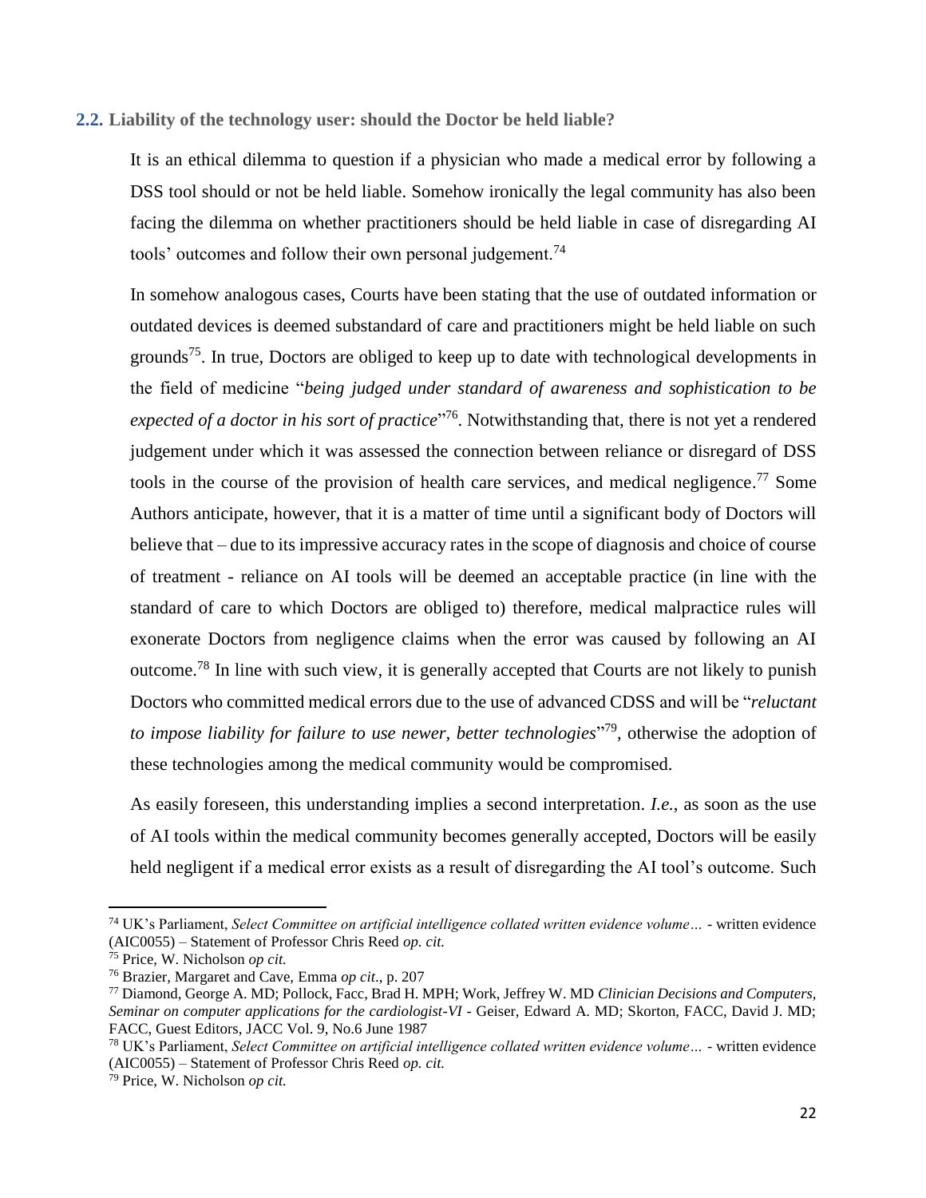### 2.2. Liability of the technology user: should the Doctor be held liable?

It is an ethical dilemma to question if a physician who made a medical error by following a DSS tool should or not be held liable. Somehow ironically the legal community has also been facing the dilemma on whether practitioners should be held liable in case of disregarding AI tools' outcomes and follow their own personal judgement.[74]

In somehow analogous cases, Courts have been stating that the use of outdated information or outdated devices is deemed substandard of care and practitioners might be held liable on such grounds[75]. In true, Doctors are obliged to keep up to date with technological developments in the field of medicine "*being judged under standard of awareness and sophistication to be expected of a doctor in his sort of practice*"[76]. Notwithstanding that, there is not yet a rendered judgement under which it was assessed the connection between reliance or disregard of DSS tools in the course of the provision of health care services, and medical negligence.[77] Some Authors anticipate, however, that it is a matter of time until a significant body of Doctors will believe that – due to its impressive accuracy rates in the scope of diagnosis and choice of course of treatment - reliance on AI tools will be deemed an acceptable practice (in line with the standard of care to which Doctors are obliged to) therefore, medical malpractice rules will exonerate Doctors from negligence claims when the error was caused by following an AI outcome.[78] In line with such view, it is generally accepted that Courts are not likely to punish Doctors who committed medical errors due to the use of advanced CDSS and will be "*reluctant to impose liability for failure to use newer, better technologies*"[79], otherwise the adoption of these technologies among the medical community would be compromised.

As easily foreseen, this understanding implies a second interpretation. *I.e.*, as soon as the use of AI tools within the medical community becomes generally accepted, Doctors will be easily held negligent if a medical error exists as a result of disregarding the AI tool's outcome. Such

---

[74] UK's Parliament, *Select Committee on artificial intelligence collated written evidence volume…* - written evidence (AIC0055) – Statement of Professor Chris Reed *op. cit.*

[75] Price, W. Nicholson *op cit.*

[76] Brazier, Margaret and Cave, Emma *op cit*., p. 207

[77] Diamond, George A. MD; Pollock, Facc, Brad H. MPH; Work, Jeffrey W. MD *Clinician Decisions and Computers, Seminar on computer applications for the cardiologist-VI* - Geiser, Edward A. MD; Skorton, FACC, David J. MD; FACC, Guest Editors, JACC Vol. 9, No.6 June 1987

[78] UK's Parliament, *Select Committee on artificial intelligence collated written evidence volume…* - written evidence (AIC0055) – Statement of Professor Chris Reed *op. cit.*

[79] Price, W. Nicholson *op cit.*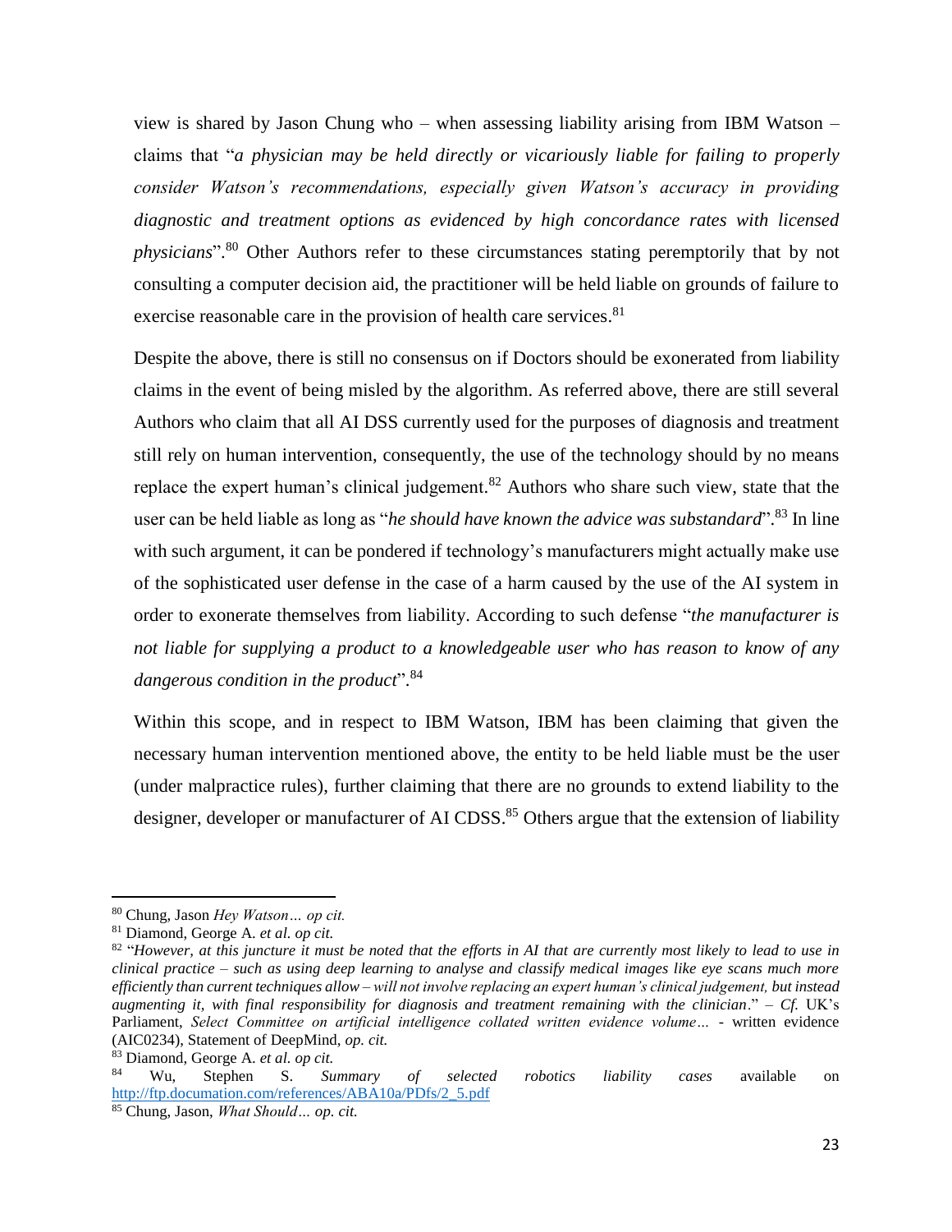view is shared by Jason Chung who – when assessing liability arising from IBM Watson – claims that "*a physician may be held directly or vicariously liable for failing to properly consider Watson's recommendations, especially given Watson's accuracy in providing diagnostic and treatment options as evidenced by high concordance rates with licensed physicians*".[80] Other Authors refer to these circumstances stating peremptorily that by not consulting a computer decision aid, the practitioner will be held liable on grounds of failure to exercise reasonable care in the provision of health care services.[81]

Despite the above, there is still no consensus on if Doctors should be exonerated from liability claims in the event of being misled by the algorithm. As referred above, there are still several Authors who claim that all AI DSS currently used for the purposes of diagnosis and treatment still rely on human intervention, consequently, the use of the technology should by no means replace the expert human's clinical judgement.[82] Authors who share such view, state that the user can be held liable as long as "*he should have known the advice was substandard*".[83] In line with such argument, it can be pondered if technology's manufacturers might actually make use of the sophisticated user defense in the case of a harm caused by the use of the AI system in order to exonerate themselves from liability. According to such defense "*the manufacturer is not liable for supplying a product to a knowledgeable user who has reason to know of any dangerous condition in the product*".[84]

Within this scope, and in respect to IBM Watson, IBM has been claiming that given the necessary human intervention mentioned above, the entity to be held liable must be the user (under malpractice rules), further claiming that there are no grounds to extend liability to the designer, developer or manufacturer of AI CDSS.[85] Others argue that the extension of liability

---

[80] Chung, Jason *Hey Watson… op cit.*

[81] Diamond, George A. *et al. op cit.*

[82] "*However, at this juncture it must be noted that the efforts in AI that are currently most likely to lead to use in clinical practice – such as using deep learning to analyse and classify medical images like eye scans much more efficiently than current techniques allow – will not involve replacing an expert human's clinical judgement, but instead augmenting it, with final responsibility for diagnosis and treatment remaining with the clinician*." – *Cf.* UK's Parliament, *Select Committee on artificial intelligence collated written evidence volume…* - written evidence (AIC0234), Statement of DeepMind, *op. cit.*

[83] Diamond, George A. *et al. op cit.*

[84] Wu, Stephen S. *Summary of selected robotics liability cases* available on http://ftp.documation.com/references/ABA10a/PDfs/2_5.pdf

[85] Chung, Jason, *What Should… op. cit.*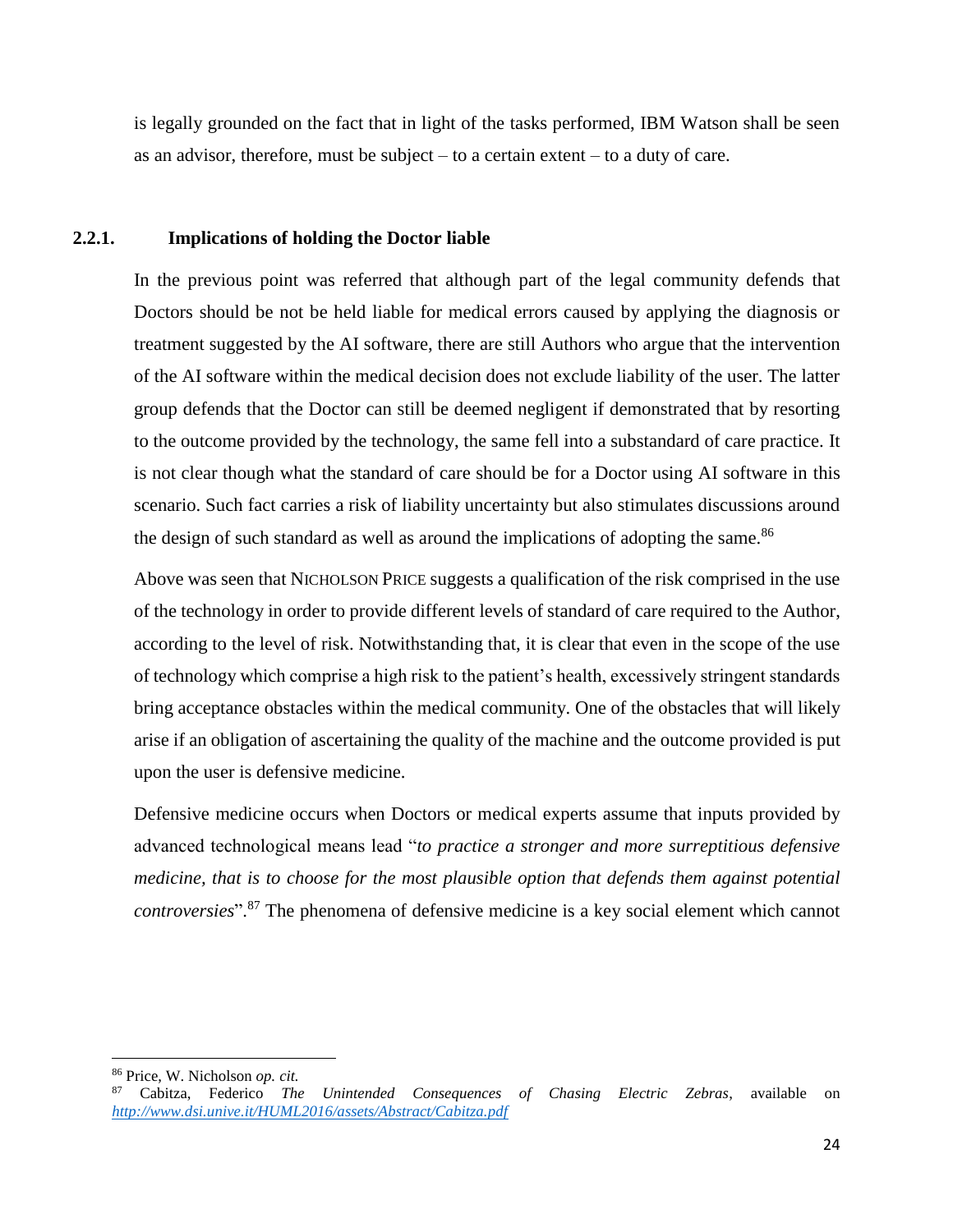is legally grounded on the fact that in light of the tasks performed, IBM Watson shall be seen as an advisor, therefore, must be subject – to a certain extent – to a duty of care.

### 2.2.1. Implications of holding the Doctor liable

In the previous point was referred that although part of the legal community defends that Doctors should be not be held liable for medical errors caused by applying the diagnosis or treatment suggested by the AI software, there are still Authors who argue that the intervention of the AI software within the medical decision does not exclude liability of the user. The latter group defends that the Doctor can still be deemed negligent if demonstrated that by resorting to the outcome provided by the technology, the same fell into a substandard of care practice. It is not clear though what the standard of care should be for a Doctor using AI software in this scenario. Such fact carries a risk of liability uncertainty but also stimulates discussions around the design of such standard as well as around the implications of adopting the same.[86]

Above was seen that NICHOLSON PRICE suggests a qualification of the risk comprised in the use of the technology in order to provide different levels of standard of care required to the Author, according to the level of risk. Notwithstanding that, it is clear that even in the scope of the use of technology which comprise a high risk to the patient's health, excessively stringent standards bring acceptance obstacles within the medical community. One of the obstacles that will likely arise if an obligation of ascertaining the quality of the machine and the outcome provided is put upon the user is defensive medicine.

Defensive medicine occurs when Doctors or medical experts assume that inputs provided by advanced technological means lead "*to practice a stronger and more surreptitious defensive medicine, that is to choose for the most plausible option that defends them against potential controversies*".[87] The phenomena of defensive medicine is a key social element which cannot

---

[86] Price, W. Nicholson *op. cit.*

[87] Cabitza, Federico *The Unintended Consequences of Chasing Electric Zebras*, available on *http://www.dsi.unive.it/HUML2016/assets/Abstract/Cabitza.pdf*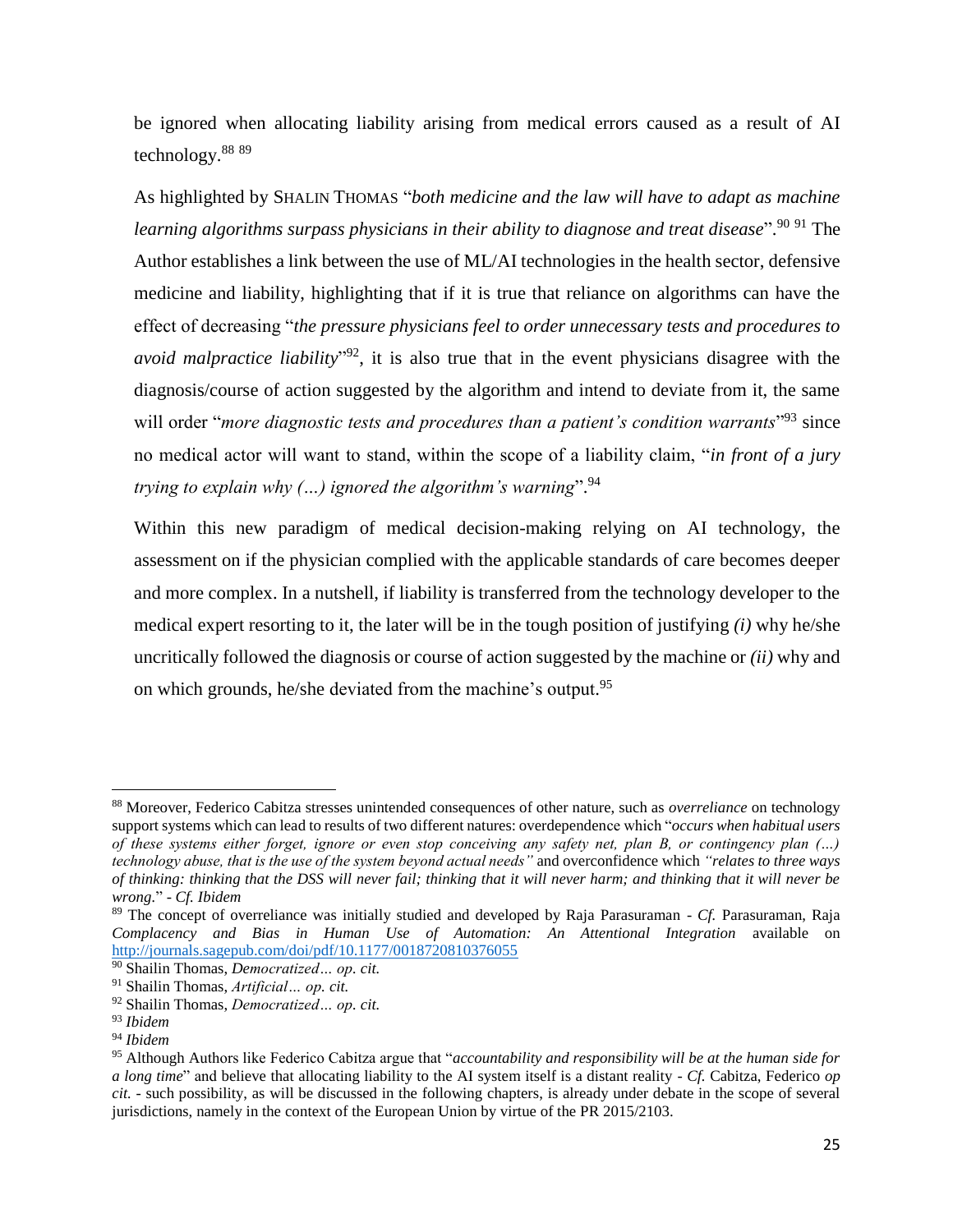be ignored when allocating liability arising from medical errors caused as a result of AI technology.[88] [89]

As highlighted by SHALIN THOMAS "*both medicine and the law will have to adapt as machine learning algorithms surpass physicians in their ability to diagnose and treat disease*".[90] [91] The Author establishes a link between the use of ML/AI technologies in the health sector, defensive medicine and liability, highlighting that if it is true that reliance on algorithms can have the effect of decreasing "*the pressure physicians feel to order unnecessary tests and procedures to avoid malpractice liability*"[92], it is also true that in the event physicians disagree with the diagnosis/course of action suggested by the algorithm and intend to deviate from it, the same will order "*more diagnostic tests and procedures than a patient's condition warrants*"[93] since no medical actor will want to stand, within the scope of a liability claim, "*in front of a jury trying to explain why (…) ignored the algorithm's warning*".[94]

Within this new paradigm of medical decision-making relying on AI technology, the assessment on if the physician complied with the applicable standards of care becomes deeper and more complex. In a nutshell, if liability is transferred from the technology developer to the medical expert resorting to it, the later will be in the tough position of justifying *(i)* why he/she uncritically followed the diagnosis or course of action suggested by the machine or *(ii)* why and on which grounds, he/she deviated from the machine's output.[95]

---

[88] Moreover, Federico Cabitza stresses unintended consequences of other nature, such as *overreliance* on technology support systems which can lead to results of two different natures: overdependence which "*occurs when habitual users of these systems either forget, ignore or even stop conceiving any safety net, plan B, or contingency plan (…) technology abuse, that is the use of the system beyond actual needs"* and overconfidence which *"relates to three ways of thinking: thinking that the DSS will never fail; thinking that it will never harm; and thinking that it will never be wrong.*" - *Cf. Ibidem*

[89] The concept of overreliance was initially studied and developed by Raja Parasuraman - *Cf.* Parasuraman, Raja *Complacency and Bias in Human Use of Automation: An Attentional Integration* available on http://journals.sagepub.com/doi/pdf/10.1177/0018720810376055

[90] Shailin Thomas, *Democratized… op. cit.*

[91] Shailin Thomas, *Artificial… op. cit.*

[92] Shailin Thomas, *Democratized… op. cit.*

[93] *Ibidem*

[94] *Ibidem*

[95] Although Authors like Federico Cabitza argue that "*accountability and responsibility will be at the human side for a long time*" and believe that allocating liability to the AI system itself is a distant reality - *Cf.* Cabitza, Federico *op cit.* - such possibility, as will be discussed in the following chapters, is already under debate in the scope of several jurisdictions, namely in the context of the European Union by virtue of the PR 2015/2103.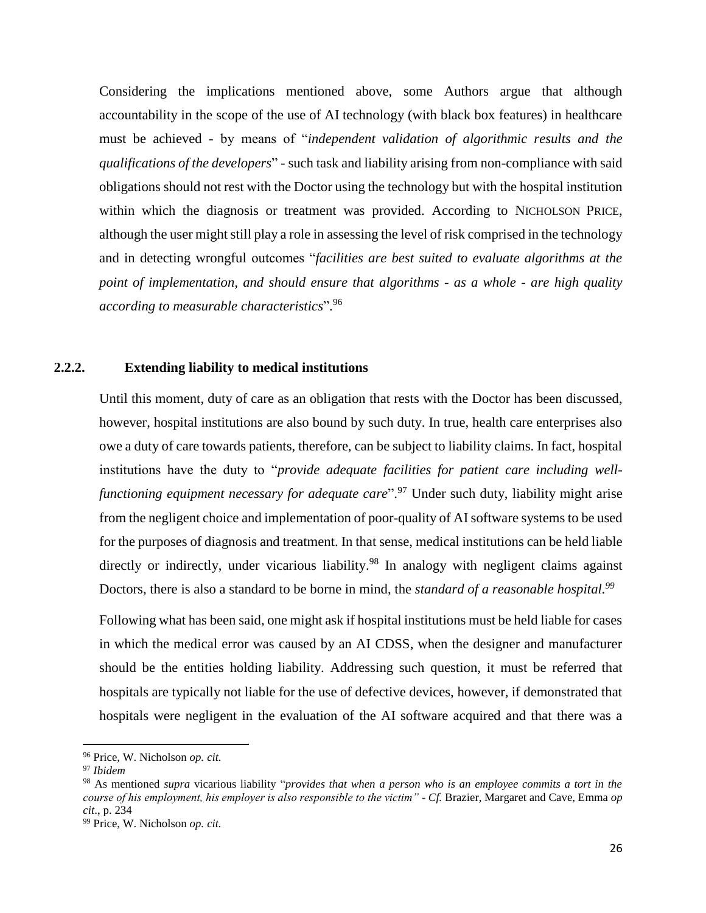Considering the implications mentioned above, some Authors argue that although accountability in the scope of the use of AI technology (with black box features) in healthcare must be achieved - by means of "*independent validation of algorithmic results and the qualifications of the developers*" - such task and liability arising from non-compliance with said obligations should not rest with the Doctor using the technology but with the hospital institution within which the diagnosis or treatment was provided. According to NICHOLSON PRICE, although the user might still play a role in assessing the level of risk comprised in the technology and in detecting wrongful outcomes "*facilities are best suited to evaluate algorithms at the point of implementation, and should ensure that algorithms - as a whole - are high quality according to measurable characteristics*".[96]

### 2.2.2. Extending liability to medical institutions

Until this moment, duty of care as an obligation that rests with the Doctor has been discussed, however, hospital institutions are also bound by such duty. In true, health care enterprises also owe a duty of care towards patients, therefore, can be subject to liability claims. In fact, hospital institutions have the duty to "*provide adequate facilities for patient care including well-functioning equipment necessary for adequate care*".[97] Under such duty, liability might arise from the negligent choice and implementation of poor-quality of AI software systems to be used for the purposes of diagnosis and treatment. In that sense, medical institutions can be held liable directly or indirectly, under vicarious liability.[98] In analogy with negligent claims against Doctors, there is also a standard to be borne in mind, the *standard of a reasonable hospital.*[99]

Following what has been said, one might ask if hospital institutions must be held liable for cases in which the medical error was caused by an AI CDSS, when the designer and manufacturer should be the entities holding liability. Addressing such question, it must be referred that hospitals are typically not liable for the use of defective devices, however, if demonstrated that hospitals were negligent in the evaluation of the AI software acquired and that there was a

---

[96] Price, W. Nicholson *op. cit.*

[97] *Ibidem*

[98] As mentioned *supra* vicarious liability "*provides that when a person who is an employee commits a tort in the course of his employment, his employer is also responsible to the victim"* - *Cf.* Brazier, Margaret and Cave, Emma *op cit*., p. 234

[99] Price, W. Nicholson *op. cit.*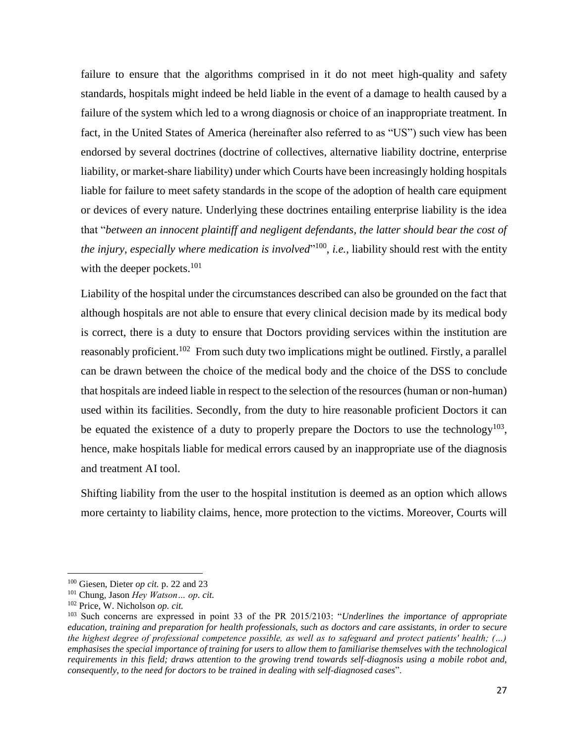failure to ensure that the algorithms comprised in it do not meet high-quality and safety standards, hospitals might indeed be held liable in the event of a damage to health caused by a failure of the system which led to a wrong diagnosis or choice of an inappropriate treatment. In fact, in the United States of America (hereinafter also referred to as "US") such view has been endorsed by several doctrines (doctrine of collectives, alternative liability doctrine, enterprise liability, or market-share liability) under which Courts have been increasingly holding hospitals liable for failure to meet safety standards in the scope of the adoption of health care equipment or devices of every nature. Underlying these doctrines entailing enterprise liability is the idea that "*between an innocent plaintiff and negligent defendants, the latter should bear the cost of the injury, especially where medication is involved*"[100], *i.e.*, liability should rest with the entity with the deeper pockets.[101]

Liability of the hospital under the circumstances described can also be grounded on the fact that although hospitals are not able to ensure that every clinical decision made by its medical body is correct, there is a duty to ensure that Doctors providing services within the institution are reasonably proficient.[102] From such duty two implications might be outlined. Firstly, a parallel can be drawn between the choice of the medical body and the choice of the DSS to conclude that hospitals are indeed liable in respect to the selection of the resources (human or non-human) used within its facilities. Secondly, from the duty to hire reasonable proficient Doctors it can be equated the existence of a duty to properly prepare the Doctors to use the technology[103], hence, make hospitals liable for medical errors caused by an inappropriate use of the diagnosis and treatment AI tool.

Shifting liability from the user to the hospital institution is deemed as an option which allows more certainty to liability claims, hence, more protection to the victims. Moreover, Courts will

---

[100] Giesen, Dieter *op cit.* p. 22 and 23

[101] Chung, Jason *Hey Watson… op. cit.*

[102] Price, W. Nicholson *op. cit.*

[103] Such concerns are expressed in point 33 of the PR 2015/2103: "*Underlines the importance of appropriate education, training and preparation for health professionals, such as doctors and care assistants, in order to secure the highest degree of professional competence possible, as well as to safeguard and protect patients' health; (…) emphasises the special importance of training for users to allow them to familiarise themselves with the technological requirements in this field; draws attention to the growing trend towards self-diagnosis using a mobile robot and, consequently, to the need for doctors to be trained in dealing with self-diagnosed cases*".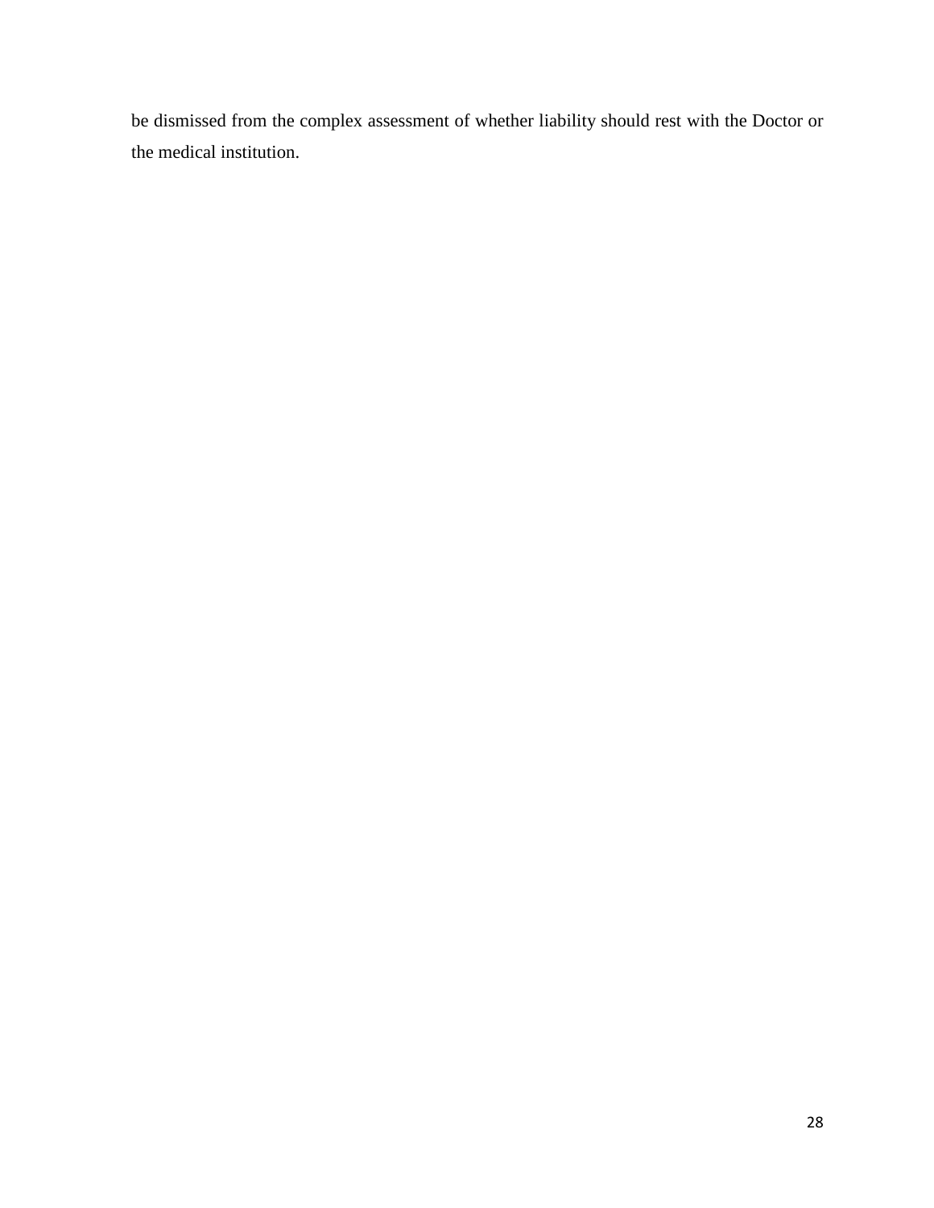be dismissed from the complex assessment of whether liability should rest with the Doctor or the medical institution.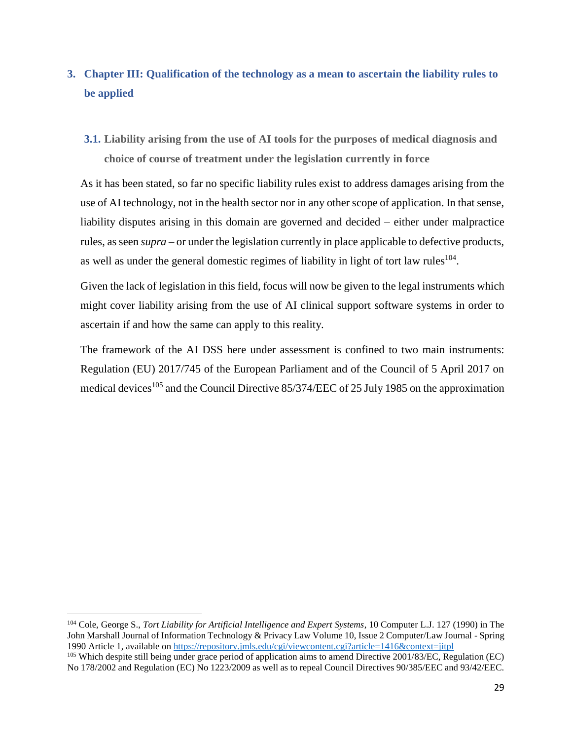# 3. Chapter III: Qualification of the technology as a mean to ascertain the liability rules to be applied

## 3.1. Liability arising from the use of AI tools for the purposes of medical diagnosis and choice of course of treatment under the legislation currently in force

As it has been stated, so far no specific liability rules exist to address damages arising from the use of AI technology, not in the health sector nor in any other scope of application. In that sense, liability disputes arising in this domain are governed and decided – either under malpractice rules, as seen *supra* – or under the legislation currently in place applicable to defective products, as well as under the general domestic regimes of liability in light of tort law rules[104].

Given the lack of legislation in this field, focus will now be given to the legal instruments which might cover liability arising from the use of AI clinical support software systems in order to ascertain if and how the same can apply to this reality.

The framework of the AI DSS here under assessment is confined to two main instruments: Regulation (EU) 2017/745 of the European Parliament and of the Council of 5 April 2017 on medical devices[105] and the Council Directive 85/374/EEC of 25 July 1985 on the approximation

---

[104] Cole, George S., *Tort Liability for Artificial Intelligence and Expert Systems*, 10 Computer L.J. 127 (1990) in The John Marshall Journal of Information Technology & Privacy Law Volume 10, Issue 2 Computer/Law Journal - Spring 1990 Article 1, available on https://repository.jmls.edu/cgi/viewcontent.cgi?article=1416&context=jitpl

[105] Which despite still being under grace period of application aims to amend Directive 2001/83/EC, Regulation (EC) No 178/2002 and Regulation (EC) No 1223/2009 as well as to repeal Council Directives 90/385/EEC and 93/42/EEC.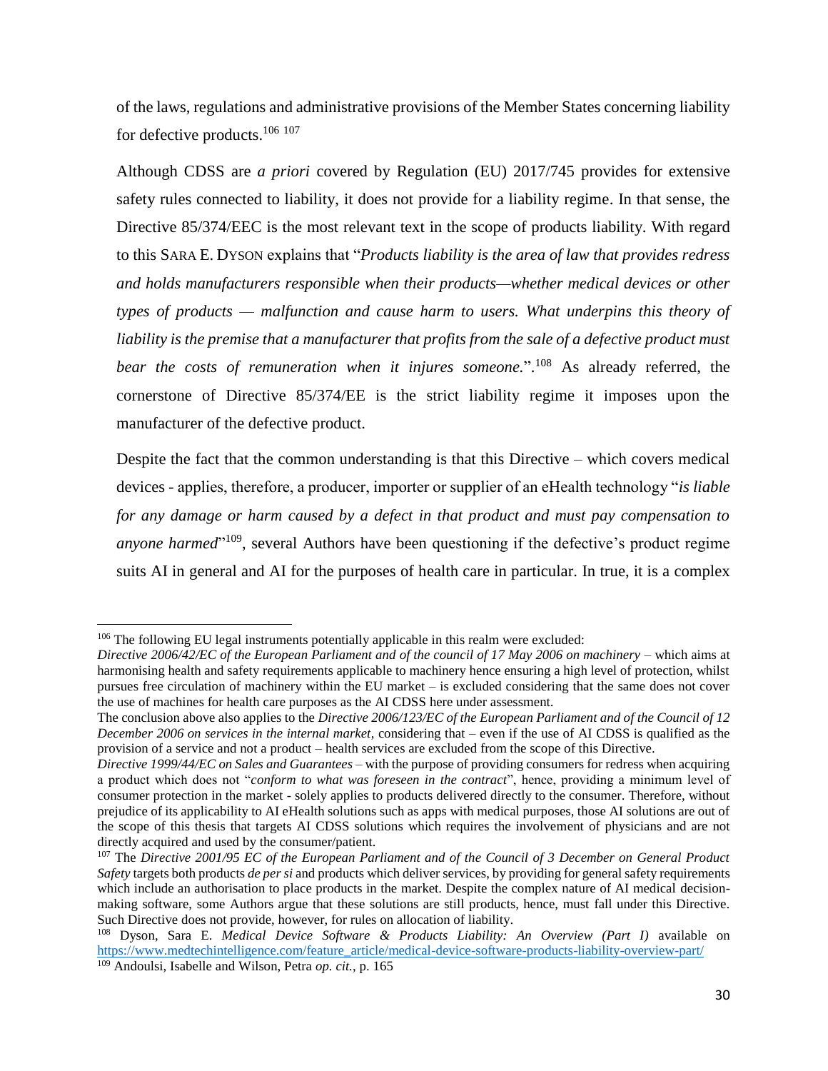of the laws, regulations and administrative provisions of the Member States concerning liability for defective products.[106] [107]

Although CDSS are *a priori* covered by Regulation (EU) 2017/745 provides for extensive safety rules connected to liability, it does not provide for a liability regime. In that sense, the Directive 85/374/EEC is the most relevant text in the scope of products liability. With regard to this SARA E. DYSON explains that "*Products liability is the area of law that provides redress and holds manufacturers responsible when their products—whether medical devices or other types of products — malfunction and cause harm to users. What underpins this theory of liability is the premise that a manufacturer that profits from the sale of a defective product must bear the costs of remuneration when it injures someone.*".[108] As already referred, the cornerstone of Directive 85/374/EE is the strict liability regime it imposes upon the manufacturer of the defective product.

Despite the fact that the common understanding is that this Directive – which covers medical devices - applies, therefore, a producer, importer or supplier of an eHealth technology "*is liable for any damage or harm caused by a defect in that product and must pay compensation to anyone harmed*"[109], several Authors have been questioning if the defective's product regime suits AI in general and AI for the purposes of health care in particular. In true, it is a complex

---

[106] The following EU legal instruments potentially applicable in this realm were excluded:
*Directive 2006/42/EC of the European Parliament and of the council of 17 May 2006 on machinery* – which aims at harmonising health and safety requirements applicable to machinery hence ensuring a high level of protection, whilst pursues free circulation of machinery within the EU market – is excluded considering that the same does not cover the use of machines for health care purposes as the AI CDSS here under assessment.
The conclusion above also applies to the *Directive 2006/123/EC of the European Parliament and of the Council of 12 December 2006 on services in the internal market*, considering that – even if the use of AI CDSS is qualified as the provision of a service and not a product – health services are excluded from the scope of this Directive.
*Directive 1999/44/EC on Sales and Guarantees* – with the purpose of providing consumers for redress when acquiring a product which does not "*conform to what was foreseen in the contract*", hence, providing a minimum level of consumer protection in the market - solely applies to products delivered directly to the consumer. Therefore, without prejudice of its applicability to AI eHealth solutions such as apps with medical purposes, those AI solutions are out of the scope of this thesis that targets AI CDSS solutions which requires the involvement of physicians and are not directly acquired and used by the consumer/patient.

[107] The *Directive 2001/95 EC of the European Parliament and of the Council of 3 December on General Product Safety* targets both products *de per si* and products which deliver services, by providing for general safety requirements which include an authorisation to place products in the market. Despite the complex nature of AI medical decision-making software, some Authors argue that these solutions are still products, hence, must fall under this Directive. Such Directive does not provide, however, for rules on allocation of liability.

[108] Dyson, Sara E. *Medical Device Software & Products Liability: An Overview (Part I)* available on https://www.medtechintelligence.com/feature_article/medical-device-software-products-liability-overview-part/

[109] Andoulsi, Isabelle and Wilson, Petra *op. cit.*, p. 165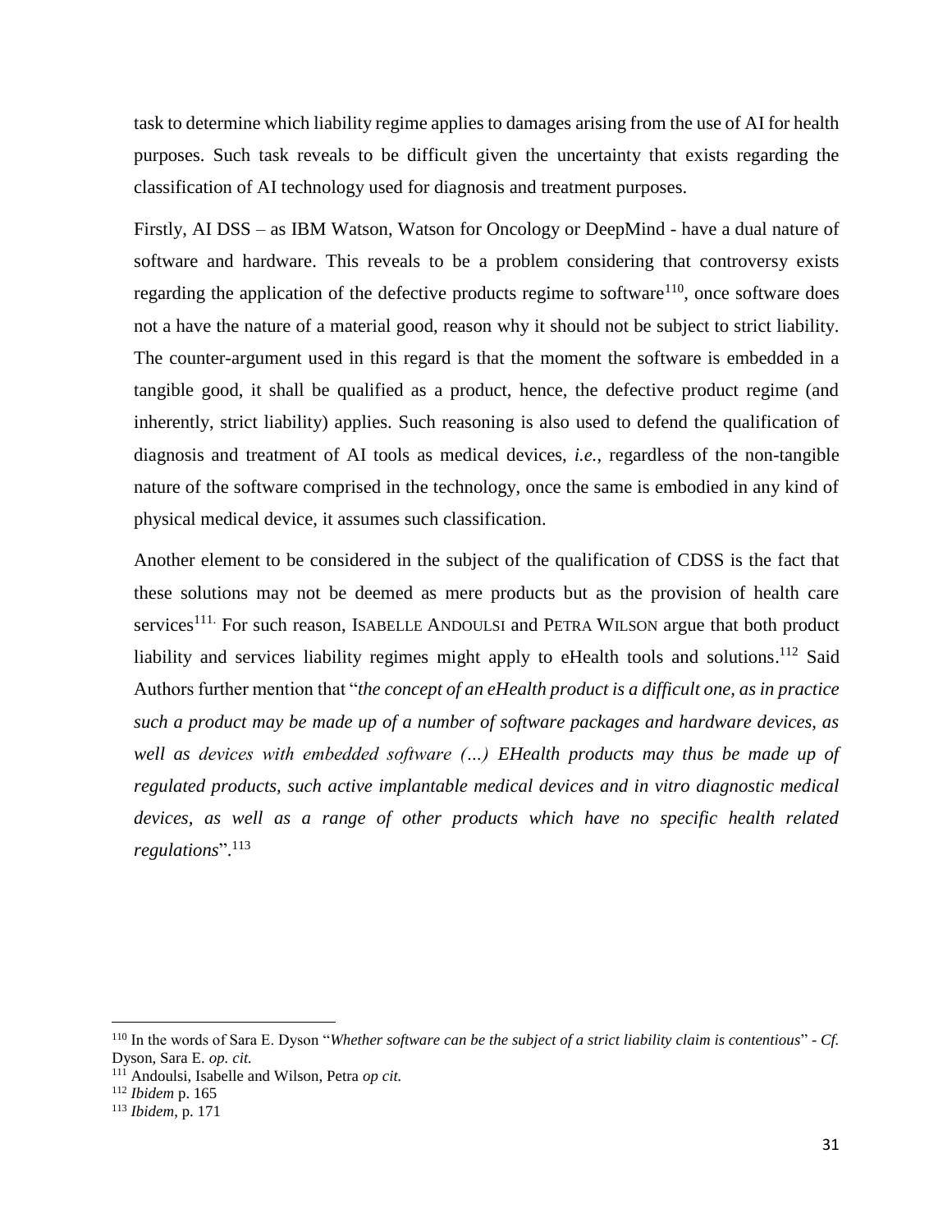task to determine which liability regime applies to damages arising from the use of AI for health purposes. Such task reveals to be difficult given the uncertainty that exists regarding the classification of AI technology used for diagnosis and treatment purposes.

Firstly, AI DSS – as IBM Watson, Watson for Oncology or DeepMind - have a dual nature of software and hardware. This reveals to be a problem considering that controversy exists regarding the application of the defective products regime to software[110], once software does not a have the nature of a material good, reason why it should not be subject to strict liability. The counter-argument used in this regard is that the moment the software is embedded in a tangible good, it shall be qualified as a product, hence, the defective product regime (and inherently, strict liability) applies. Such reasoning is also used to defend the qualification of diagnosis and treatment of AI tools as medical devices, *i.e.*, regardless of the non-tangible nature of the software comprised in the technology, once the same is embodied in any kind of physical medical device, it assumes such classification.

Another element to be considered in the subject of the qualification of CDSS is the fact that these solutions may not be deemed as mere products but as the provision of health care services[111.] For such reason, ISABELLE ANDOULSI and PETRA WILSON argue that both product liability and services liability regimes might apply to eHealth tools and solutions.[112] Said Authors further mention that "*the concept of an eHealth product is a difficult one, as in practice such a product may be made up of a number of software packages and hardware devices, as well as devices with embedded software (…) EHealth products may thus be made up of regulated products, such active implantable medical devices and in vitro diagnostic medical devices, as well as a range of other products which have no specific health related regulations*".[113]

---

[110] In the words of Sara E. Dyson "*Whether software can be the subject of a strict liability claim is contentious*" - *Cf.* Dyson, Sara E. *op. cit.*

[111] Andoulsi, Isabelle and Wilson, Petra *op cit.*

[112] *Ibidem* p. 165

[113] *Ibidem*, p. 171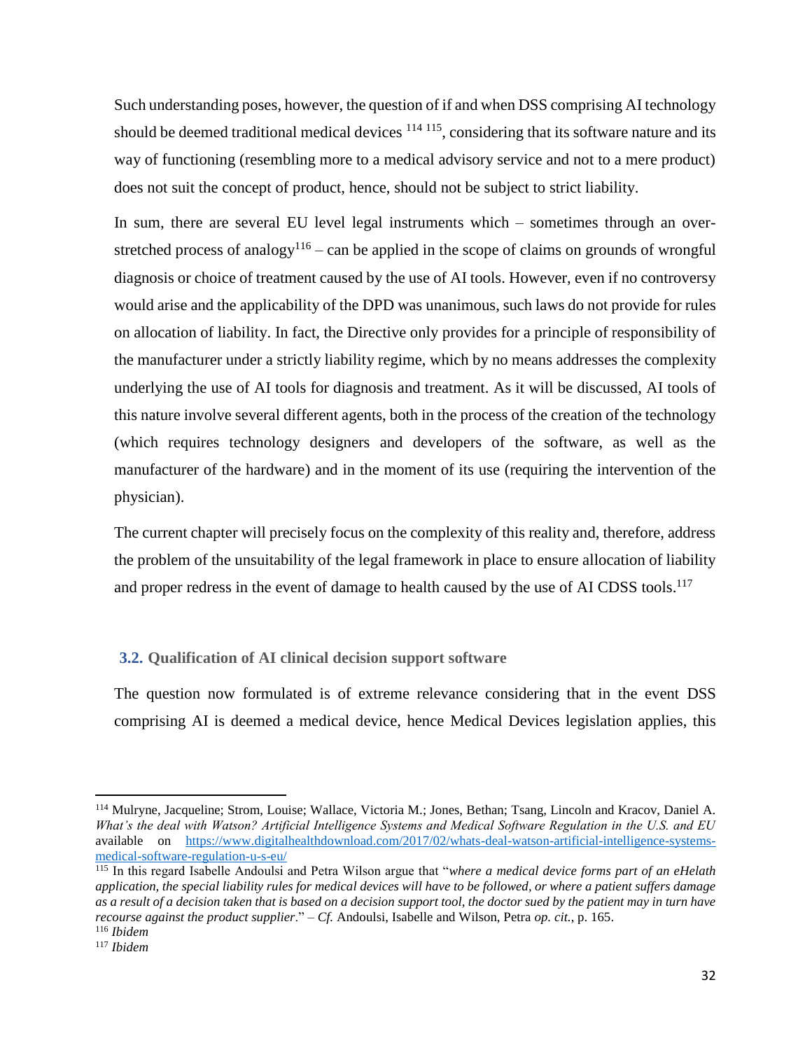Such understanding poses, however, the question of if and when DSS comprising AI technology should be deemed traditional medical devices [114] [115], considering that its software nature and its way of functioning (resembling more to a medical advisory service and not to a mere product) does not suit the concept of product, hence, should not be subject to strict liability.

In sum, there are several EU level legal instruments which – sometimes through an over-stretched process of analogy[116] – can be applied in the scope of claims on grounds of wrongful diagnosis or choice of treatment caused by the use of AI tools. However, even if no controversy would arise and the applicability of the DPD was unanimous, such laws do not provide for rules on allocation of liability. In fact, the Directive only provides for a principle of responsibility of the manufacturer under a strictly liability regime, which by no means addresses the complexity underlying the use of AI tools for diagnosis and treatment. As it will be discussed, AI tools of this nature involve several different agents, both in the process of the creation of the technology (which requires technology designers and developers of the software, as well as the manufacturer of the hardware) and in the moment of its use (requiring the intervention of the physician).

The current chapter will precisely focus on the complexity of this reality and, therefore, address the problem of the unsuitability of the legal framework in place to ensure allocation of liability and proper redress in the event of damage to health caused by the use of AI CDSS tools.[117]

### 3.2. Qualification of AI clinical decision support software

The question now formulated is of extreme relevance considering that in the event DSS comprising AI is deemed a medical device, hence Medical Devices legislation applies, this

---

[114] Mulryne, Jacqueline; Strom, Louise; Wallace, Victoria M.; Jones, Bethan; Tsang, Lincoln and Kracov, Daniel A. *What's the deal with Watson? Artificial Intelligence Systems and Medical Software Regulation in the U.S. and EU* available on https://www.digitalhealthdownload.com/2017/02/whats-deal-watson-artificial-intelligence-systems-medical-software-regulation-u-s-eu/

[115] In this regard Isabelle Andoulsi and Petra Wilson argue that "*where a medical device forms part of an eHelath application, the special liability rules for medical devices will have to be followed, or where a patient suffers damage as a result of a decision taken that is based on a decision support tool, the doctor sued by the patient may in turn have recourse against the product supplier*." – *Cf.* Andoulsi, Isabelle and Wilson, Petra *op. cit.*, p. 165.

[116] *Ibidem*

[117] *Ibidem*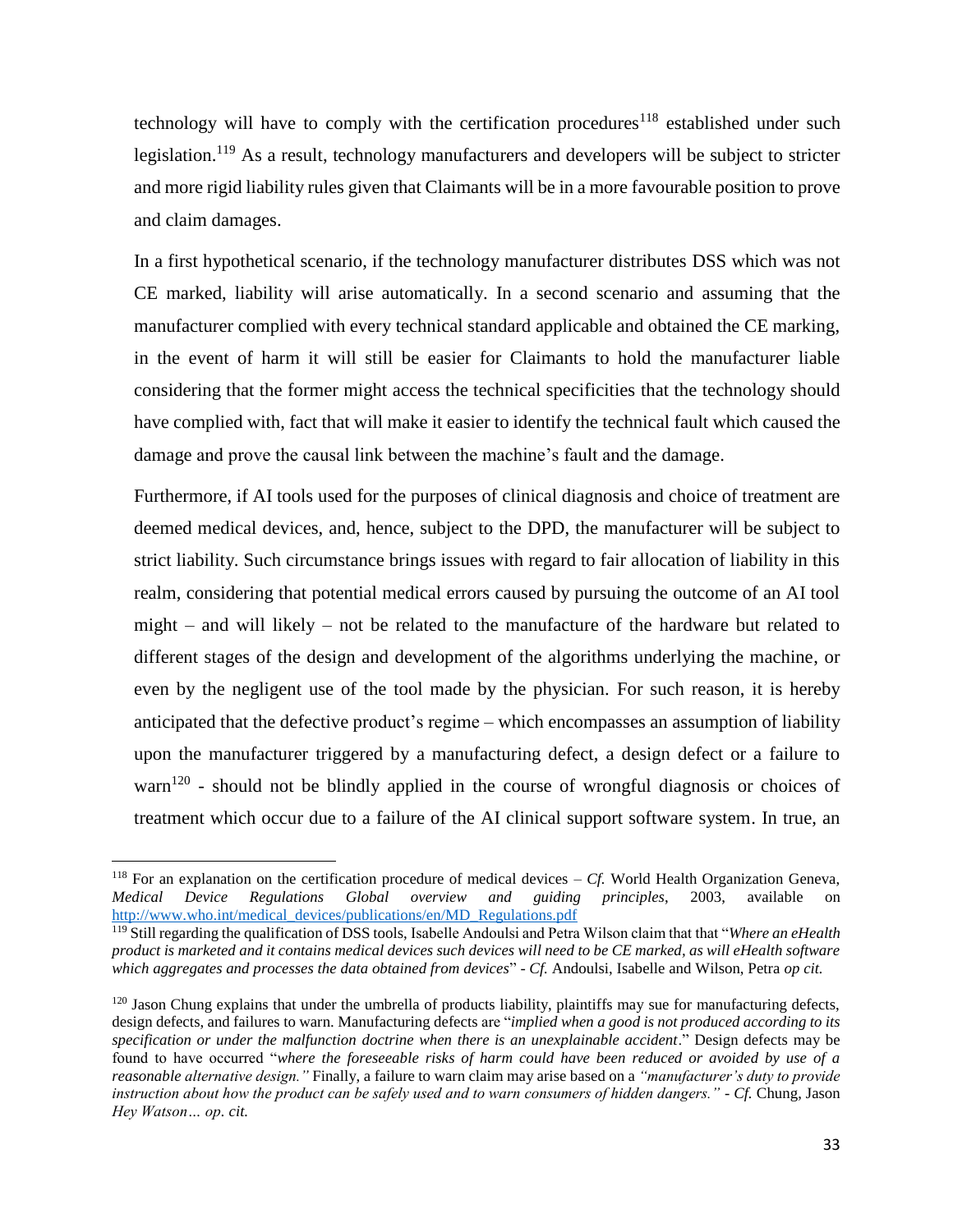technology will have to comply with the certification procedures[118] established under such legislation.[119] As a result, technology manufacturers and developers will be subject to stricter and more rigid liability rules given that Claimants will be in a more favourable position to prove and claim damages.

In a first hypothetical scenario, if the technology manufacturer distributes DSS which was not CE marked, liability will arise automatically. In a second scenario and assuming that the manufacturer complied with every technical standard applicable and obtained the CE marking, in the event of harm it will still be easier for Claimants to hold the manufacturer liable considering that the former might access the technical specificities that the technology should have complied with, fact that will make it easier to identify the technical fault which caused the damage and prove the causal link between the machine's fault and the damage.

Furthermore, if AI tools used for the purposes of clinical diagnosis and choice of treatment are deemed medical devices, and, hence, subject to the DPD, the manufacturer will be subject to strict liability. Such circumstance brings issues with regard to fair allocation of liability in this realm, considering that potential medical errors caused by pursuing the outcome of an AI tool might – and will likely – not be related to the manufacture of the hardware but related to different stages of the design and development of the algorithms underlying the machine, or even by the negligent use of the tool made by the physician. For such reason, it is hereby anticipated that the defective product's regime – which encompasses an assumption of liability upon the manufacturer triggered by a manufacturing defect, a design defect or a failure to warn[120] - should not be blindly applied in the course of wrongful diagnosis or choices of treatment which occur due to a failure of the AI clinical support software system. In true, an

---

[118] For an explanation on the certification procedure of medical devices – *Cf.* World Health Organization Geneva, *Medical Device Regulations Global overview and guiding principles*, 2003, available on [http://www.who.int/medical_devices/publications/en/MD_Regulations.pdf](http://www.who.int/medical_devices/publications/en/MD_Regulations.pdf)

[119] Still regarding the qualification of DSS tools, Isabelle Andoulsi and Petra Wilson claim that that "*Where an eHealth product is marketed and it contains medical devices such devices will need to be CE marked, as will eHealth software which aggregates and processes the data obtained from devices*" - *Cf.* Andoulsi, Isabelle and Wilson, Petra *op cit.*

[120] Jason Chung explains that under the umbrella of products liability, plaintiffs may sue for manufacturing defects, design defects, and failures to warn. Manufacturing defects are "*implied when a good is not produced according to its specification or under the malfunction doctrine when there is an unexplainable accident*." Design defects may be found to have occurred "*where the foreseeable risks of harm could have been reduced or avoided by use of a reasonable alternative design."* Finally, a failure to warn claim may arise based on a *"manufacturer's duty to provide instruction about how the product can be safely used and to warn consumers of hidden dangers."* - *Cf.* Chung, Jason *Hey Watson… op. cit.*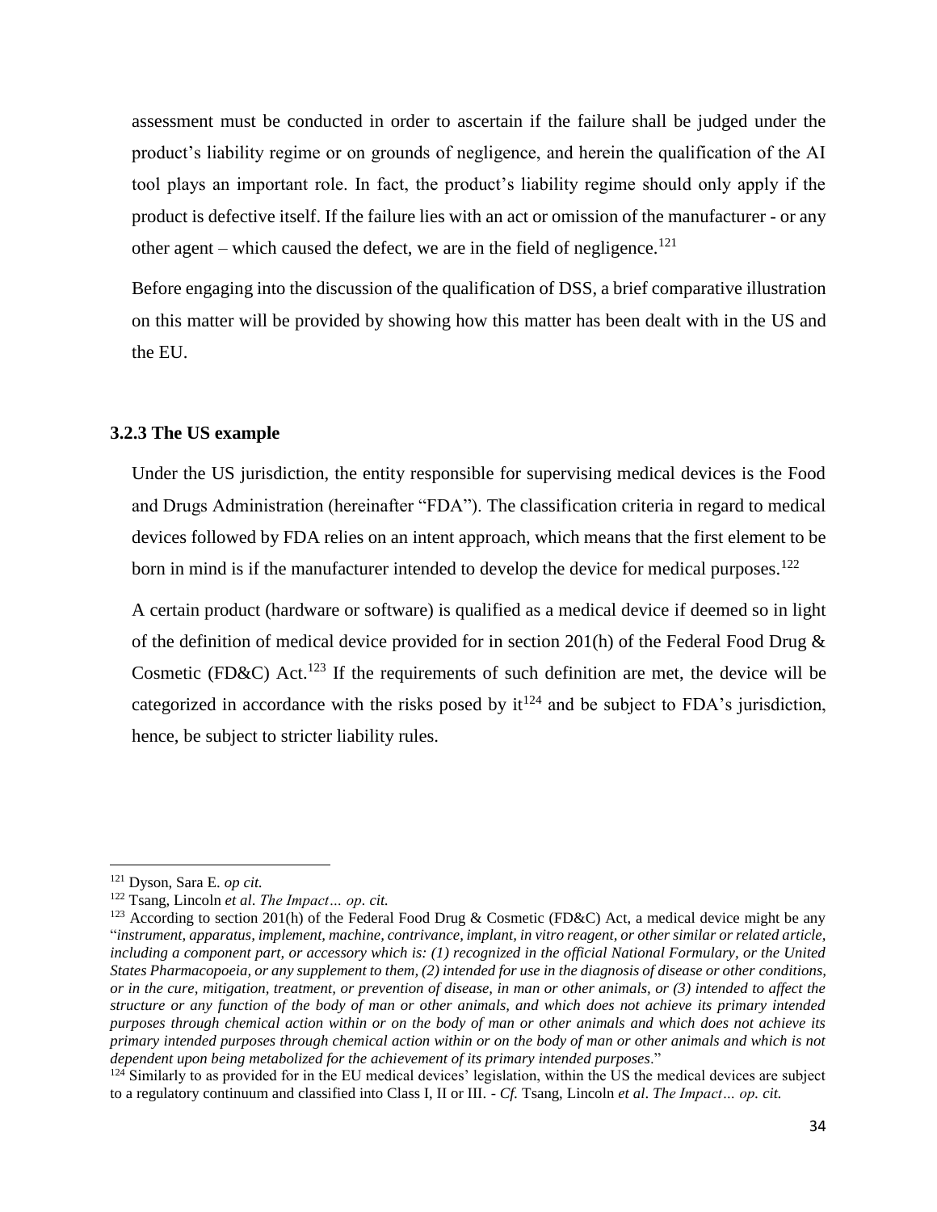assessment must be conducted in order to ascertain if the failure shall be judged under the product's liability regime or on grounds of negligence, and herein the qualification of the AI tool plays an important role. In fact, the product's liability regime should only apply if the product is defective itself. If the failure lies with an act or omission of the manufacturer - or any other agent – which caused the defect, we are in the field of negligence.[121]

Before engaging into the discussion of the qualification of DSS, a brief comparative illustration on this matter will be provided by showing how this matter has been dealt with in the US and the EU.

### 3.2.3 The US example

Under the US jurisdiction, the entity responsible for supervising medical devices is the Food and Drugs Administration (hereinafter "FDA"). The classification criteria in regard to medical devices followed by FDA relies on an intent approach, which means that the first element to be born in mind is if the manufacturer intended to develop the device for medical purposes.[122]

A certain product (hardware or software) is qualified as a medical device if deemed so in light of the definition of medical device provided for in section 201(h) of the Federal Food Drug & Cosmetic (FD&C) Act.[123] If the requirements of such definition are met, the device will be categorized in accordance with the risks posed by it[124] and be subject to FDA's jurisdiction, hence, be subject to stricter liability rules.

---

[121] Dyson, Sara E. *op cit.*

[122] Tsang, Lincoln *et al*. *The Impact… op. cit.*

[123] According to section 201(h) of the Federal Food Drug & Cosmetic (FD&C) Act, a medical device might be any "*instrument, apparatus, implement, machine, contrivance, implant, in vitro reagent, or other similar or related article, including a component part, or accessory which is: (1) recognized in the official National Formulary, or the United States Pharmacopoeia, or any supplement to them, (2) intended for use in the diagnosis of disease or other conditions, or in the cure, mitigation, treatment, or prevention of disease, in man or other animals, or (3) intended to affect the structure or any function of the body of man or other animals, and which does not achieve its primary intended purposes through chemical action within or on the body of man or other animals and which does not achieve its primary intended purposes through chemical action within or on the body of man or other animals and which is not dependent upon being metabolized for the achievement of its primary intended purposes*."

[124] Similarly to as provided for in the EU medical devices' legislation, within the US the medical devices are subject to a regulatory continuum and classified into Class I, II or III. - *Cf.* Tsang, Lincoln *et al*. *The Impact… op. cit.*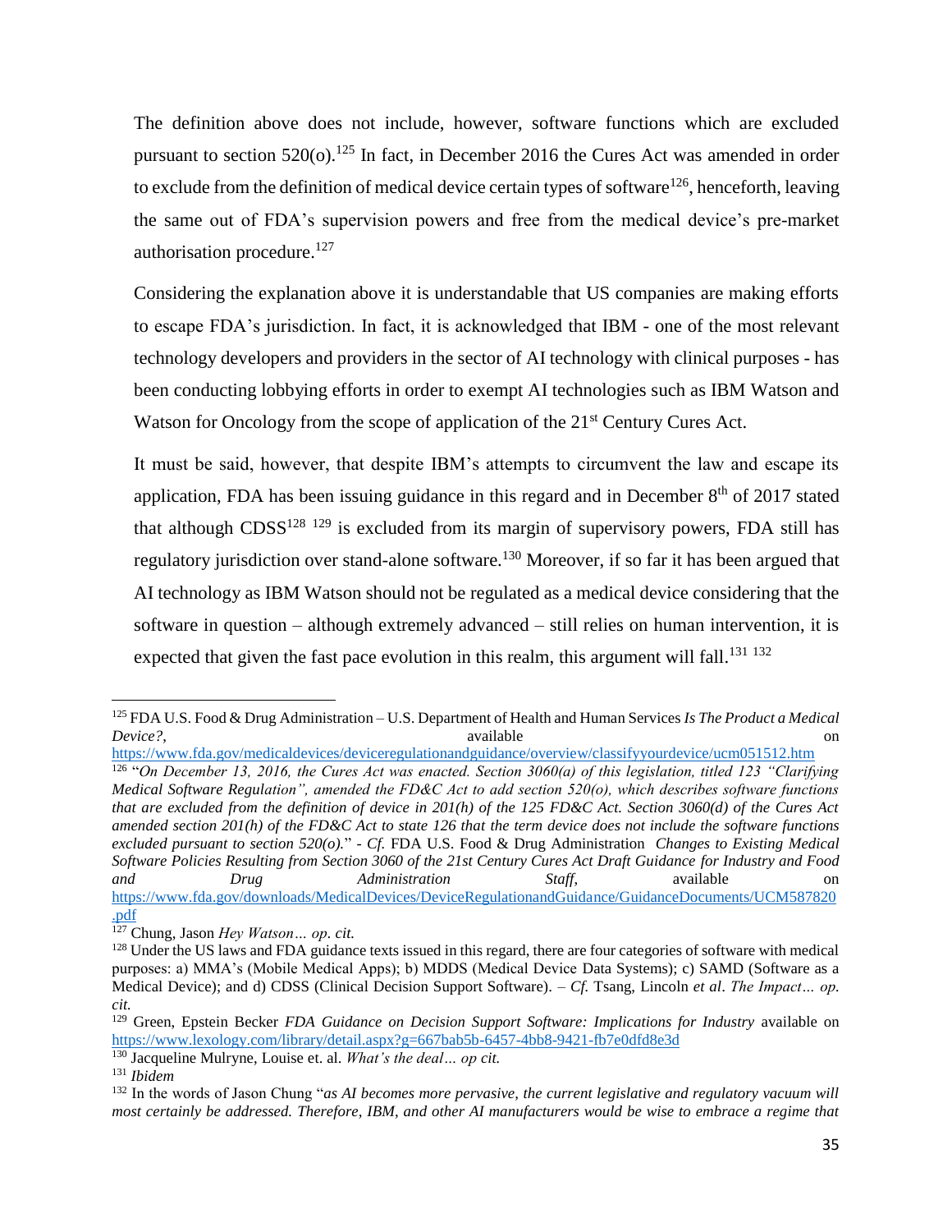The definition above does not include, however, software functions which are excluded pursuant to section 520(o).[125] In fact, in December 2016 the Cures Act was amended in order to exclude from the definition of medical device certain types of software[126], henceforth, leaving the same out of FDA's supervision powers and free from the medical device's pre-market authorisation procedure.[127]

Considering the explanation above it is understandable that US companies are making efforts to escape FDA's jurisdiction. In fact, it is acknowledged that IBM - one of the most relevant technology developers and providers in the sector of AI technology with clinical purposes - has been conducting lobbying efforts in order to exempt AI technologies such as IBM Watson and Watson for Oncology from the scope of application of the 21st Century Cures Act.

It must be said, however, that despite IBM's attempts to circumvent the law and escape its application, FDA has been issuing guidance in this regard and in December 8th of 2017 stated that although CDSS[128] [129] is excluded from its margin of supervisory powers, FDA still has regulatory jurisdiction over stand-alone software.[130] Moreover, if so far it has been argued that AI technology as IBM Watson should not be regulated as a medical device considering that the software in question – although extremely advanced – still relies on human intervention, it is expected that given the fast pace evolution in this realm, this argument will fall.[131] [132]

---

[125] FDA U.S. Food & Drug Administration – U.S. Department of Health and Human Services *Is The Product a Medical Device?*, available on https://www.fda.gov/medicaldevices/deviceregulationandguidance/overview/classifyyourdevice/ucm051512.htm

[126] "*On December 13, 2016, the Cures Act was enacted. Section 3060(a) of this legislation, titled 123 "Clarifying Medical Software Regulation", amended the FD&C Act to add section 520(o), which describes software functions that are excluded from the definition of device in 201(h) of the 125 FD&C Act. Section 3060(d) of the Cures Act amended section 201(h) of the FD&C Act to state 126 that the term device does not include the software functions excluded pursuant to section 520(o).*" - *Cf.* FDA U.S. Food & Drug Administration *Changes to Existing Medical Software Policies Resulting from Section 3060 of the 21st Century Cures Act Draft Guidance for Industry and Food and Drug Administration Staff*, available on https://www.fda.gov/downloads/MedicalDevices/DeviceRegulationandGuidance/GuidanceDocuments/UCM587820.pdf

[127] Chung, Jason *Hey Watson… op. cit.*

[128] Under the US laws and FDA guidance texts issued in this regard, there are four categories of software with medical purposes: a) MMA's (Mobile Medical Apps); b) MDDS (Medical Device Data Systems); c) SAMD (Software as a Medical Device); and d) CDSS (Clinical Decision Support Software). – *Cf.* Tsang, Lincoln *et al*. *The Impact… op. cit.*

[129] Green, Epstein Becker *FDA Guidance on Decision Support Software: Implications for Industry* available on https://www.lexology.com/library/detail.aspx?g=667bab5b-6457-4bb8-9421-fb7e0dfd8e3d

[130] Jacqueline Mulryne, Louise et. al. *What's the deal… op cit.*

[131] *Ibidem*

[132] In the words of Jason Chung "*as AI becomes more pervasive, the current legislative and regulatory vacuum will most certainly be addressed. Therefore, IBM, and other AI manufacturers would be wise to embrace a regime that*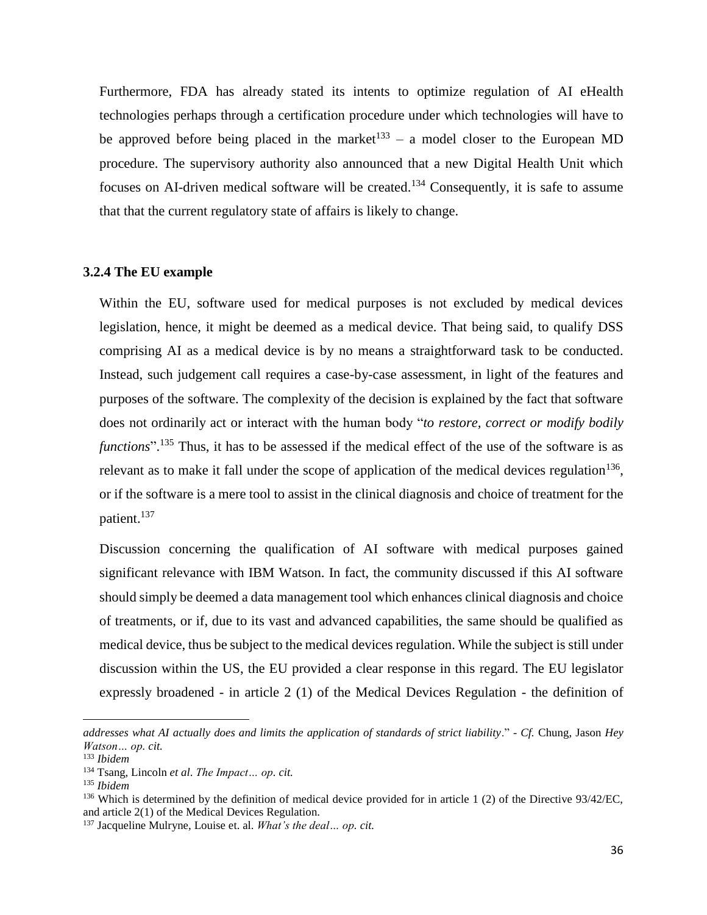Furthermore, FDA has already stated its intents to optimize regulation of AI eHealth technologies perhaps through a certification procedure under which technologies will have to be approved before being placed in the market[133] – a model closer to the European MD procedure. The supervisory authority also announced that a new Digital Health Unit which focuses on AI-driven medical software will be created.[134] Consequently, it is safe to assume that that the current regulatory state of affairs is likely to change.

### 3.2.4 The EU example

Within the EU, software used for medical purposes is not excluded by medical devices legislation, hence, it might be deemed as a medical device. That being said, to qualify DSS comprising AI as a medical device is by no means a straightforward task to be conducted. Instead, such judgement call requires a case-by-case assessment, in light of the features and purposes of the software. The complexity of the decision is explained by the fact that software does not ordinarily act or interact with the human body "*to restore, correct or modify bodily functions*".[135] Thus, it has to be assessed if the medical effect of the use of the software is as relevant as to make it fall under the scope of application of the medical devices regulation[136], or if the software is a mere tool to assist in the clinical diagnosis and choice of treatment for the patient.[137]

Discussion concerning the qualification of AI software with medical purposes gained significant relevance with IBM Watson. In fact, the community discussed if this AI software should simply be deemed a data management tool which enhances clinical diagnosis and choice of treatments, or if, due to its vast and advanced capabilities, the same should be qualified as medical device, thus be subject to the medical devices regulation. While the subject is still under discussion within the US, the EU provided a clear response in this regard. The EU legislator expressly broadened - in article 2 (1) of the Medical Devices Regulation - the definition of

---

*addresses what AI actually does and limits the application of standards of strict liability*." - *Cf.* Chung, Jason *Hey Watson… op. cit.*

[133] *Ibidem*

[134] Tsang, Lincoln *et al*. *The Impact… op. cit.*

[135] *Ibidem*

[136] Which is determined by the definition of medical device provided for in article 1 (2) of the Directive 93/42/EC, and article 2(1) of the Medical Devices Regulation.

[137] Jacqueline Mulryne, Louise et. al. *What's the deal… op. cit.*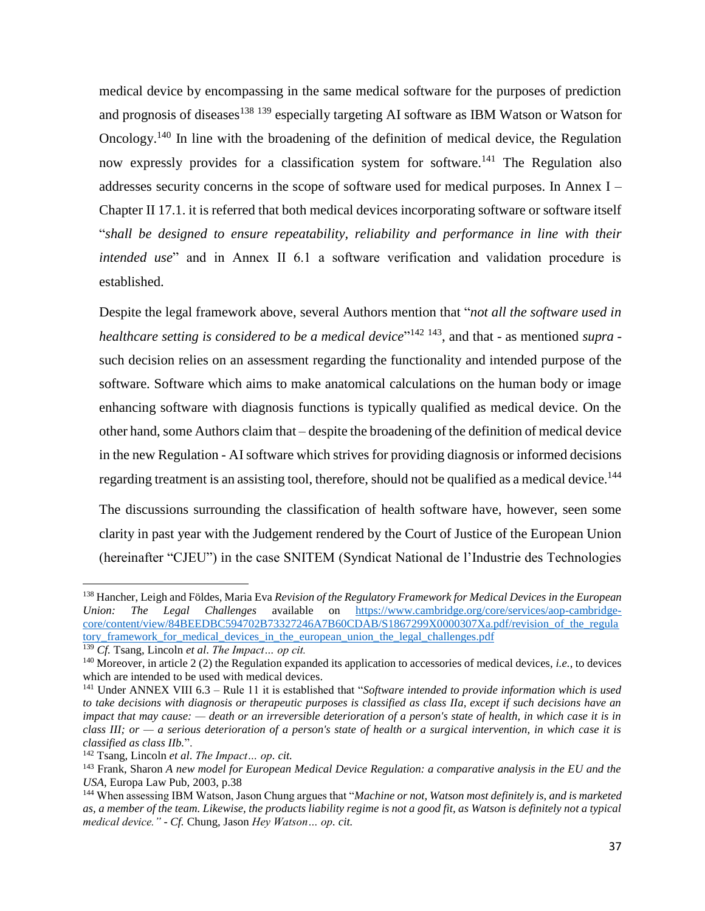medical device by encompassing in the same medical software for the purposes of prediction and prognosis of diseases[138] [139] especially targeting AI software as IBM Watson or Watson for Oncology.[140] In line with the broadening of the definition of medical device, the Regulation now expressly provides for a classification system for software.[141] The Regulation also addresses security concerns in the scope of software used for medical purposes. In Annex I – Chapter II 17.1. it is referred that both medical devices incorporating software or software itself "*shall be designed to ensure repeatability, reliability and performance in line with their intended use*" and in Annex II 6.1 a software verification and validation procedure is established.

Despite the legal framework above, several Authors mention that "*not all the software used in healthcare setting is considered to be a medical device*"[142] [143], and that - as mentioned *supra* - such decision relies on an assessment regarding the functionality and intended purpose of the software. Software which aims to make anatomical calculations on the human body or image enhancing software with diagnosis functions is typically qualified as medical device. On the other hand, some Authors claim that – despite the broadening of the definition of medical device in the new Regulation - AI software which strives for providing diagnosis or informed decisions regarding treatment is an assisting tool, therefore, should not be qualified as a medical device.[144]

The discussions surrounding the classification of health software have, however, seen some clarity in past year with the Judgement rendered by the Court of Justice of the European Union (hereinafter "CJEU") in the case SNITEM (Syndicat National de l'Industrie des Technologies

---

[138] Hancher, Leigh and Földes, Maria Eva *Revision of the Regulatory Framework for Medical Devices in the European Union: The Legal Challenges* available on https://www.cambridge.org/core/services/aop-cambridge-core/content/view/84BEEDBC594702B73327246A7B60CDAB/S1867299X0000307Xa.pdf/revision_of_the_regulatory_framework_for_medical_devices_in_the_european_union_the_legal_challenges.pdf

[139] *Cf.* Tsang, Lincoln *et al. The Impact… op cit.*

[140] Moreover, in article 2 (2) the Regulation expanded its application to accessories of medical devices, *i.e.*, to devices which are intended to be used with medical devices.

[141] Under ANNEX VIII 6.3 – Rule 11 it is established that "*Software intended to provide information which is used to take decisions with diagnosis or therapeutic purposes is classified as class IIa, except if such decisions have an impact that may cause: — death or an irreversible deterioration of a person's state of health, in which case it is in class III; or — a serious deterioration of a person's state of health or a surgical intervention, in which case it is classified as class IIb.*".

[142] Tsang, Lincoln *et al. The Impact… op. cit.*

[143] Frank, Sharon *A new model for European Medical Device Regulation: a comparative analysis in the EU and the USA*, Europa Law Pub, 2003, p.38

[144] When assessing IBM Watson, Jason Chung argues that "*Machine or not, Watson most definitely is, and is marketed as, a member of the team. Likewise, the products liability regime is not a good fit, as Watson is definitely not a typical medical device." - Cf.* Chung, Jason *Hey Watson… op. cit.*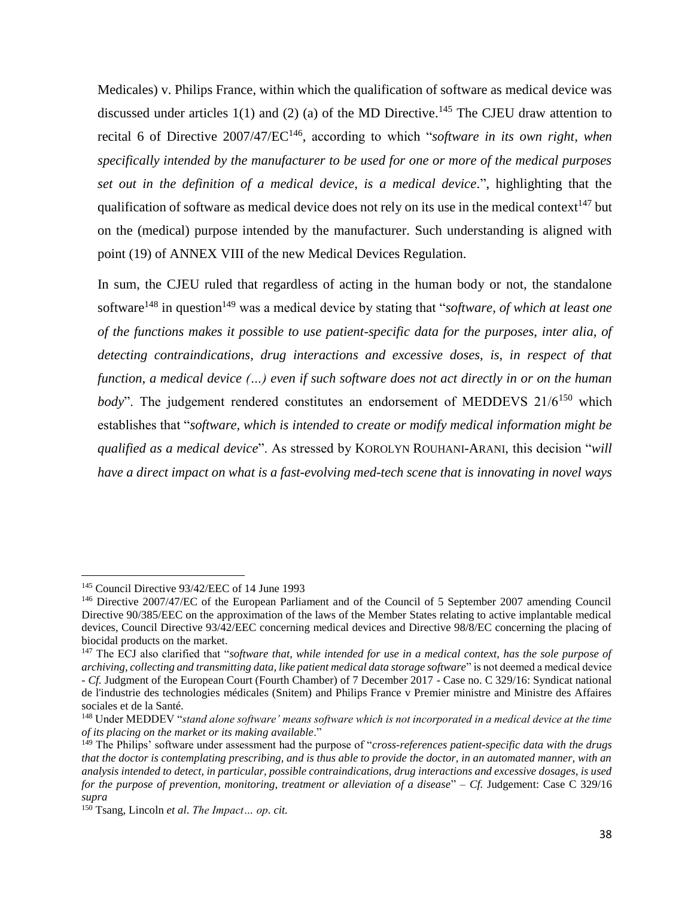Medicales) v. Philips France, within which the qualification of software as medical device was discussed under articles 1(1) and (2) (a) of the MD Directive.[145] The CJEU draw attention to recital 6 of Directive 2007/47/EC[146], according to which "*software in its own right, when specifically intended by the manufacturer to be used for one or more of the medical purposes set out in the definition of a medical device, is a medical device*.", highlighting that the qualification of software as medical device does not rely on its use in the medical context[147] but on the (medical) purpose intended by the manufacturer. Such understanding is aligned with point (19) of ANNEX VIII of the new Medical Devices Regulation.

In sum, the CJEU ruled that regardless of acting in the human body or not, the standalone software[148] in question[149] was a medical device by stating that "*software, of which at least one of the functions makes it possible to use patient-specific data for the purposes, inter alia, of detecting contraindications, drug interactions and excessive doses, is, in respect of that function, a medical device (…) even if such software does not act directly in or on the human body*". The judgement rendered constitutes an endorsement of MEDDEVS 21/6[150] which establishes that "*software, which is intended to create or modify medical information might be qualified as a medical device*". As stressed by KOROLYN ROUHANI-ARANI, this decision "*will have a direct impact on what is a fast-evolving med-tech scene that is innovating in novel ways*

---

[145] Council Directive 93/42/EEC of 14 June 1993

[146] Directive 2007/47/EC of the European Parliament and of the Council of 5 September 2007 amending Council Directive 90/385/EEC on the approximation of the laws of the Member States relating to active implantable medical devices, Council Directive 93/42/EEC concerning medical devices and Directive 98/8/EC concerning the placing of biocidal products on the market.

[147] The ECJ also clarified that "*software that, while intended for use in a medical context, has the sole purpose of archiving, collecting and transmitting data, like patient medical data storage software*" is not deemed a medical device - *Cf.* Judgment of the European Court (Fourth Chamber) of 7 December 2017 - Case no. C 329/16: Syndicat national de l'industrie des technologies médicales (Snitem) and Philips France v Premier ministre and Ministre des Affaires sociales et de la Santé.

[148] Under MEDDEV "*stand alone software' means software which is not incorporated in a medical device at the time of its placing on the market or its making available*."

[149] The Philips' software under assessment had the purpose of "*cross-references patient-specific data with the drugs that the doctor is contemplating prescribing, and is thus able to provide the doctor, in an automated manner, with an analysis intended to detect, in particular, possible contraindications, drug interactions and excessive dosages, is used for the purpose of prevention, monitoring, treatment or alleviation of a disease*" – *Cf.* Judgement: Case C 329/16 *supra*

[150] Tsang, Lincoln *et al*. *The Impact… op. cit.*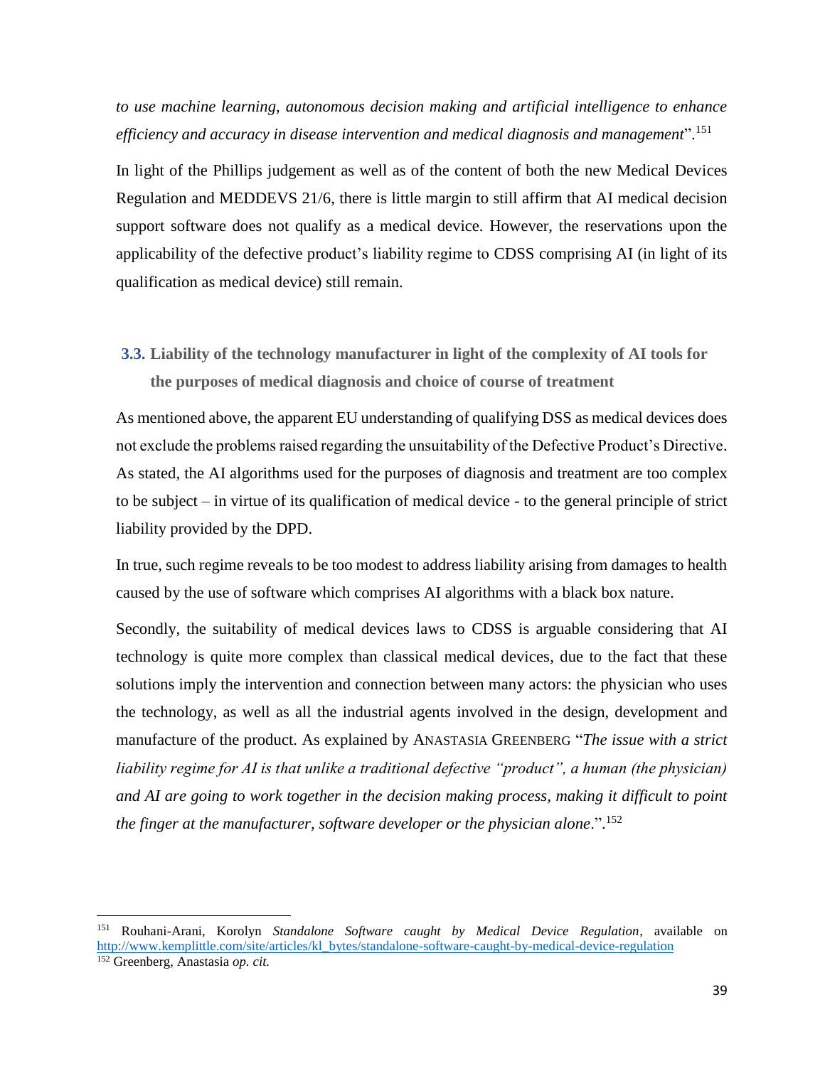*to use machine learning, autonomous decision making and artificial intelligence to enhance efficiency and accuracy in disease intervention and medical diagnosis and management*".[151]

In light of the Phillips judgement as well as of the content of both the new Medical Devices Regulation and MEDDEVS 21/6, there is little margin to still affirm that AI medical decision support software does not qualify as a medical device. However, the reservations upon the applicability of the defective product's liability regime to CDSS comprising AI (in light of its qualification as medical device) still remain.

### 3.3. Liability of the technology manufacturer in light of the complexity of AI tools for the purposes of medical diagnosis and choice of course of treatment

As mentioned above, the apparent EU understanding of qualifying DSS as medical devices does not exclude the problems raised regarding the unsuitability of the Defective Product's Directive. As stated, the AI algorithms used for the purposes of diagnosis and treatment are too complex to be subject – in virtue of its qualification of medical device - to the general principle of strict liability provided by the DPD.

In true, such regime reveals to be too modest to address liability arising from damages to health caused by the use of software which comprises AI algorithms with a black box nature.

Secondly, the suitability of medical devices laws to CDSS is arguable considering that AI technology is quite more complex than classical medical devices, due to the fact that these solutions imply the intervention and connection between many actors: the physician who uses the technology, as well as all the industrial agents involved in the design, development and manufacture of the product. As explained by ANASTASIA GREENBERG "*The issue with a strict liability regime for AI is that unlike a traditional defective "product", a human (the physician) and AI are going to work together in the decision making process, making it difficult to point the finger at the manufacturer, software developer or the physician alone*.".[152]

---

[151] Rouhani-Arani, Korolyn *Standalone Software caught by Medical Device Regulation*, available on http://www.kemplittle.com/site/articles/kl_bytes/standalone-software-caught-by-medical-device-regulation

[152] Greenberg, Anastasia *op. cit.*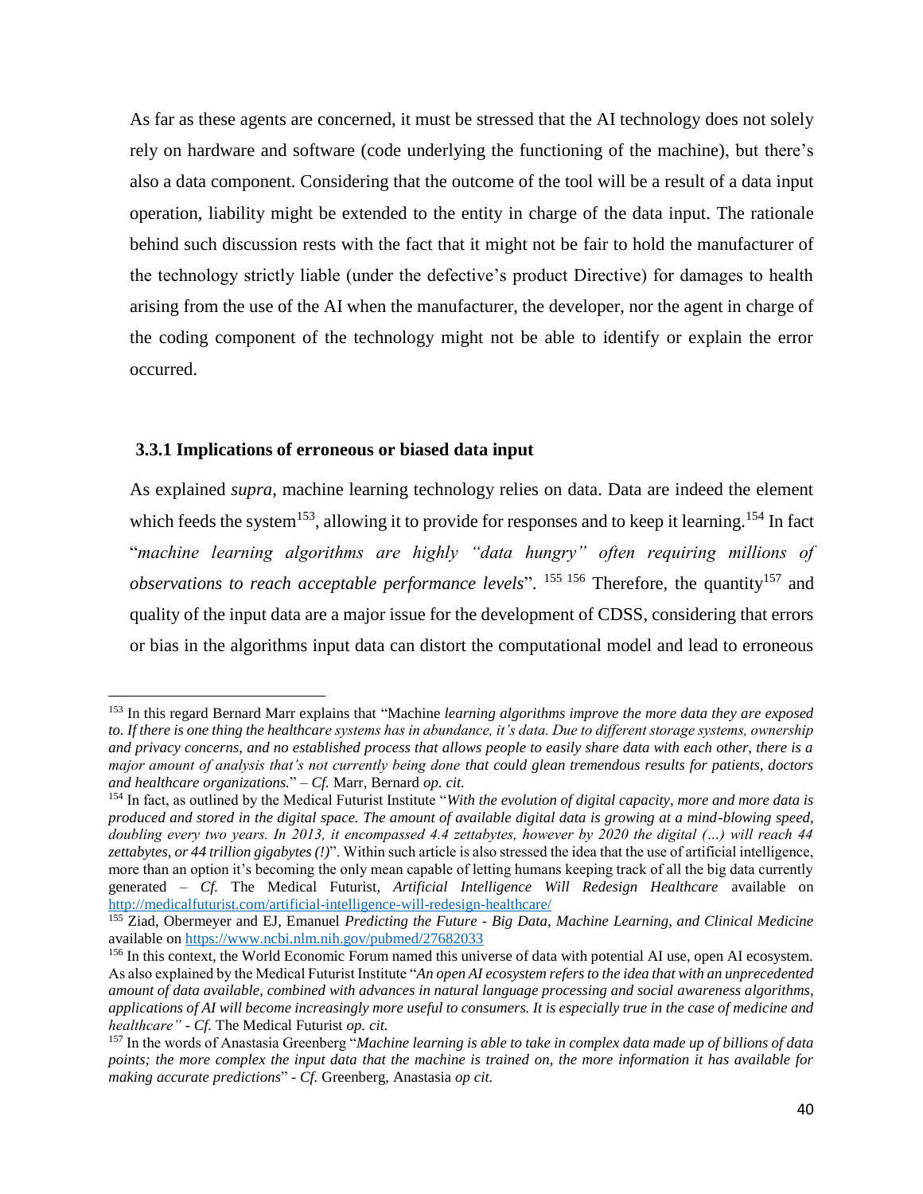As far as these agents are concerned, it must be stressed that the AI technology does not solely rely on hardware and software (code underlying the functioning of the machine), but there's also a data component. Considering that the outcome of the tool will be a result of a data input operation, liability might be extended to the entity in charge of the data input. The rationale behind such discussion rests with the fact that it might not be fair to hold the manufacturer of the technology strictly liable (under the defective's product Directive) for damages to health arising from the use of the AI when the manufacturer, the developer, nor the agent in charge of the coding component of the technology might not be able to identify or explain the error occurred.

### 3.3.1 Implications of erroneous or biased data input

As explained *supra*, machine learning technology relies on data. Data are indeed the element which feeds the system[153], allowing it to provide for responses and to keep it learning.[154] In fact "*machine learning algorithms are highly "data hungry" often requiring millions of observations to reach acceptable performance levels*". [155] [156] Therefore, the quantity[157] and quality of the input data are a major issue for the development of CDSS, considering that errors or bias in the algorithms input data can distort the computational model and lead to erroneous

---

[153] In this regard Bernard Marr explains that "Machine *learning algorithms improve the more data they are exposed to. If there is one thing the healthcare systems has in abundance, it's data. Due to different storage systems, ownership and privacy concerns, and no established process that allows people to easily share data with each other, there is a major amount of analysis that's not currently being done that could glean tremendous results for patients, doctors and healthcare organizations.*" – *Cf.* Marr, Bernard *op. cit.*

[154] In fact, as outlined by the Medical Futurist Institute "*With the evolution of digital capacity, more and more data is produced and stored in the digital space. The amount of available digital data is growing at a mind-blowing speed, doubling every two years. In 2013, it encompassed 4.4 zettabytes, however by 2020 the digital (…) will reach 44 zettabytes, or 44 trillion gigabytes (!)*". Within such article is also stressed the idea that the use of artificial intelligence, more than an option it's becoming the only mean capable of letting humans keeping track of all the big data currently generated – *Cf.* The Medical Futurist, *Artificial Intelligence Will Redesign Healthcare* available on http://medicalfuturist.com/artificial-intelligence-will-redesign-healthcare/

[155] Ziad, Obermeyer and EJ, Emanuel *Predicting the Future - Big Data, Machine Learning, and Clinical Medicine* available on https://www.ncbi.nlm.nih.gov/pubmed/27682033

[156] In this context, the World Economic Forum named this universe of data with potential AI use, open AI ecosystem. As also explained by the Medical Futurist Institute "*An open AI ecosystem refers to the idea that with an unprecedented amount of data available, combined with advances in natural language processing and social awareness algorithms, applications of AI will become increasingly more useful to consumers. It is especially true in the case of medicine and healthcare"* - *Cf.* The Medical Futurist *op. cit.*

[157] In the words of Anastasia Greenberg "*Machine learning is able to take in complex data made up of billions of data points; the more complex the input data that the machine is trained on, the more information it has available for making accurate predictions*" - *Cf.* Greenberg, Anastasia *op cit.*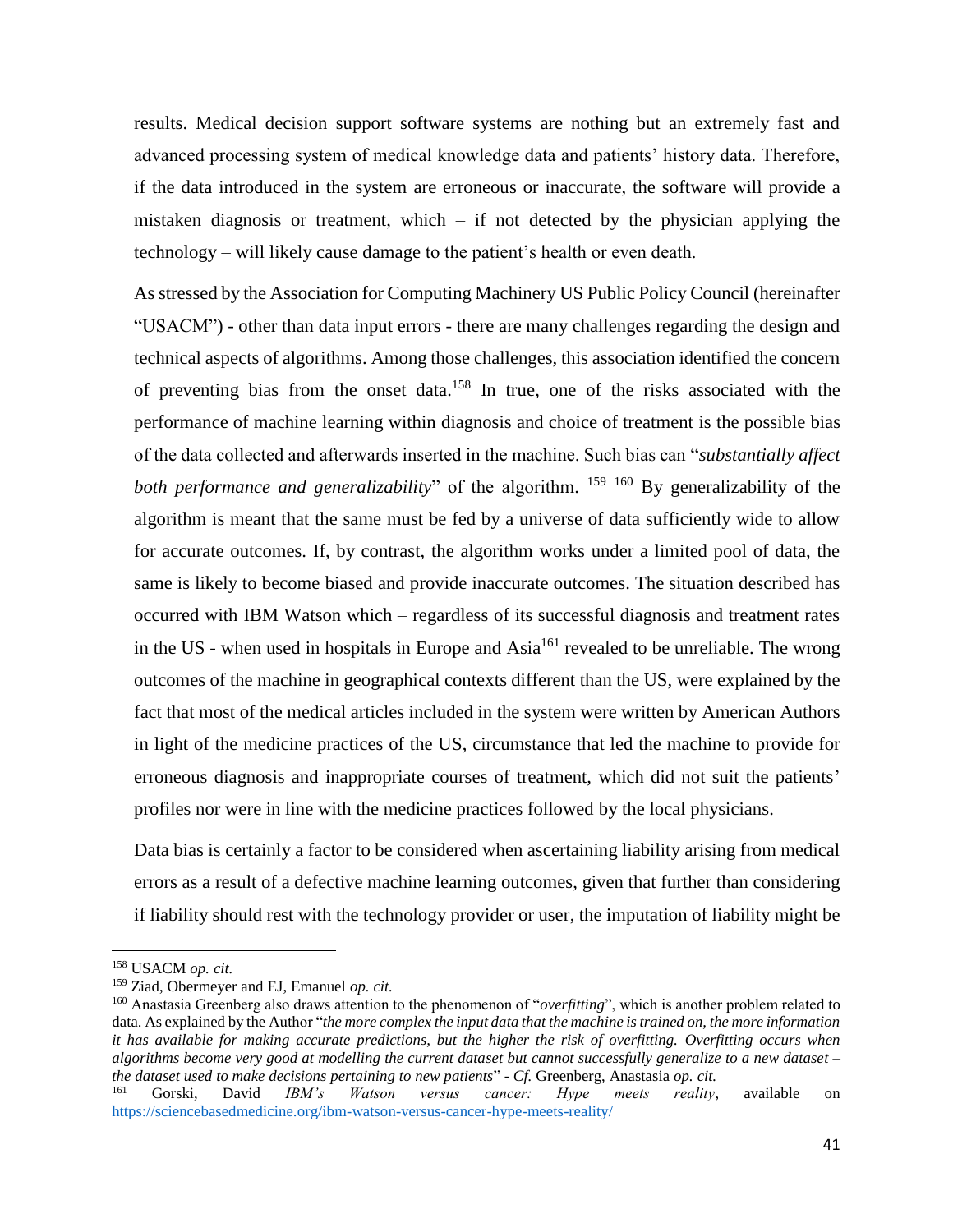results. Medical decision support software systems are nothing but an extremely fast and advanced processing system of medical knowledge data and patients' history data. Therefore, if the data introduced in the system are erroneous or inaccurate, the software will provide a mistaken diagnosis or treatment, which – if not detected by the physician applying the technology – will likely cause damage to the patient's health or even death.

As stressed by the Association for Computing Machinery US Public Policy Council (hereinafter "USACM") - other than data input errors - there are many challenges regarding the design and technical aspects of algorithms. Among those challenges, this association identified the concern of preventing bias from the onset data.[158] In true, one of the risks associated with the performance of machine learning within diagnosis and choice of treatment is the possible bias of the data collected and afterwards inserted in the machine. Such bias can "*substantially affect both performance and generalizability*" of the algorithm. [159] [160] By generalizability of the algorithm is meant that the same must be fed by a universe of data sufficiently wide to allow for accurate outcomes. If, by contrast, the algorithm works under a limited pool of data, the same is likely to become biased and provide inaccurate outcomes. The situation described has occurred with IBM Watson which – regardless of its successful diagnosis and treatment rates in the US - when used in hospitals in Europe and Asia[161] revealed to be unreliable. The wrong outcomes of the machine in geographical contexts different than the US, were explained by the fact that most of the medical articles included in the system were written by American Authors in light of the medicine practices of the US, circumstance that led the machine to provide for erroneous diagnosis and inappropriate courses of treatment, which did not suit the patients' profiles nor were in line with the medicine practices followed by the local physicians.

Data bias is certainly a factor to be considered when ascertaining liability arising from medical errors as a result of a defective machine learning outcomes, given that further than considering if liability should rest with the technology provider or user, the imputation of liability might be

---

[158] USACM *op. cit.*

[159] Ziad, Obermeyer and EJ, Emanuel *op. cit.*

[160] Anastasia Greenberg also draws attention to the phenomenon of "*overfitting*", which is another problem related to data. As explained by the Author "*the more complex the input data that the machine is trained on, the more information it has available for making accurate predictions, but the higher the risk of overfitting. Overfitting occurs when algorithms become very good at modelling the current dataset but cannot successfully generalize to a new dataset – the dataset used to make decisions pertaining to new patients*" - *Cf.* Greenberg, Anastasia *op. cit.*

[161] Gorski, David *IBM's Watson versus cancer: Hype meets reality*, available on https://sciencebasedmedicine.org/ibm-watson-versus-cancer-hype-meets-reality/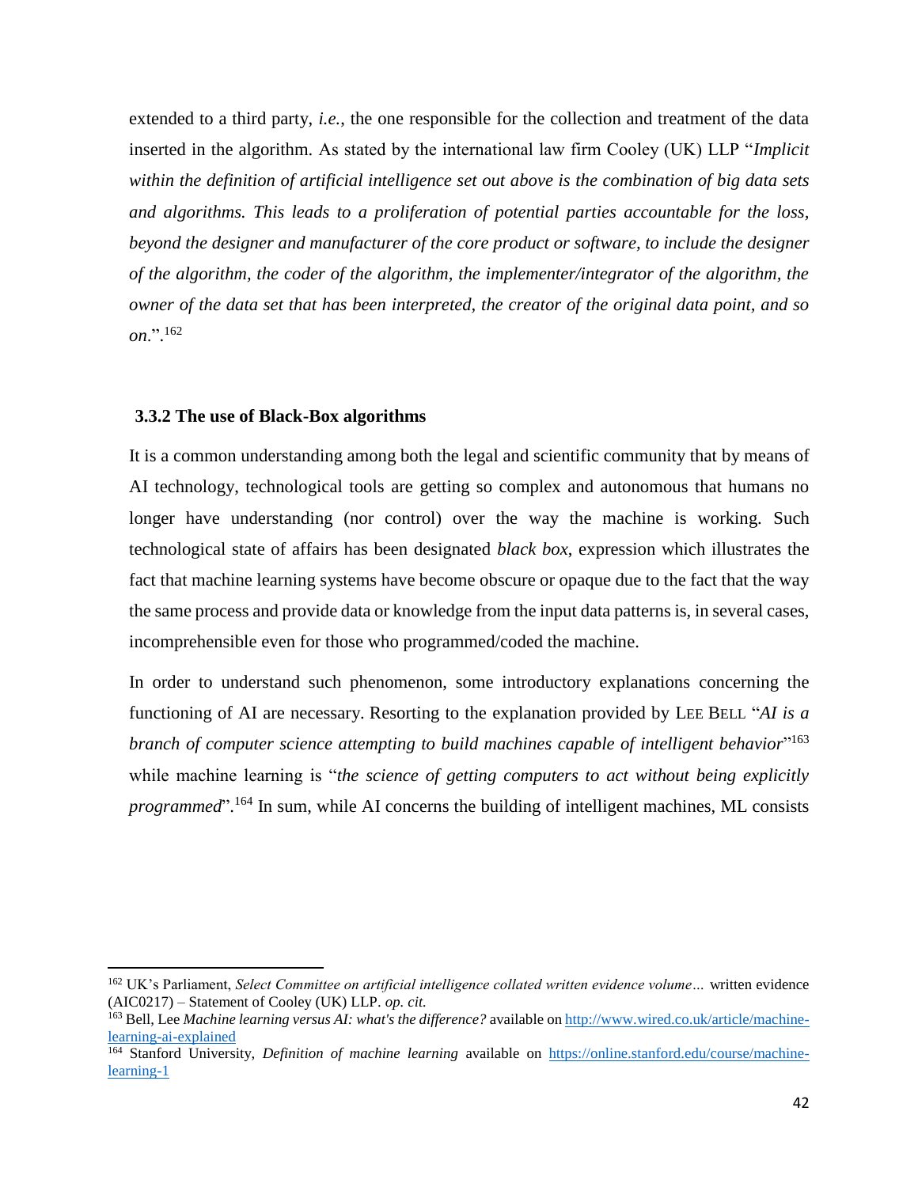extended to a third party, *i.e.*, the one responsible for the collection and treatment of the data inserted in the algorithm. As stated by the international law firm Cooley (UK) LLP "*Implicit within the definition of artificial intelligence set out above is the combination of big data sets and algorithms. This leads to a proliferation of potential parties accountable for the loss, beyond the designer and manufacturer of the core product or software, to include the designer of the algorithm, the coder of the algorithm, the implementer/integrator of the algorithm, the owner of the data set that has been interpreted, the creator of the original data point, and so on*.".[162]

### 3.3.2 The use of Black-Box algorithms

It is a common understanding among both the legal and scientific community that by means of AI technology, technological tools are getting so complex and autonomous that humans no longer have understanding (nor control) over the way the machine is working. Such technological state of affairs has been designated *black box,* expression which illustrates the fact that machine learning systems have become obscure or opaque due to the fact that the way the same process and provide data or knowledge from the input data patterns is, in several cases, incomprehensible even for those who programmed/coded the machine.

In order to understand such phenomenon, some introductory explanations concerning the functioning of AI are necessary. Resorting to the explanation provided by LEE BELL "*AI is a branch of computer science attempting to build machines capable of intelligent behavior*"[163] while machine learning is "*the science of getting computers to act without being explicitly programmed*".[164] In sum, while AI concerns the building of intelligent machines, ML consists

---

[162] UK's Parliament, *Select Committee on artificial intelligence collated written evidence volume…* written evidence (AIC0217) – Statement of Cooley (UK) LLP. *op. cit.*

[163] Bell, Lee *Machine learning versus AI: what's the difference?* available on http://www.wired.co.uk/article/machine-learning-ai-explained

[164] Stanford University, *Definition of machine learning* available on https://online.stanford.edu/course/machine-learning-1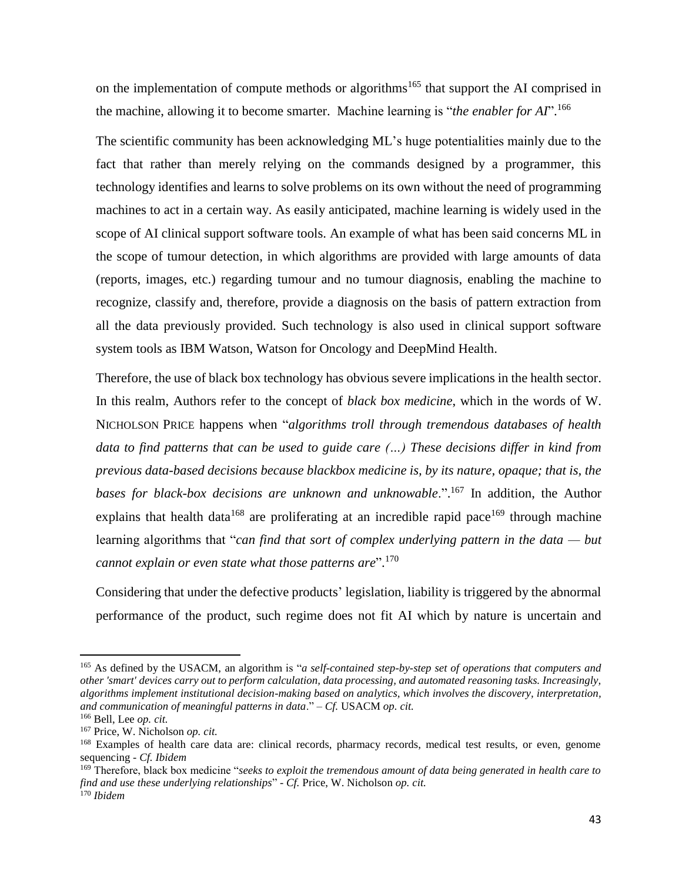on the implementation of compute methods or algorithms[165] that support the AI comprised in the machine, allowing it to become smarter. Machine learning is "*the enabler for AI*".[166]

The scientific community has been acknowledging ML's huge potentialities mainly due to the fact that rather than merely relying on the commands designed by a programmer, this technology identifies and learns to solve problems on its own without the need of programming machines to act in a certain way. As easily anticipated, machine learning is widely used in the scope of AI clinical support software tools. An example of what has been said concerns ML in the scope of tumour detection, in which algorithms are provided with large amounts of data (reports, images, etc.) regarding tumour and no tumour diagnosis, enabling the machine to recognize, classify and, therefore, provide a diagnosis on the basis of pattern extraction from all the data previously provided. Such technology is also used in clinical support software system tools as IBM Watson, Watson for Oncology and DeepMind Health.

Therefore, the use of black box technology has obvious severe implications in the health sector. In this realm, Authors refer to the concept of *black box medicine*, which in the words of W. NICHOLSON PRICE happens when "*algorithms troll through tremendous databases of health data to find patterns that can be used to guide care (…) These decisions differ in kind from previous data-based decisions because blackbox medicine is, by its nature, opaque; that is, the bases for black-box decisions are unknown and unknowable*.".[167] In addition, the Author explains that health data[168] are proliferating at an incredible rapid pace[169] through machine learning algorithms that "*can find that sort of complex underlying pattern in the data — but cannot explain or even state what those patterns are*".[170]

Considering that under the defective products' legislation, liability is triggered by the abnormal performance of the product, such regime does not fit AI which by nature is uncertain and

---

[165] As defined by the USACM, an algorithm is "*a self-contained step-by-step set of operations that computers and other 'smart' devices carry out to perform calculation, data processing, and automated reasoning tasks. Increasingly, algorithms implement institutional decision-making based on analytics, which involves the discovery, interpretation, and communication of meaningful patterns in data*." – *Cf.* USACM *op. cit.*

[166] Bell, Lee *op. cit.*

[167] Price, W. Nicholson *op. cit.*

[168] Examples of health care data are: clinical records, pharmacy records, medical test results, or even, genome sequencing - *Cf. Ibidem*

[169] Therefore, black box medicine "*seeks to exploit the tremendous amount of data being generated in health care to find and use these underlying relationships*" - *Cf.* Price, W. Nicholson *op. cit.*

[170] *Ibidem*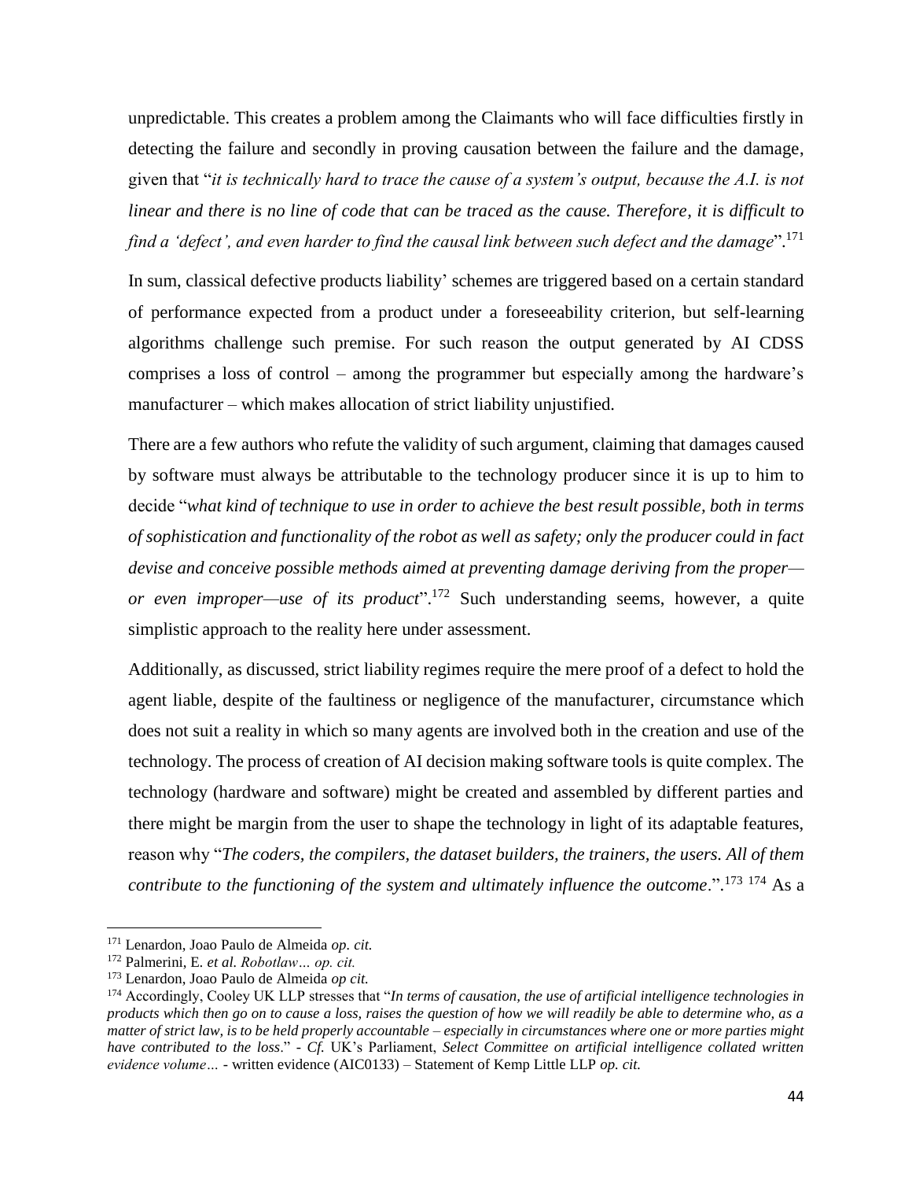unpredictable. This creates a problem among the Claimants who will face difficulties firstly in detecting the failure and secondly in proving causation between the failure and the damage, given that "*it is technically hard to trace the cause of a system's output, because the A.I. is not linear and there is no line of code that can be traced as the cause. Therefore, it is difficult to find a 'defect', and even harder to find the causal link between such defect and the damage*".[171]

In sum, classical defective products liability' schemes are triggered based on a certain standard of performance expected from a product under a foreseeability criterion, but self-learning algorithms challenge such premise. For such reason the output generated by AI CDSS comprises a loss of control – among the programmer but especially among the hardware's manufacturer – which makes allocation of strict liability unjustified.

There are a few authors who refute the validity of such argument, claiming that damages caused by software must always be attributable to the technology producer since it is up to him to decide "*what kind of technique to use in order to achieve the best result possible, both in terms of sophistication and functionality of the robot as well as safety; only the producer could in fact devise and conceive possible methods aimed at preventing damage deriving from the proper—or even improper—use of its product*".[172] Such understanding seems, however, a quite simplistic approach to the reality here under assessment.

Additionally, as discussed, strict liability regimes require the mere proof of a defect to hold the agent liable, despite of the faultiness or negligence of the manufacturer, circumstance which does not suit a reality in which so many agents are involved both in the creation and use of the technology. The process of creation of AI decision making software tools is quite complex. The technology (hardware and software) might be created and assembled by different parties and there might be margin from the user to shape the technology in light of its adaptable features, reason why "*The coders, the compilers, the dataset builders, the trainers, the users. All of them contribute to the functioning of the system and ultimately influence the outcome*.".[173] [174] As a

---

[171] Lenardon, Joao Paulo de Almeida *op. cit.*

[172] Palmerini, E. *et al. Robotlaw… op. cit.*

[173] Lenardon, Joao Paulo de Almeida *op cit.*

[174] Accordingly, Cooley UK LLP stresses that "*In terms of causation, the use of artificial intelligence technologies in products which then go on to cause a loss, raises the question of how we will readily be able to determine who, as a matter of strict law, is to be held properly accountable – especially in circumstances where one or more parties might have contributed to the loss*." - *Cf.* UK's Parliament, *Select Committee on artificial intelligence collated written evidence volume…* - written evidence (AIC0133) – Statement of Kemp Little LLP *op. cit.*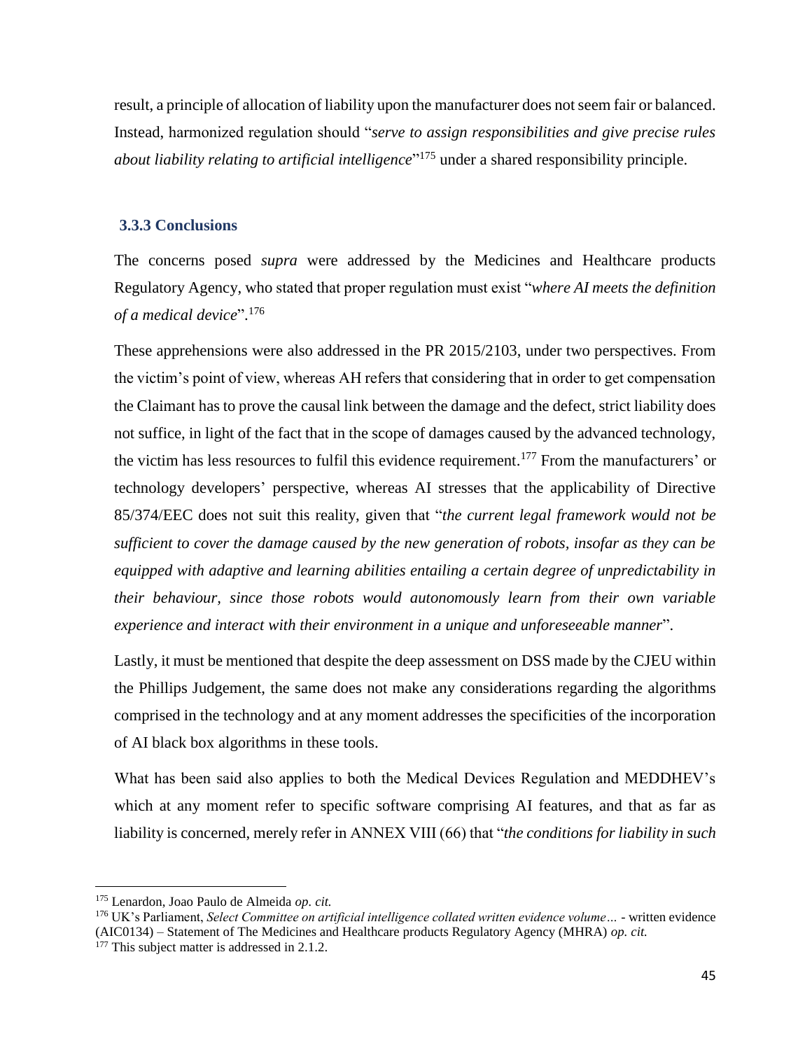result, a principle of allocation of liability upon the manufacturer does not seem fair or balanced. Instead, harmonized regulation should "*serve to assign responsibilities and give precise rules about liability relating to artificial intelligence*"[175] under a shared responsibility principle.

### 3.3.3 Conclusions

The concerns posed *supra* were addressed by the Medicines and Healthcare products Regulatory Agency, who stated that proper regulation must exist "*where AI meets the definition of a medical device*".[176]

These apprehensions were also addressed in the PR 2015/2103, under two perspectives. From the victim's point of view, whereas AH refers that considering that in order to get compensation the Claimant has to prove the causal link between the damage and the defect, strict liability does not suffice, in light of the fact that in the scope of damages caused by the advanced technology, the victim has less resources to fulfil this evidence requirement.[177] From the manufacturers' or technology developers' perspective, whereas AI stresses that the applicability of Directive 85/374/EEC does not suit this reality, given that "*the current legal framework would not be sufficient to cover the damage caused by the new generation of robots, insofar as they can be equipped with adaptive and learning abilities entailing a certain degree of unpredictability in their behaviour, since those robots would autonomously learn from their own variable experience and interact with their environment in a unique and unforeseeable manner*".

Lastly, it must be mentioned that despite the deep assessment on DSS made by the CJEU within the Phillips Judgement, the same does not make any considerations regarding the algorithms comprised in the technology and at any moment addresses the specificities of the incorporation of AI black box algorithms in these tools.

What has been said also applies to both the Medical Devices Regulation and MEDDHEV's which at any moment refer to specific software comprising AI features, and that as far as liability is concerned, merely refer in ANNEX VIII (66) that "*the conditions for liability in such*

---

[175] Lenardon, Joao Paulo de Almeida *op. cit.*

[176] UK's Parliament, *Select Committee on artificial intelligence collated written evidence volume…* - written evidence (AIC0134) – Statement of The Medicines and Healthcare products Regulatory Agency (MHRA) *op. cit.*

[177] This subject matter is addressed in 2.1.2.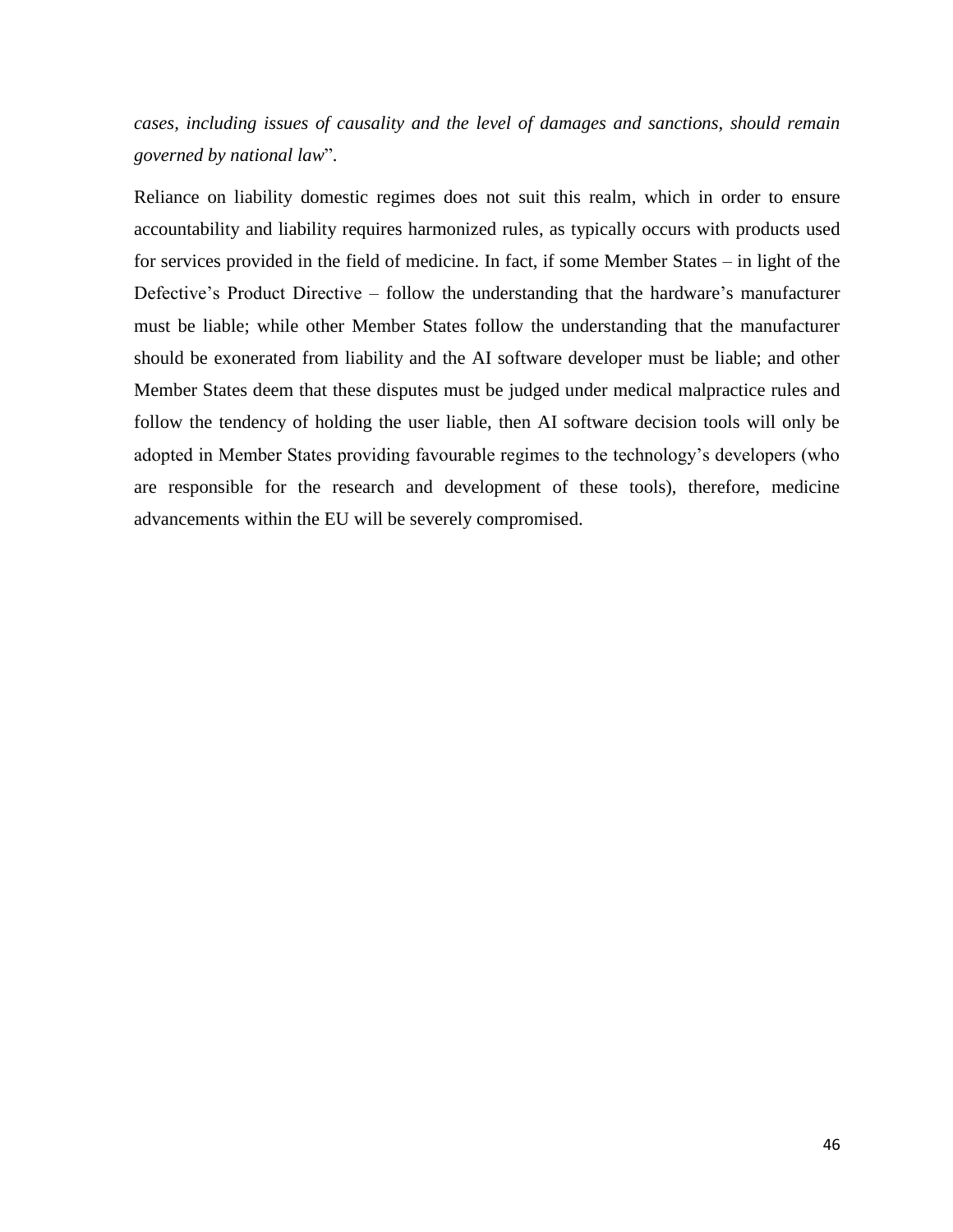*cases, including issues of causality and the level of damages and sanctions, should remain governed by national law*".

Reliance on liability domestic regimes does not suit this realm, which in order to ensure accountability and liability requires harmonized rules, as typically occurs with products used for services provided in the field of medicine. In fact, if some Member States – in light of the Defective's Product Directive – follow the understanding that the hardware's manufacturer must be liable; while other Member States follow the understanding that the manufacturer should be exonerated from liability and the AI software developer must be liable; and other Member States deem that these disputes must be judged under medical malpractice rules and follow the tendency of holding the user liable, then AI software decision tools will only be adopted in Member States providing favourable regimes to the technology's developers (who are responsible for the research and development of these tools), therefore, medicine advancements within the EU will be severely compromised.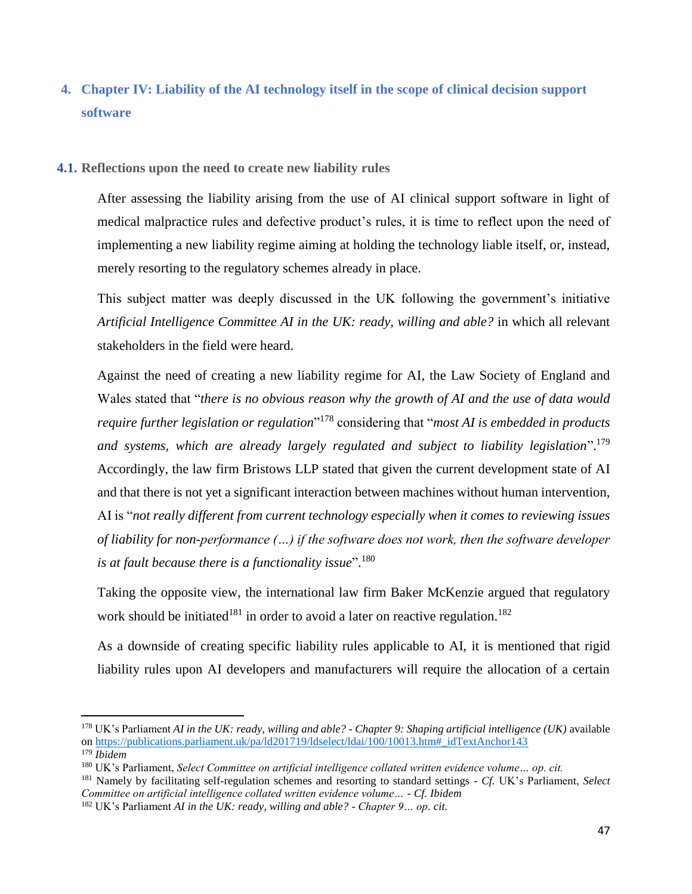## 4. Chapter IV: Liability of the AI technology itself in the scope of clinical decision support software

### 4.1. Reflections upon the need to create new liability rules

After assessing the liability arising from the use of AI clinical support software in light of medical malpractice rules and defective product's rules, it is time to reflect upon the need of implementing a new liability regime aiming at holding the technology liable itself, or, instead, merely resorting to the regulatory schemes already in place.

This subject matter was deeply discussed in the UK following the government's initiative *Artificial Intelligence Committee AI in the UK: ready, willing and able?* in which all relevant stakeholders in the field were heard.

Against the need of creating a new liability regime for AI, the Law Society of England and Wales stated that "*there is no obvious reason why the growth of AI and the use of data would require further legislation or regulation*"[178] considering that "*most AI is embedded in products and systems, which are already largely regulated and subject to liability legislation*".[179] Accordingly, the law firm Bristows LLP stated that given the current development state of AI and that there is not yet a significant interaction between machines without human intervention, AI is "*not really different from current technology especially when it comes to reviewing issues of liability for non-performance (…) if the software does not work, then the software developer is at fault because there is a functionality issue*".[180]

Taking the opposite view, the international law firm Baker McKenzie argued that regulatory work should be initiated[181] in order to avoid a later on reactive regulation.[182]

As a downside of creating specific liability rules applicable to AI, it is mentioned that rigid liability rules upon AI developers and manufacturers will require the allocation of a certain

---

[178] UK's Parliament *AI in the UK: ready, willing and able? - Chapter 9: Shaping artificial intelligence (UK)* available on https://publications.parliament.uk/pa/ld201719/ldselect/ldai/100/10013.htm#_idTextAnchor143

[179] *Ibidem*

[180] UK's Parliament, *Select Committee on artificial intelligence collated written evidence volume… op. cit.*

[181] Namely by facilitating self-regulation schemes and resorting to standard settings - *Cf.* UK's Parliament, *Select Committee on artificial intelligence collated written evidence volume… - Cf. Ibidem*

[182] UK's Parliament *AI in the UK: ready, willing and able? - Chapter 9… op. cit.*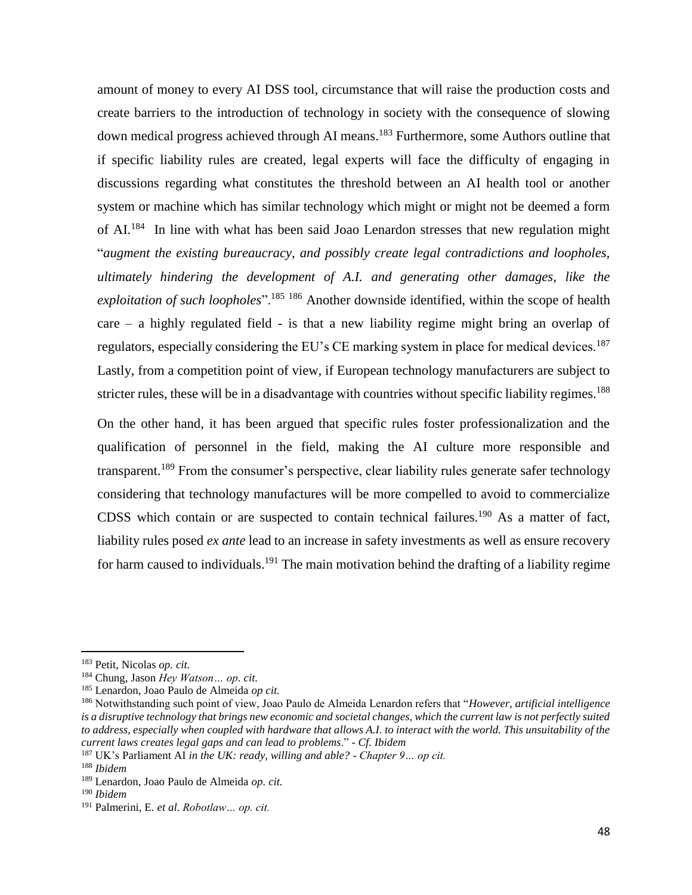amount of money to every AI DSS tool, circumstance that will raise the production costs and create barriers to the introduction of technology in society with the consequence of slowing down medical progress achieved through AI means.[183] Furthermore, some Authors outline that if specific liability rules are created, legal experts will face the difficulty of engaging in discussions regarding what constitutes the threshold between an AI health tool or another system or machine which has similar technology which might or might not be deemed a form of AI.[184] In line with what has been said Joao Lenardon stresses that new regulation might "*augment the existing bureaucracy, and possibly create legal contradictions and loopholes, ultimately hindering the development of A.I. and generating other damages, like the exploitation of such loopholes*".[185] [186] Another downside identified, within the scope of health care – a highly regulated field - is that a new liability regime might bring an overlap of regulators, especially considering the EU's CE marking system in place for medical devices.[187] Lastly, from a competition point of view, if European technology manufacturers are subject to stricter rules, these will be in a disadvantage with countries without specific liability regimes.[188]

On the other hand, it has been argued that specific rules foster professionalization and the qualification of personnel in the field, making the AI culture more responsible and transparent.[189] From the consumer's perspective, clear liability rules generate safer technology considering that technology manufactures will be more compelled to avoid to commercialize CDSS which contain or are suspected to contain technical failures.[190] As a matter of fact, liability rules posed *ex ante* lead to an increase in safety investments as well as ensure recovery for harm caused to individuals.[191] The main motivation behind the drafting of a liability regime

---

[183] Petit, Nicolas *op. cit.*

[184] Chung, Jason *Hey Watson… op. cit.*

[185] Lenardon, Joao Paulo de Almeida *op cit.*

[186] Notwithstanding such point of view, Joao Paulo de Almeida Lenardon refers that "*However, artificial intelligence is a disruptive technology that brings new economic and societal changes, which the current law is not perfectly suited to address, especially when coupled with hardware that allows A.I. to interact with the world. This unsuitability of the current laws creates legal gaps and can lead to problems*." - *Cf. Ibidem*

[187] UK's Parliament AI *in the UK: ready, willing and able? - Chapter 9… op cit.*

[188] *Ibidem*

[189] Lenardon, Joao Paulo de Almeida *op. cit.*

[190] *Ibidem*

[191] Palmerini, E. *et al. Robotlaw… op. cit.*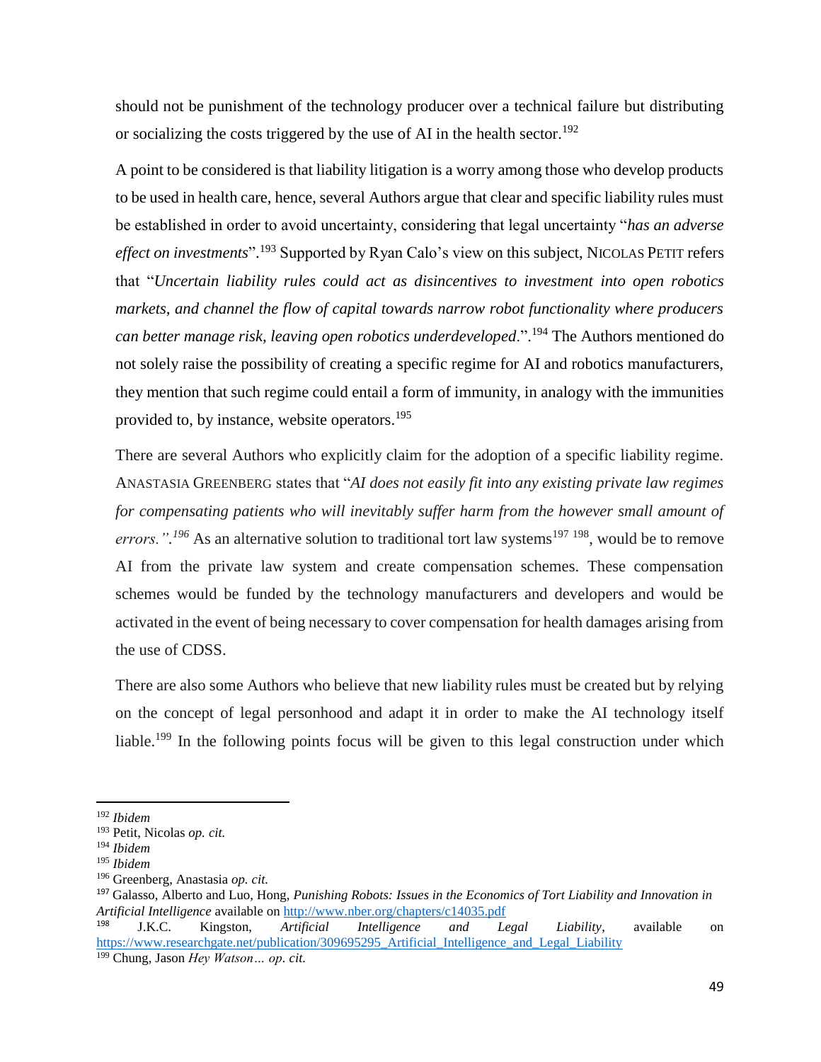should not be punishment of the technology producer over a technical failure but distributing or socializing the costs triggered by the use of AI in the health sector.[192]

A point to be considered is that liability litigation is a worry among those who develop products to be used in health care, hence, several Authors argue that clear and specific liability rules must be established in order to avoid uncertainty, considering that legal uncertainty "*has an adverse effect on investments*".[193] Supported by Ryan Calo's view on this subject, NICOLAS PETIT refers that "*Uncertain liability rules could act as disincentives to investment into open robotics markets, and channel the flow of capital towards narrow robot functionality where producers can better manage risk, leaving open robotics underdeveloped*.".[194] The Authors mentioned do not solely raise the possibility of creating a specific regime for AI and robotics manufacturers, they mention that such regime could entail a form of immunity, in analogy with the immunities provided to, by instance, website operators.[195]

There are several Authors who explicitly claim for the adoption of a specific liability regime. ANASTASIA GREENBERG states that "*AI does not easily fit into any existing private law regimes for compensating patients who will inevitably suffer harm from the however small amount of errors.".*[196] As an alternative solution to traditional tort law systems[197] [198], would be to remove AI from the private law system and create compensation schemes. These compensation schemes would be funded by the technology manufacturers and developers and would be activated in the event of being necessary to cover compensation for health damages arising from the use of CDSS.

There are also some Authors who believe that new liability rules must be created but by relying on the concept of legal personhood and adapt it in order to make the AI technology itself liable.[199] In the following points focus will be given to this legal construction under which

---

[192] *Ibidem*

[193] Petit, Nicolas *op. cit.*

[194] *Ibidem*

[195] *Ibidem*

[196] Greenberg, Anastasia *op. cit.*

[197] Galasso, Alberto and Luo, Hong, *Punishing Robots: Issues in the Economics of Tort Liability and Innovation in Artificial Intelligence* available on http://www.nber.org/chapters/c14035.pdf

[198] J.K.C. Kingston, *Artificial Intelligence and Legal Liability*, available on https://www.researchgate.net/publication/309695295_Artificial_Intelligence_and_Legal_Liability

[199] Chung, Jason *Hey Watson… op. cit.*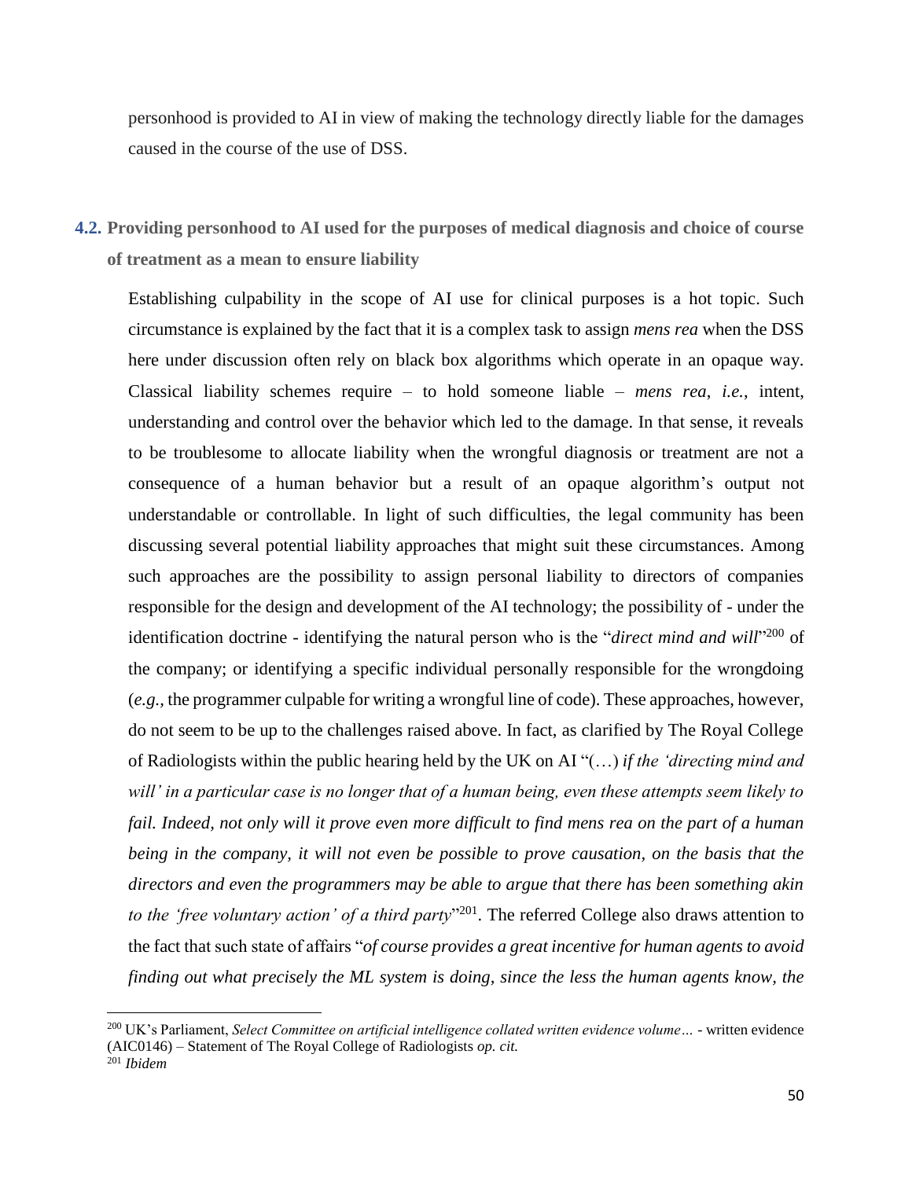personhood is provided to AI in view of making the technology directly liable for the damages caused in the course of the use of DSS.

### 4.2. Providing personhood to AI used for the purposes of medical diagnosis and choice of course of treatment as a mean to ensure liability

Establishing culpability in the scope of AI use for clinical purposes is a hot topic. Such circumstance is explained by the fact that it is a complex task to assign *mens rea* when the DSS here under discussion often rely on black box algorithms which operate in an opaque way. Classical liability schemes require – to hold someone liable – *mens rea*, *i.e.*, intent, understanding and control over the behavior which led to the damage. In that sense, it reveals to be troublesome to allocate liability when the wrongful diagnosis or treatment are not a consequence of a human behavior but a result of an opaque algorithm's output not understandable or controllable. In light of such difficulties, the legal community has been discussing several potential liability approaches that might suit these circumstances. Among such approaches are the possibility to assign personal liability to directors of companies responsible for the design and development of the AI technology; the possibility of - under the identification doctrine - identifying the natural person who is the "*direct mind and will*"[200] of the company; or identifying a specific individual personally responsible for the wrongdoing (*e.g.*, the programmer culpable for writing a wrongful line of code). These approaches, however, do not seem to be up to the challenges raised above. In fact, as clarified by The Royal College of Radiologists within the public hearing held by the UK on AI "(…) *if the 'directing mind and will' in a particular case is no longer that of a human being, even these attempts seem likely to fail. Indeed, not only will it prove even more difficult to find mens rea on the part of a human being in the company, it will not even be possible to prove causation, on the basis that the directors and even the programmers may be able to argue that there has been something akin to the 'free voluntary action' of a third party*"[201]. The referred College also draws attention to the fact that such state of affairs "*of course provides a great incentive for human agents to avoid finding out what precisely the ML system is doing, since the less the human agents know, the*

---

[200] UK's Parliament, *Select Committee on artificial intelligence collated written evidence volume…* - written evidence (AIC0146) – Statement of The Royal College of Radiologists *op. cit.*

[201] *Ibidem*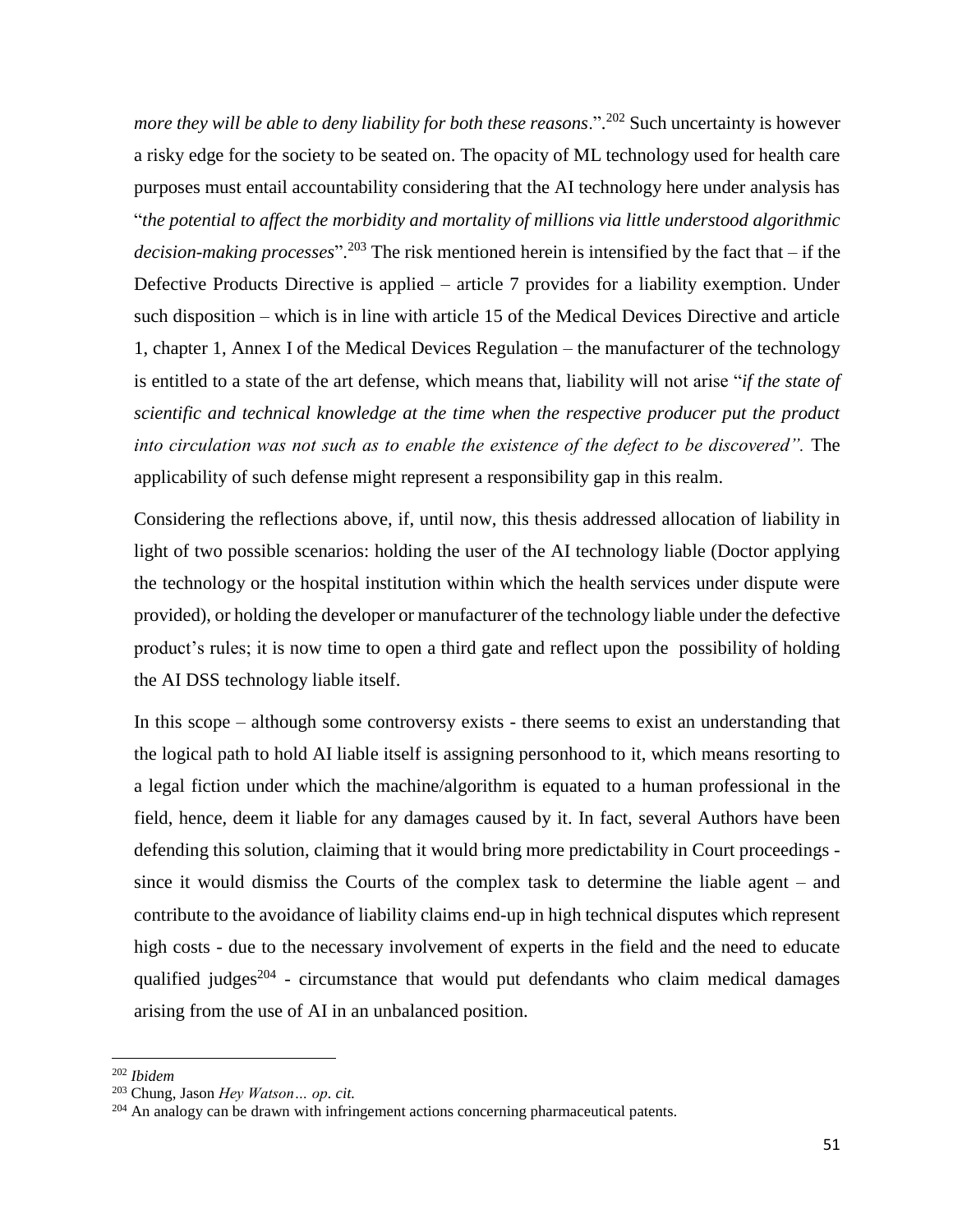*more they will be able to deny liability for both these reasons*.".[202] Such uncertainty is however a risky edge for the society to be seated on. The opacity of ML technology used for health care purposes must entail accountability considering that the AI technology here under analysis has "*the potential to affect the morbidity and mortality of millions via little understood algorithmic decision-making processes*".[203] The risk mentioned herein is intensified by the fact that – if the Defective Products Directive is applied – article 7 provides for a liability exemption. Under such disposition – which is in line with article 15 of the Medical Devices Directive and article 1, chapter 1, Annex I of the Medical Devices Regulation – the manufacturer of the technology is entitled to a state of the art defense, which means that, liability will not arise "*if the state of scientific and technical knowledge at the time when the respective producer put the product into circulation was not such as to enable the existence of the defect to be discovered".* The applicability of such defense might represent a responsibility gap in this realm.

Considering the reflections above, if, until now, this thesis addressed allocation of liability in light of two possible scenarios: holding the user of the AI technology liable (Doctor applying the technology or the hospital institution within which the health services under dispute were provided), or holding the developer or manufacturer of the technology liable under the defective product's rules; it is now time to open a third gate and reflect upon the possibility of holding the AI DSS technology liable itself.

In this scope – although some controversy exists - there seems to exist an understanding that the logical path to hold AI liable itself is assigning personhood to it, which means resorting to a legal fiction under which the machine/algorithm is equated to a human professional in the field, hence, deem it liable for any damages caused by it. In fact, several Authors have been defending this solution, claiming that it would bring more predictability in Court proceedings - since it would dismiss the Courts of the complex task to determine the liable agent – and contribute to the avoidance of liability claims end-up in high technical disputes which represent high costs - due to the necessary involvement of experts in the field and the need to educate qualified judges[204] - circumstance that would put defendants who claim medical damages arising from the use of AI in an unbalanced position.

---

[202] *Ibidem*

[203] Chung, Jason *Hey Watson… op. cit.*

[204] An analogy can be drawn with infringement actions concerning pharmaceutical patents.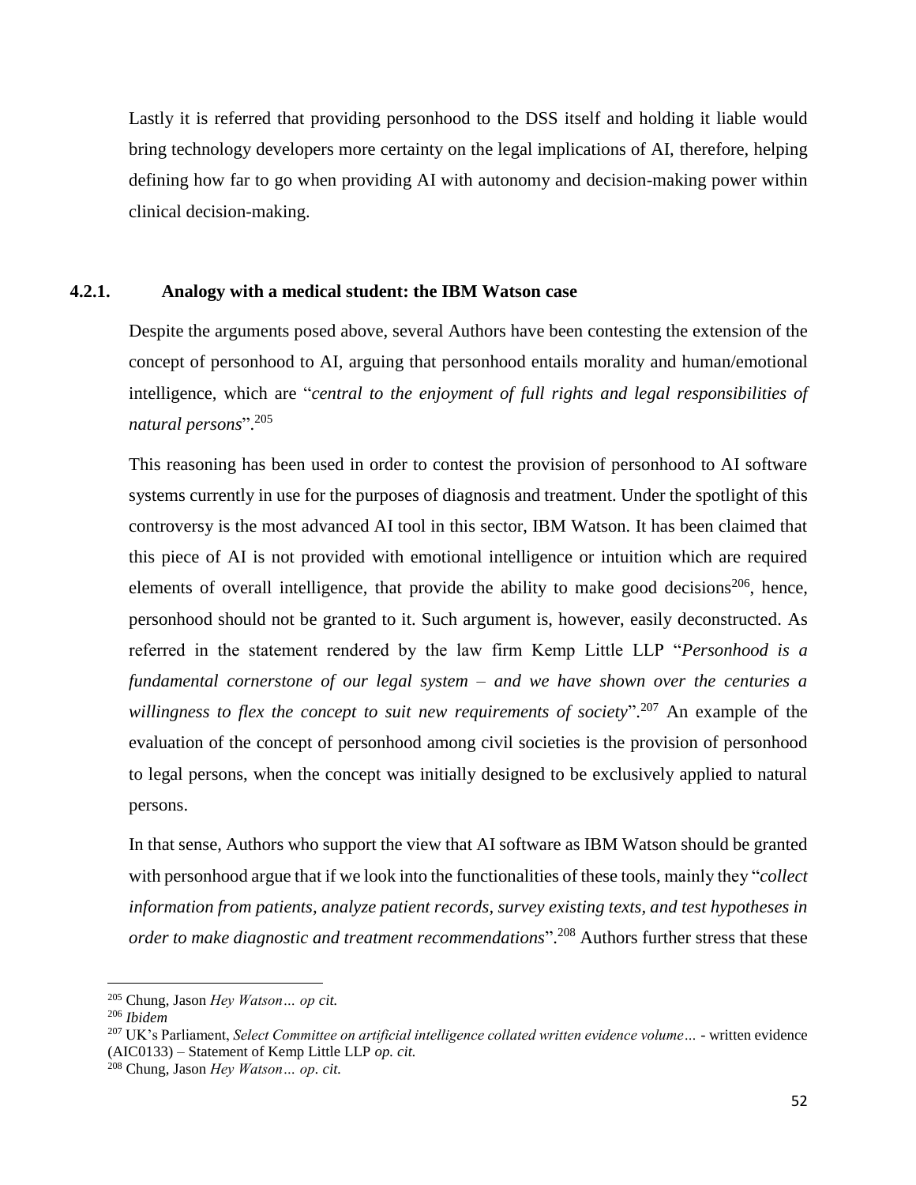Lastly it is referred that providing personhood to the DSS itself and holding it liable would bring technology developers more certainty on the legal implications of AI, therefore, helping defining how far to go when providing AI with autonomy and decision-making power within clinical decision-making.

#### 4.2.1. Analogy with a medical student: the IBM Watson case

Despite the arguments posed above, several Authors have been contesting the extension of the concept of personhood to AI, arguing that personhood entails morality and human/emotional intelligence, which are "*central to the enjoyment of full rights and legal responsibilities of natural persons*".[205]

This reasoning has been used in order to contest the provision of personhood to AI software systems currently in use for the purposes of diagnosis and treatment. Under the spotlight of this controversy is the most advanced AI tool in this sector, IBM Watson. It has been claimed that this piece of AI is not provided with emotional intelligence or intuition which are required elements of overall intelligence, that provide the ability to make good decisions[206], hence, personhood should not be granted to it. Such argument is, however, easily deconstructed. As referred in the statement rendered by the law firm Kemp Little LLP "*Personhood is a fundamental cornerstone of our legal system – and we have shown over the centuries a willingness to flex the concept to suit new requirements of society*".[207] An example of the evaluation of the concept of personhood among civil societies is the provision of personhood to legal persons, when the concept was initially designed to be exclusively applied to natural persons.

In that sense, Authors who support the view that AI software as IBM Watson should be granted with personhood argue that if we look into the functionalities of these tools, mainly they "*collect information from patients, analyze patient records, survey existing texts, and test hypotheses in order to make diagnostic and treatment recommendations*".[208] Authors further stress that these

---

[205] Chung, Jason *Hey Watson… op cit.*

[206] *Ibidem*

[207] UK's Parliament, *Select Committee on artificial intelligence collated written evidence volume…* - written evidence (AIC0133) – Statement of Kemp Little LLP *op. cit.*

[208] Chung, Jason *Hey Watson… op. cit.*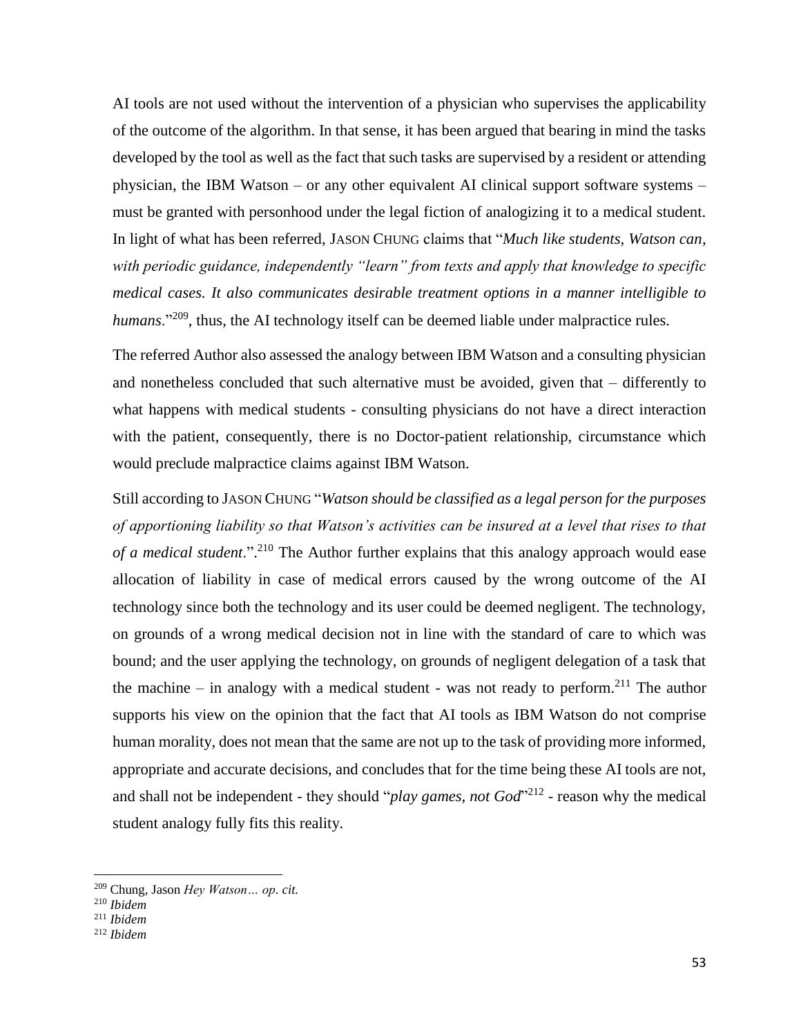AI tools are not used without the intervention of a physician who supervises the applicability of the outcome of the algorithm. In that sense, it has been argued that bearing in mind the tasks developed by the tool as well as the fact that such tasks are supervised by a resident or attending physician, the IBM Watson – or any other equivalent AI clinical support software systems – must be granted with personhood under the legal fiction of analogizing it to a medical student. In light of what has been referred, JASON CHUNG claims that "*Much like students, Watson can, with periodic guidance, independently "learn" from texts and apply that knowledge to specific medical cases. It also communicates desirable treatment options in a manner intelligible to humans*."[209], thus, the AI technology itself can be deemed liable under malpractice rules.

The referred Author also assessed the analogy between IBM Watson and a consulting physician and nonetheless concluded that such alternative must be avoided, given that – differently to what happens with medical students - consulting physicians do not have a direct interaction with the patient, consequently, there is no Doctor-patient relationship, circumstance which would preclude malpractice claims against IBM Watson.

Still according to JASON CHUNG "*Watson should be classified as a legal person for the purposes of apportioning liability so that Watson's activities can be insured at a level that rises to that of a medical student*.".[210] The Author further explains that this analogy approach would ease allocation of liability in case of medical errors caused by the wrong outcome of the AI technology since both the technology and its user could be deemed negligent. The technology, on grounds of a wrong medical decision not in line with the standard of care to which was bound; and the user applying the technology, on grounds of negligent delegation of a task that the machine – in analogy with a medical student - was not ready to perform.[211] The author supports his view on the opinion that the fact that AI tools as IBM Watson do not comprise human morality, does not mean that the same are not up to the task of providing more informed, appropriate and accurate decisions, and concludes that for the time being these AI tools are not, and shall not be independent - they should "*play games, not God*"[212] - reason why the medical student analogy fully fits this reality.

---

[209] Chung, Jason *Hey Watson… op. cit.*

[210] *Ibidem*

[211] *Ibidem*

[212] *Ibidem*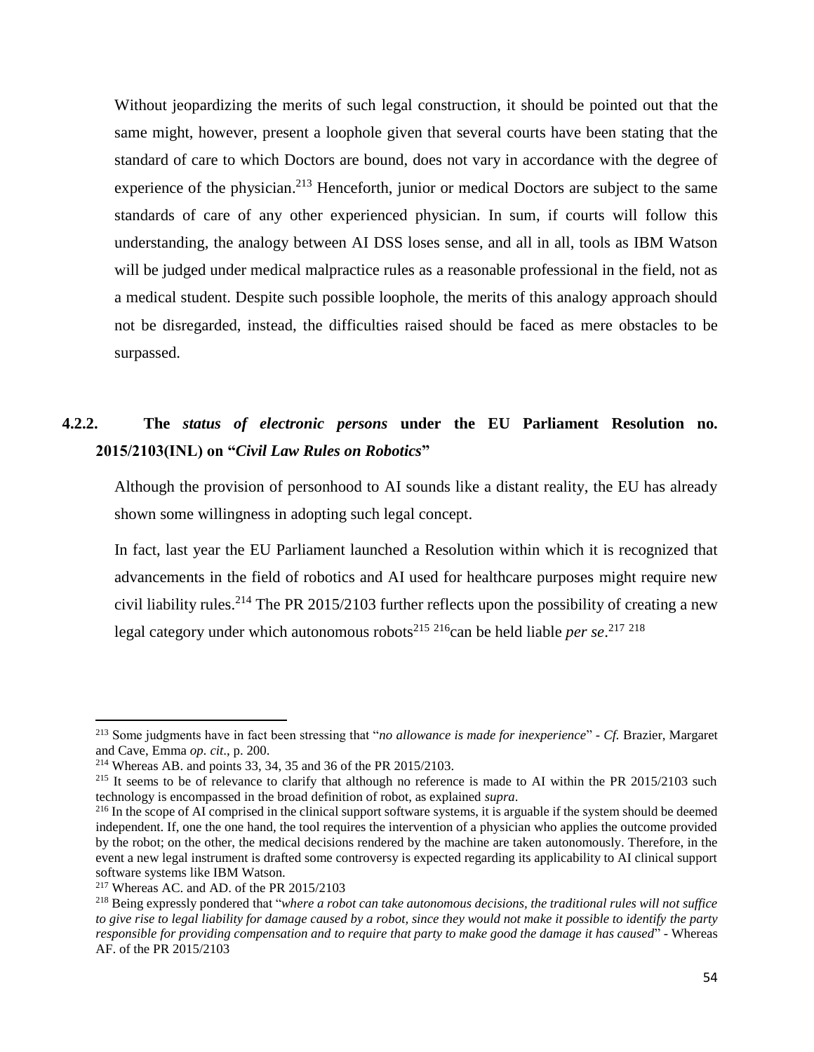Without jeopardizing the merits of such legal construction, it should be pointed out that the same might, however, present a loophole given that several courts have been stating that the standard of care to which Doctors are bound, does not vary in accordance with the degree of experience of the physician.[213] Henceforth, junior or medical Doctors are subject to the same standards of care of any other experienced physician. In sum, if courts will follow this understanding, the analogy between AI DSS loses sense, and all in all, tools as IBM Watson will be judged under medical malpractice rules as a reasonable professional in the field, not as a medical student. Despite such possible loophole, the merits of this analogy approach should not be disregarded, instead, the difficulties raised should be faced as mere obstacles to be surpassed.

### 4.2.2. The *status of electronic persons* under the EU Parliament Resolution no. 2015/2103(INL) on "*Civil Law Rules on Robotics*"

Although the provision of personhood to AI sounds like a distant reality, the EU has already shown some willingness in adopting such legal concept.

In fact, last year the EU Parliament launched a Resolution within which it is recognized that advancements in the field of robotics and AI used for healthcare purposes might require new civil liability rules.[214] The PR 2015/2103 further reflects upon the possibility of creating a new legal category under which autonomous robots[215] [216]can be held liable *per se*.[217] [218]

---

[213] Some judgments have in fact been stressing that "*no allowance is made for inexperience*" - *Cf.* Brazier, Margaret and Cave, Emma *op. cit*., p. 200.

[214] Whereas AB. and points 33, 34, 35 and 36 of the PR 2015/2103.

[215] It seems to be of relevance to clarify that although no reference is made to AI within the PR 2015/2103 such technology is encompassed in the broad definition of robot, as explained *supra*.

[216] In the scope of AI comprised in the clinical support software systems, it is arguable if the system should be deemed independent. If, one the one hand, the tool requires the intervention of a physician who applies the outcome provided by the robot; on the other, the medical decisions rendered by the machine are taken autonomously. Therefore, in the event a new legal instrument is drafted some controversy is expected regarding its applicability to AI clinical support software systems like IBM Watson.

[217] Whereas AC. and AD. of the PR 2015/2103

[218] Being expressly pondered that "*where a robot can take autonomous decisions, the traditional rules will not suffice to give rise to legal liability for damage caused by a robot, since they would not make it possible to identify the party responsible for providing compensation and to require that party to make good the damage it has caused*" - Whereas AF. of the PR 2015/2103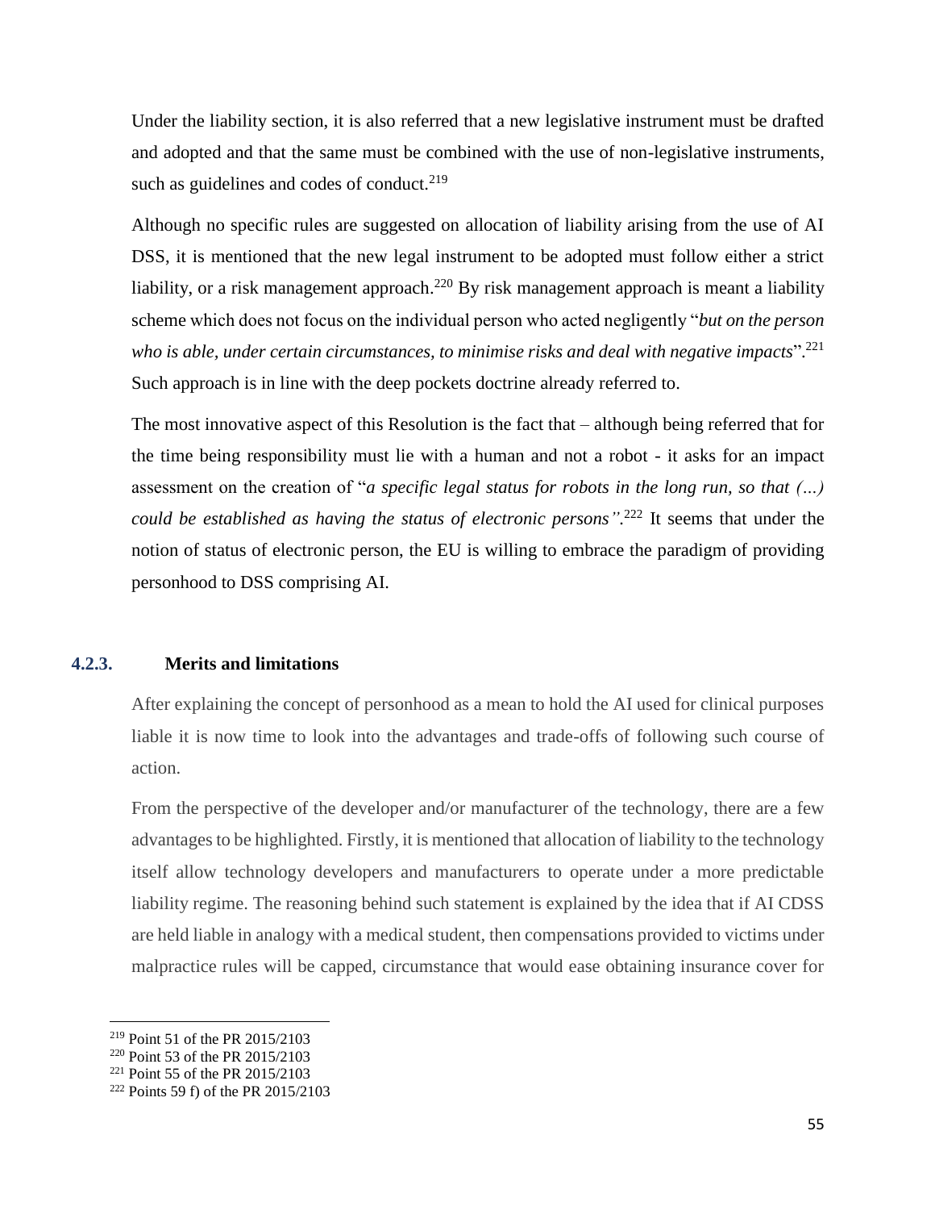Under the liability section, it is also referred that a new legislative instrument must be drafted and adopted and that the same must be combined with the use of non-legislative instruments, such as guidelines and codes of conduct.[219]

Although no specific rules are suggested on allocation of liability arising from the use of AI DSS, it is mentioned that the new legal instrument to be adopted must follow either a strict liability, or a risk management approach.[220] By risk management approach is meant a liability scheme which does not focus on the individual person who acted negligently "*but on the person who is able, under certain circumstances, to minimise risks and deal with negative impacts*".[221] Such approach is in line with the deep pockets doctrine already referred to.

The most innovative aspect of this Resolution is the fact that – although being referred that for the time being responsibility must lie with a human and not a robot - it asks for an impact assessment on the creation of "*a specific legal status for robots in the long run, so that (…) could be established as having the status of electronic persons"*.[222] It seems that under the notion of status of electronic person, the EU is willing to embrace the paradigm of providing personhood to DSS comprising AI.

#### 4.2.3. Merits and limitations

After explaining the concept of personhood as a mean to hold the AI used for clinical purposes liable it is now time to look into the advantages and trade-offs of following such course of action.

From the perspective of the developer and/or manufacturer of the technology, there are a few advantages to be highlighted. Firstly, it is mentioned that allocation of liability to the technology itself allow technology developers and manufacturers to operate under a more predictable liability regime. The reasoning behind such statement is explained by the idea that if AI CDSS are held liable in analogy with a medical student, then compensations provided to victims under malpractice rules will be capped, circumstance that would ease obtaining insurance cover for

---

[219] Point 51 of the PR 2015/2103

[220] Point 53 of the PR 2015/2103

[221] Point 55 of the PR 2015/2103

[222] Points 59 f) of the PR 2015/2103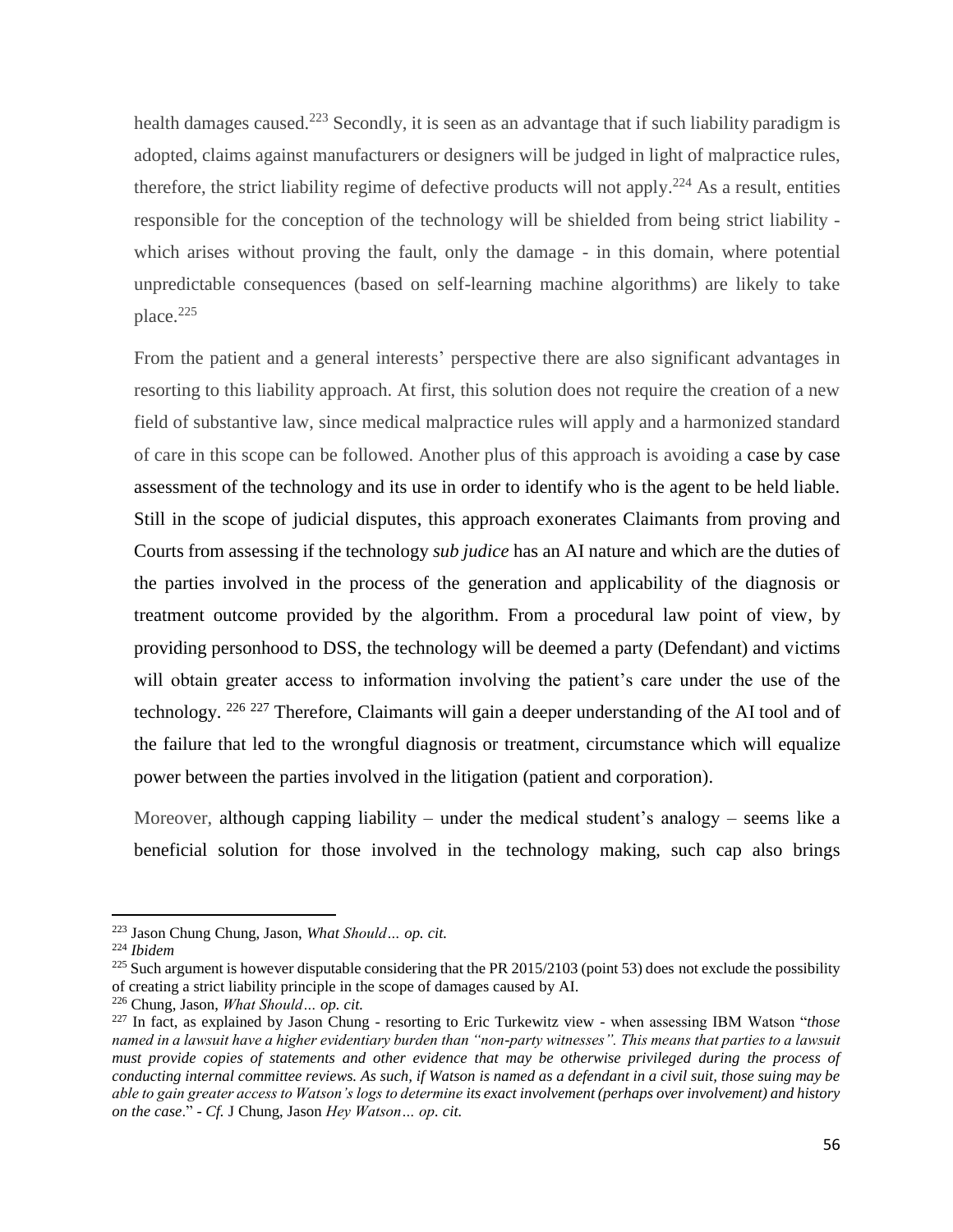health damages caused.[223] Secondly, it is seen as an advantage that if such liability paradigm is adopted, claims against manufacturers or designers will be judged in light of malpractice rules, therefore, the strict liability regime of defective products will not apply.[224] As a result, entities responsible for the conception of the technology will be shielded from being strict liability - which arises without proving the fault, only the damage - in this domain, where potential unpredictable consequences (based on self-learning machine algorithms) are likely to take place.[225]

From the patient and a general interests' perspective there are also significant advantages in resorting to this liability approach. At first, this solution does not require the creation of a new field of substantive law, since medical malpractice rules will apply and a harmonized standard of care in this scope can be followed. Another plus of this approach is avoiding a case by case assessment of the technology and its use in order to identify who is the agent to be held liable. Still in the scope of judicial disputes, this approach exonerates Claimants from proving and Courts from assessing if the technology *sub judice* has an AI nature and which are the duties of the parties involved in the process of the generation and applicability of the diagnosis or treatment outcome provided by the algorithm. From a procedural law point of view, by providing personhood to DSS, the technology will be deemed a party (Defendant) and victims will obtain greater access to information involving the patient's care under the use of the technology. [226] [227] Therefore, Claimants will gain a deeper understanding of the AI tool and of the failure that led to the wrongful diagnosis or treatment, circumstance which will equalize power between the parties involved in the litigation (patient and corporation).

Moreover, although capping liability – under the medical student's analogy – seems like a beneficial solution for those involved in the technology making, such cap also brings

---

[223] Jason Chung Chung, Jason, *What Should… op. cit.*

[224] *Ibidem*

[225] Such argument is however disputable considering that the PR 2015/2103 (point 53) does not exclude the possibility of creating a strict liability principle in the scope of damages caused by AI.

[226] Chung, Jason, *What Should… op. cit.*

[227] In fact, as explained by Jason Chung - resorting to Eric Turkewitz view - when assessing IBM Watson "*those named in a lawsuit have a higher evidentiary burden than "non-party witnesses". This means that parties to a lawsuit must provide copies of statements and other evidence that may be otherwise privileged during the process of conducting internal committee reviews. As such, if Watson is named as a defendant in a civil suit, those suing may be able to gain greater access to Watson's logs to determine its exact involvement (perhaps over involvement) and history on the case*." - *Cf.* J Chung, Jason *Hey Watson… op. cit.*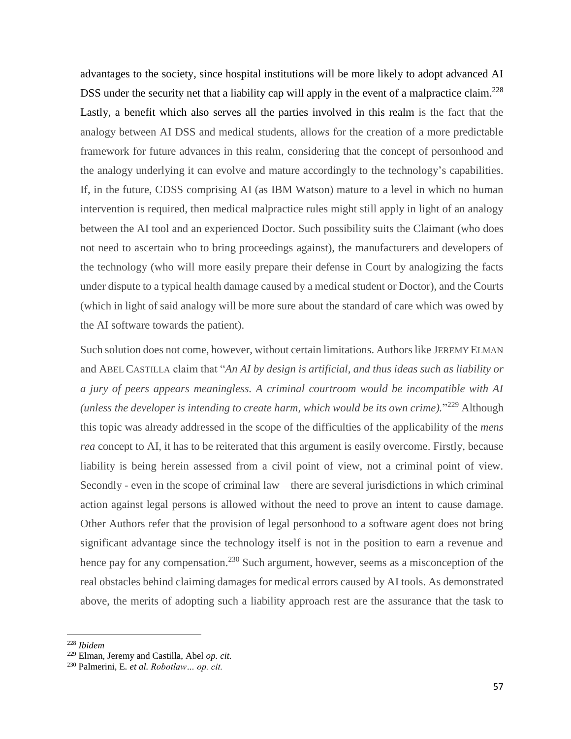advantages to the society, since hospital institutions will be more likely to adopt advanced AI DSS under the security net that a liability cap will apply in the event of a malpractice claim.[228] Lastly, a benefit which also serves all the parties involved in this realm is the fact that the analogy between AI DSS and medical students, allows for the creation of a more predictable framework for future advances in this realm, considering that the concept of personhood and the analogy underlying it can evolve and mature accordingly to the technology's capabilities. If, in the future, CDSS comprising AI (as IBM Watson) mature to a level in which no human intervention is required, then medical malpractice rules might still apply in light of an analogy between the AI tool and an experienced Doctor. Such possibility suits the Claimant (who does not need to ascertain who to bring proceedings against), the manufacturers and developers of the technology (who will more easily prepare their defense in Court by analogizing the facts under dispute to a typical health damage caused by a medical student or Doctor), and the Courts (which in light of said analogy will be more sure about the standard of care which was owed by the AI software towards the patient).

Such solution does not come, however, without certain limitations. Authors like JEREMY ELMAN and ABEL CASTILLA claim that "*An AI by design is artificial, and thus ideas such as liability or a jury of peers appears meaningless. A criminal courtroom would be incompatible with AI (unless the developer is intending to create harm, which would be its own crime).*"[229] Although this topic was already addressed in the scope of the difficulties of the applicability of the *mens rea* concept to AI, it has to be reiterated that this argument is easily overcome. Firstly, because liability is being herein assessed from a civil point of view, not a criminal point of view. Secondly - even in the scope of criminal law – there are several jurisdictions in which criminal action against legal persons is allowed without the need to prove an intent to cause damage. Other Authors refer that the provision of legal personhood to a software agent does not bring significant advantage since the technology itself is not in the position to earn a revenue and hence pay for any compensation.[230] Such argument, however, seems as a misconception of the real obstacles behind claiming damages for medical errors caused by AI tools. As demonstrated above, the merits of adopting such a liability approach rest are the assurance that the task to

---

[228] *Ibidem*

[229] Elman, Jeremy and Castilla, Abel *op. cit.*

[230] Palmerini, E. *et al. Robotlaw… op. cit.*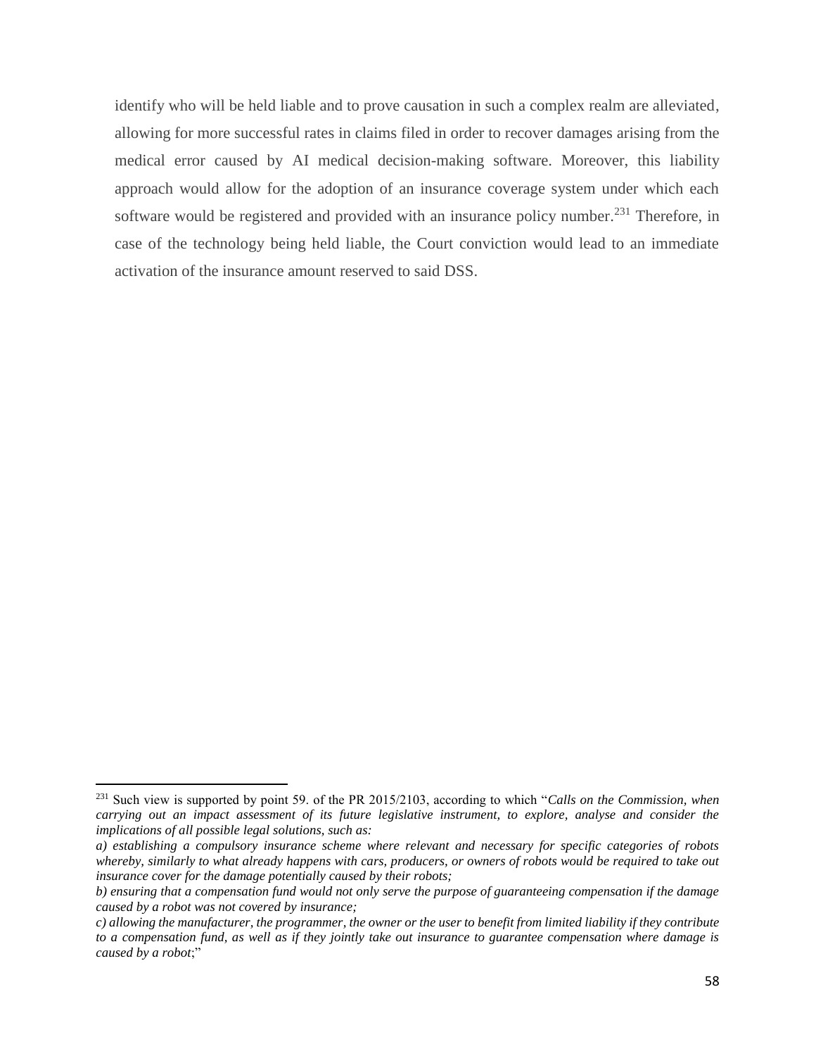identify who will be held liable and to prove causation in such a complex realm are alleviated, allowing for more successful rates in claims filed in order to recover damages arising from the medical error caused by AI medical decision-making software. Moreover, this liability approach would allow for the adoption of an insurance coverage system under which each software would be registered and provided with an insurance policy number.[231] Therefore, in case of the technology being held liable, the Court conviction would lead to an immediate activation of the insurance amount reserved to said DSS.

---

[231] Such view is supported by point 59. of the PR 2015/2103, according to which "*Calls on the Commission, when carrying out an impact assessment of its future legislative instrument, to explore, analyse and consider the implications of all possible legal solutions, such as:*

*a) establishing a compulsory insurance scheme where relevant and necessary for specific categories of robots whereby, similarly to what already happens with cars, producers, or owners of robots would be required to take out insurance cover for the damage potentially caused by their robots;*

*b) ensuring that a compensation fund would not only serve the purpose of guaranteeing compensation if the damage caused by a robot was not covered by insurance;*

*c) allowing the manufacturer, the programmer, the owner or the user to benefit from limited liability if they contribute to a compensation fund, as well as if they jointly take out insurance to guarantee compensation where damage is caused by a robot*;"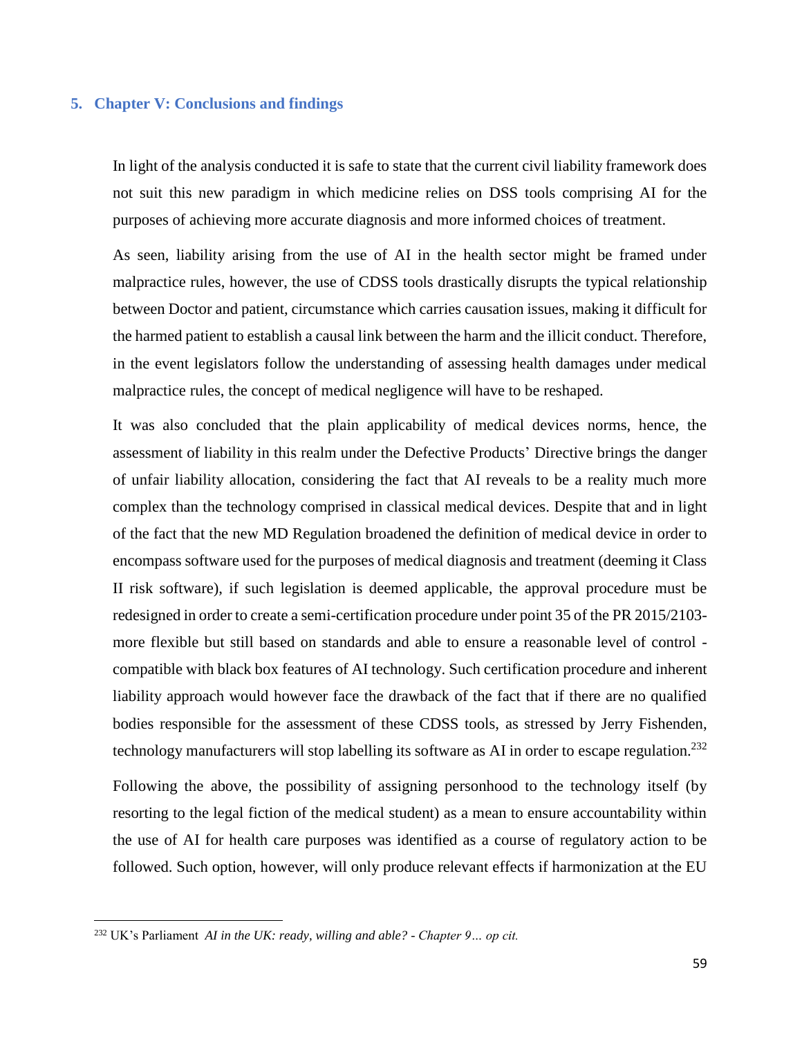## 5. Chapter V: Conclusions and findings

In light of the analysis conducted it is safe to state that the current civil liability framework does not suit this new paradigm in which medicine relies on DSS tools comprising AI for the purposes of achieving more accurate diagnosis and more informed choices of treatment.

As seen, liability arising from the use of AI in the health sector might be framed under malpractice rules, however, the use of CDSS tools drastically disrupts the typical relationship between Doctor and patient, circumstance which carries causation issues, making it difficult for the harmed patient to establish a causal link between the harm and the illicit conduct. Therefore, in the event legislators follow the understanding of assessing health damages under medical malpractice rules, the concept of medical negligence will have to be reshaped.

It was also concluded that the plain applicability of medical devices norms, hence, the assessment of liability in this realm under the Defective Products' Directive brings the danger of unfair liability allocation, considering the fact that AI reveals to be a reality much more complex than the technology comprised in classical medical devices. Despite that and in light of the fact that the new MD Regulation broadened the definition of medical device in order to encompass software used for the purposes of medical diagnosis and treatment (deeming it Class II risk software), if such legislation is deemed applicable, the approval procedure must be redesigned in order to create a semi-certification procedure under point 35 of the PR 2015/2103- more flexible but still based on standards and able to ensure a reasonable level of control - compatible with black box features of AI technology. Such certification procedure and inherent liability approach would however face the drawback of the fact that if there are no qualified bodies responsible for the assessment of these CDSS tools, as stressed by Jerry Fishenden, technology manufacturers will stop labelling its software as AI in order to escape regulation.[232]

Following the above, the possibility of assigning personhood to the technology itself (by resorting to the legal fiction of the medical student) as a mean to ensure accountability within the use of AI for health care purposes was identified as a course of regulatory action to be followed. Such option, however, will only produce relevant effects if harmonization at the EU

---

[232] UK's Parliament *AI in the UK: ready, willing and able? - Chapter 9… op cit.*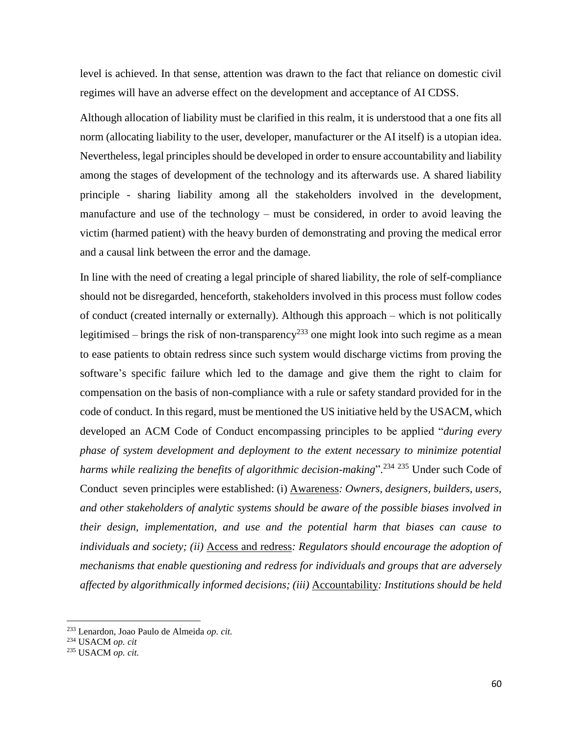level is achieved. In that sense, attention was drawn to the fact that reliance on domestic civil regimes will have an adverse effect on the development and acceptance of AI CDSS.

Although allocation of liability must be clarified in this realm, it is understood that a one fits all norm (allocating liability to the user, developer, manufacturer or the AI itself) is a utopian idea. Nevertheless, legal principles should be developed in order to ensure accountability and liability among the stages of development of the technology and its afterwards use. A shared liability principle - sharing liability among all the stakeholders involved in the development, manufacture and use of the technology – must be considered, in order to avoid leaving the victim (harmed patient) with the heavy burden of demonstrating and proving the medical error and a causal link between the error and the damage.

In line with the need of creating a legal principle of shared liability, the role of self-compliance should not be disregarded, henceforth, stakeholders involved in this process must follow codes of conduct (created internally or externally). Although this approach – which is not politically legitimised – brings the risk of non-transparency[233] one might look into such regime as a mean to ease patients to obtain redress since such system would discharge victims from proving the software's specific failure which led to the damage and give them the right to claim for compensation on the basis of non-compliance with a rule or safety standard provided for in the code of conduct. In this regard, must be mentioned the US initiative held by the USACM, which developed an ACM Code of Conduct encompassing principles to be applied "*during every phase of system development and deployment to the extent necessary to minimize potential harms while realizing the benefits of algorithmic decision-making*".[234] [235] Under such Code of Conduct seven principles were established: (i) Awareness*: Owners, designers, builders, users, and other stakeholders of analytic systems should be aware of the possible biases involved in their design, implementation, and use and the potential harm that biases can cause to individuals and society; (ii)* Access and redress*: Regulators should encourage the adoption of mechanisms that enable questioning and redress for individuals and groups that are adversely affected by algorithmically informed decisions; (iii)* Accountability*: Institutions should be held*

---

[233] Lenardon, Joao Paulo de Almeida *op. cit.*

[234] USACM *op. cit*

[235] USACM *op. cit.*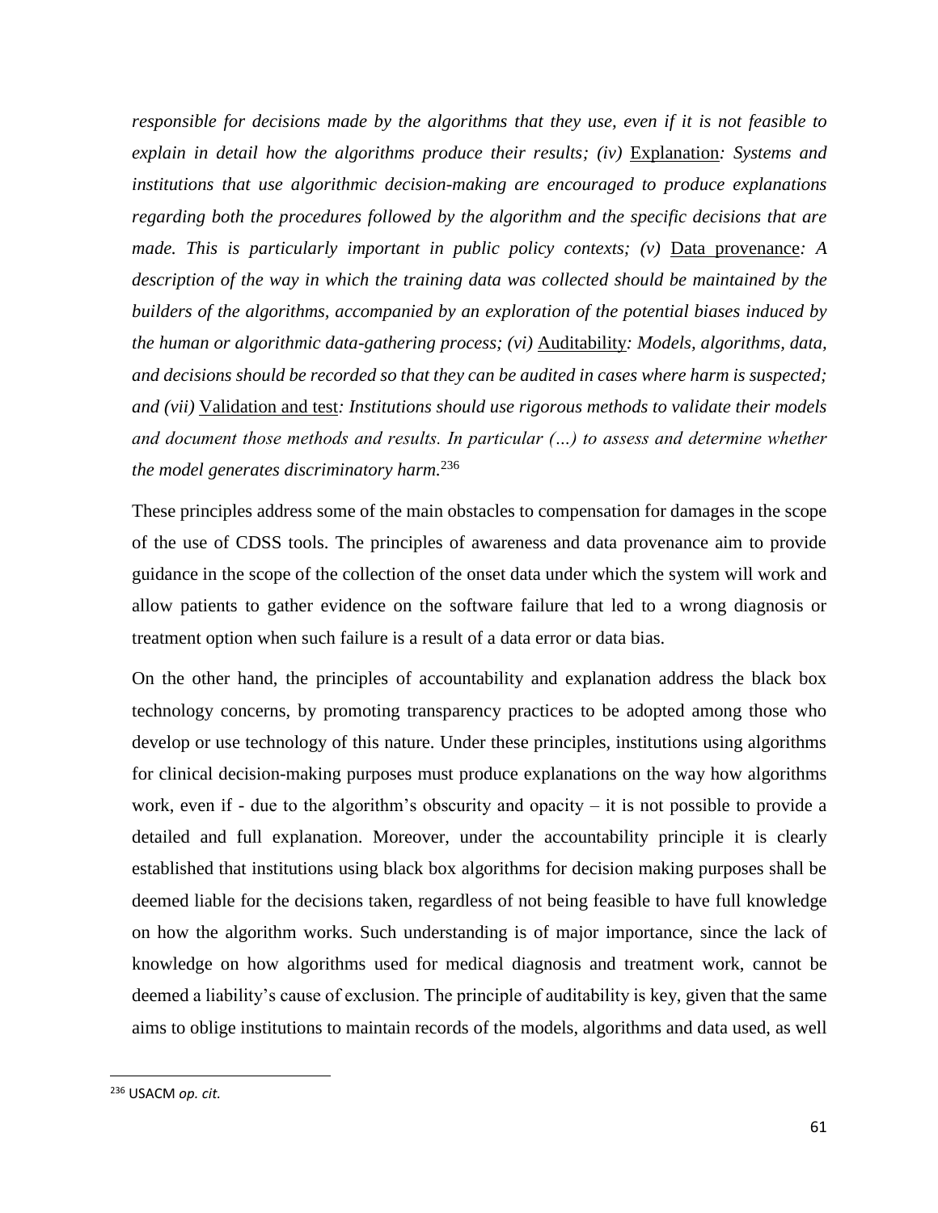*responsible for decisions made by the algorithms that they use, even if it is not feasible to explain in detail how the algorithms produce their results; (iv)* Explanation*: Systems and institutions that use algorithmic decision-making are encouraged to produce explanations regarding both the procedures followed by the algorithm and the specific decisions that are made. This is particularly important in public policy contexts; (v)* Data provenance*: A description of the way in which the training data was collected should be maintained by the builders of the algorithms, accompanied by an exploration of the potential biases induced by the human or algorithmic data-gathering process; (vi)* Auditability*: Models, algorithms, data, and decisions should be recorded so that they can be audited in cases where harm is suspected; and (vii)* Validation and test*: Institutions should use rigorous methods to validate their models and document those methods and results. In particular (…) to assess and determine whether the model generates discriminatory harm.*[236]

These principles address some of the main obstacles to compensation for damages in the scope of the use of CDSS tools. The principles of awareness and data provenance aim to provide guidance in the scope of the collection of the onset data under which the system will work and allow patients to gather evidence on the software failure that led to a wrong diagnosis or treatment option when such failure is a result of a data error or data bias.

On the other hand, the principles of accountability and explanation address the black box technology concerns, by promoting transparency practices to be adopted among those who develop or use technology of this nature. Under these principles, institutions using algorithms for clinical decision-making purposes must produce explanations on the way how algorithms work, even if - due to the algorithm's obscurity and opacity – it is not possible to provide a detailed and full explanation. Moreover, under the accountability principle it is clearly established that institutions using black box algorithms for decision making purposes shall be deemed liable for the decisions taken, regardless of not being feasible to have full knowledge on how the algorithm works. Such understanding is of major importance, since the lack of knowledge on how algorithms used for medical diagnosis and treatment work, cannot be deemed a liability's cause of exclusion. The principle of auditability is key, given that the same aims to oblige institutions to maintain records of the models, algorithms and data used, as well

[236] USACM *op. cit.*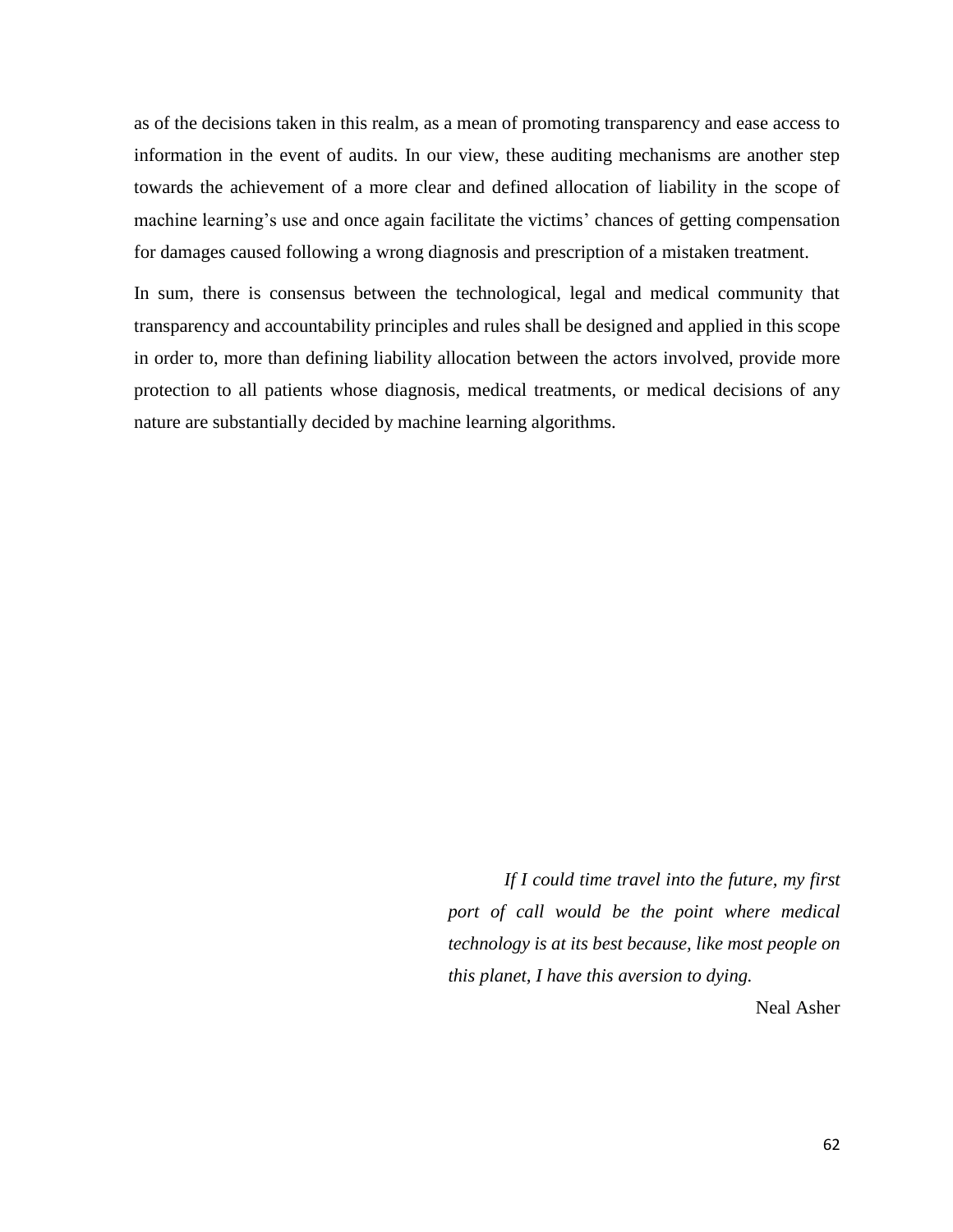as of the decisions taken in this realm, as a mean of promoting transparency and ease access to information in the event of audits. In our view, these auditing mechanisms are another step towards the achievement of a more clear and defined allocation of liability in the scope of machine learning's use and once again facilitate the victims' chances of getting compensation for damages caused following a wrong diagnosis and prescription of a mistaken treatment.

In sum, there is consensus between the technological, legal and medical community that transparency and accountability principles and rules shall be designed and applied in this scope in order to, more than defining liability allocation between the actors involved, provide more protection to all patients whose diagnosis, medical treatments, or medical decisions of any nature are substantially decided by machine learning algorithms.

> *If I could time travel into the future, my first port of call would be the point where medical technology is at its best because, like most people on this planet, I have this aversion to dying.*
>
> Neal Asher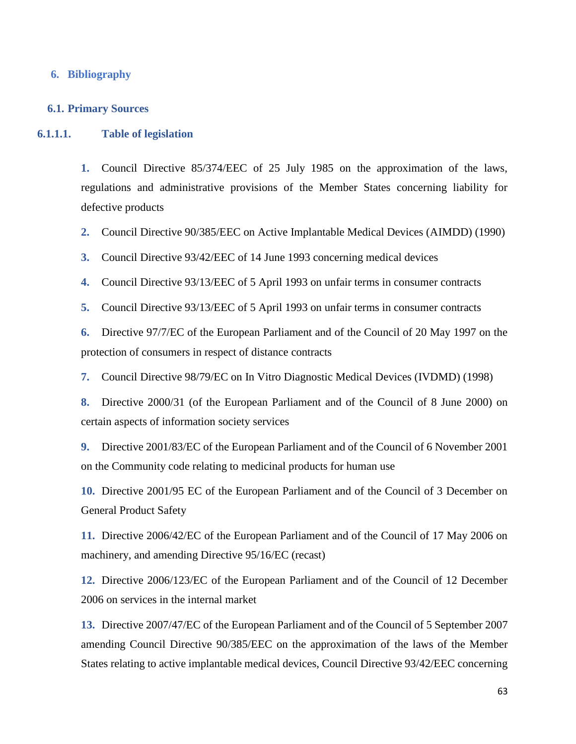## 6. Bibliography

### 6.1. Primary Sources

#### 6.1.1.1. Table of legislation

1. Council Directive 85/374/EEC of 25 July 1985 on the approximation of the laws, regulations and administrative provisions of the Member States concerning liability for defective products
2. Council Directive 90/385/EEC on Active Implantable Medical Devices (AIMDD) (1990)
3. Council Directive 93/42/EEC of 14 June 1993 concerning medical devices
4. Council Directive 93/13/EEC of 5 April 1993 on unfair terms in consumer contracts
5. Council Directive 93/13/EEC of 5 April 1993 on unfair terms in consumer contracts
6. Directive 97/7/EC of the European Parliament and of the Council of 20 May 1997 on the protection of consumers in respect of distance contracts
7. Council Directive 98/79/EC on In Vitro Diagnostic Medical Devices (IVDMD) (1998)
8. Directive 2000/31 (of the European Parliament and of the Council of 8 June 2000) on certain aspects of information society services
9. Directive 2001/83/EC of the European Parliament and of the Council of 6 November 2001 on the Community code relating to medicinal products for human use
10. Directive 2001/95 EC of the European Parliament and of the Council of 3 December on General Product Safety
11. Directive 2006/42/EC of the European Parliament and of the Council of 17 May 2006 on machinery, and amending Directive 95/16/EC (recast)
12. Directive 2006/123/EC of the European Parliament and of the Council of 12 December 2006 on services in the internal market
13. Directive 2007/47/EC of the European Parliament and of the Council of 5 September 2007 amending Council Directive 90/385/EEC on the approximation of the laws of the Member States relating to active implantable medical devices, Council Directive 93/42/EEC concerning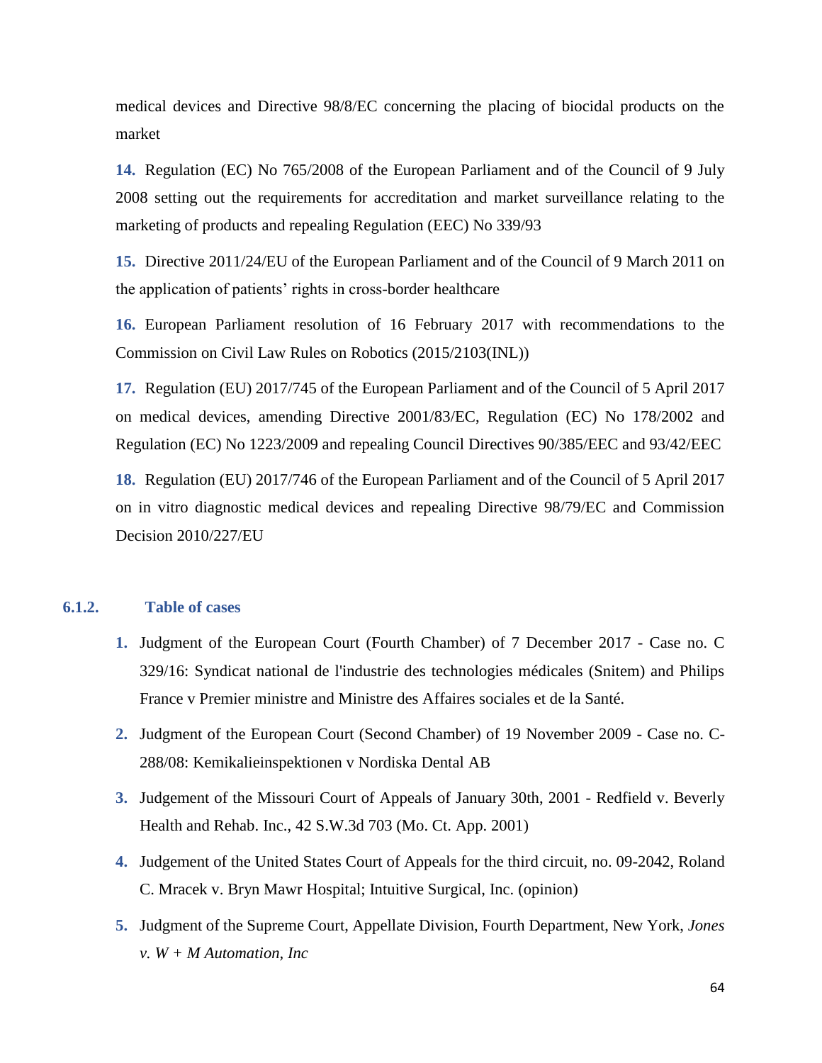medical devices and Directive 98/8/EC concerning the placing of biocidal products on the market

**14.** Regulation (EC) No 765/2008 of the European Parliament and of the Council of 9 July 2008 setting out the requirements for accreditation and market surveillance relating to the marketing of products and repealing Regulation (EEC) No 339/93

**15.** Directive 2011/24/EU of the European Parliament and of the Council of 9 March 2011 on the application of patients' rights in cross-border healthcare

**16.** European Parliament resolution of 16 February 2017 with recommendations to the Commission on Civil Law Rules on Robotics (2015/2103(INL))

**17.** Regulation (EU) 2017/745 of the European Parliament and of the Council of 5 April 2017 on medical devices, amending Directive 2001/83/EC, Regulation (EC) No 178/2002 and Regulation (EC) No 1223/2009 and repealing Council Directives 90/385/EEC and 93/42/EEC

**18.** Regulation (EU) 2017/746 of the European Parliament and of the Council of 5 April 2017 on in vitro diagnostic medical devices and repealing Directive 98/79/EC and Commission Decision 2010/227/EU

### 6.1.2. Table of cases

1. Judgment of the European Court (Fourth Chamber) of 7 December 2017 - Case no. C 329/16: Syndicat national de l'industrie des technologies médicales (Snitem) and Philips France v Premier ministre and Ministre des Affaires sociales et de la Santé.
2. Judgment of the European Court (Second Chamber) of 19 November 2009 - Case no. C-288/08: Kemikalieinspektionen v Nordiska Dental AB
3. Judgement of the Missouri Court of Appeals of January 30th, 2001 - Redfield v. Beverly Health and Rehab. Inc., 42 S.W.3d 703 (Mo. Ct. App. 2001)
4. Judgement of the United States Court of Appeals for the third circuit, no. 09-2042, Roland C. Mracek v. Bryn Mawr Hospital; Intuitive Surgical, Inc. (opinion)
5. Judgment of the Supreme Court, Appellate Division, Fourth Department, New York, *Jones v. W + M Automation, Inc*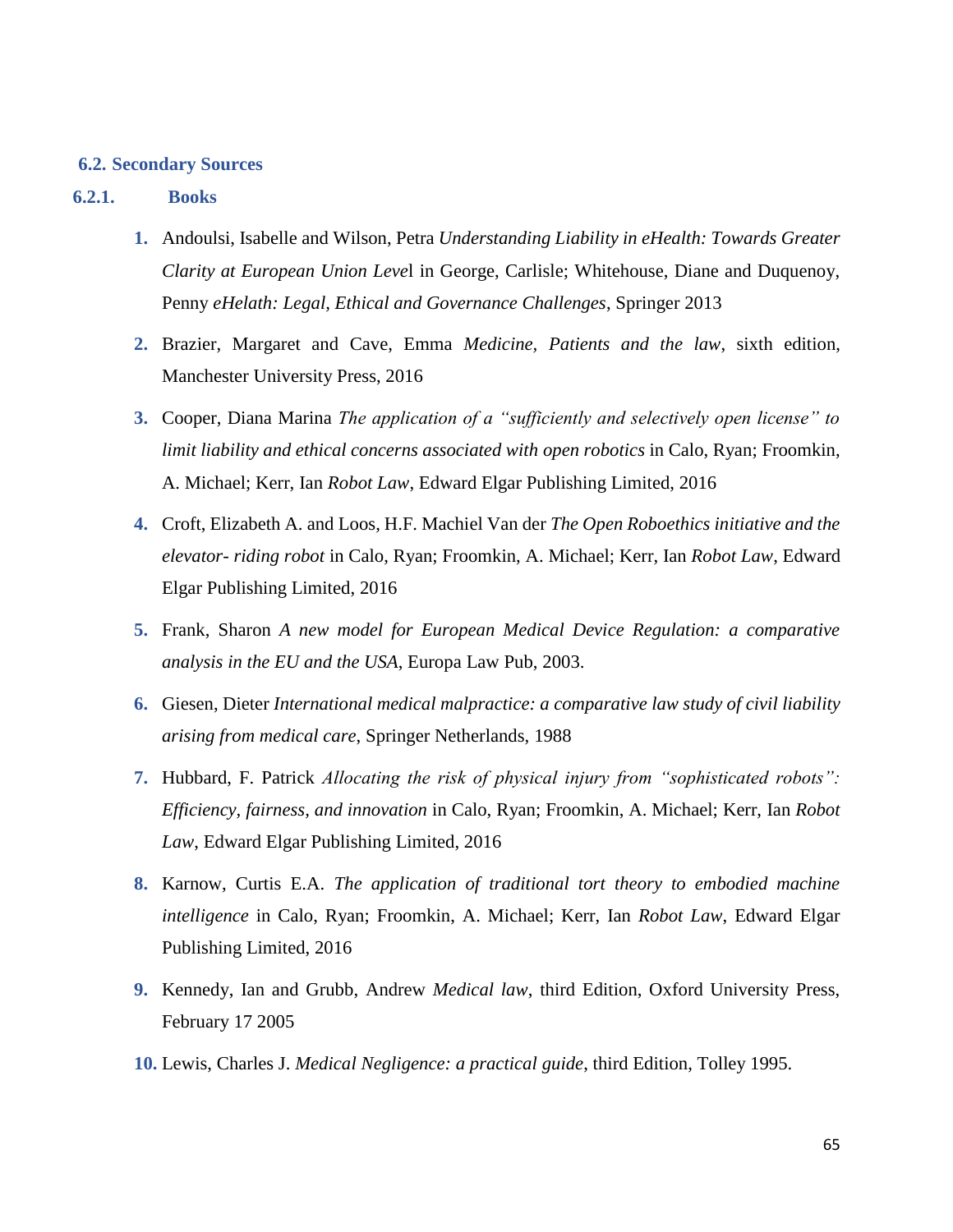## 6.2. Secondary Sources

### 6.2.1. Books

1. Andoulsi, Isabelle and Wilson, Petra *Understanding Liability in eHealth: Towards Greater Clarity at European Union Leve*l in George, Carlisle; Whitehouse, Diane and Duquenoy, Penny *eHelath: Legal, Ethical and Governance Challenges*, Springer 2013
2. Brazier, Margaret and Cave, Emma *Medicine, Patients and the law*, sixth edition, Manchester University Press, 2016
3. Cooper, Diana Marina *The application of a "sufficiently and selectively open license" to limit liability and ethical concerns associated with open robotics* in Calo, Ryan; Froomkin, A. Michael; Kerr, Ian *Robot Law*, Edward Elgar Publishing Limited, 2016
4. Croft, Elizabeth A. and Loos, H.F. Machiel Van der *The Open Roboethics initiative and the elevator- riding robot* in Calo, Ryan; Froomkin, A. Michael; Kerr, Ian *Robot Law*, Edward Elgar Publishing Limited, 2016
5. Frank, Sharon *A new model for European Medical Device Regulation: a comparative analysis in the EU and the USA*, Europa Law Pub, 2003.
6. Giesen, Dieter *International medical malpractice: a comparative law study of civil liability arising from medical care*, Springer Netherlands, 1988
7. Hubbard, F. Patrick *Allocating the risk of physical injury from "sophisticated robots": Efficiency, fairness, and innovation* in Calo, Ryan; Froomkin, A. Michael; Kerr, Ian *Robot Law*, Edward Elgar Publishing Limited, 2016
8. Karnow, Curtis E.A. *The application of traditional tort theory to embodied machine intelligence* in Calo, Ryan; Froomkin, A. Michael; Kerr, Ian *Robot Law*, Edward Elgar Publishing Limited, 2016
9. Kennedy, Ian and Grubb, Andrew *Medical law*, third Edition, Oxford University Press, February 17 2005
10. Lewis, Charles J. *Medical Negligence: a practical guide*, third Edition, Tolley 1995.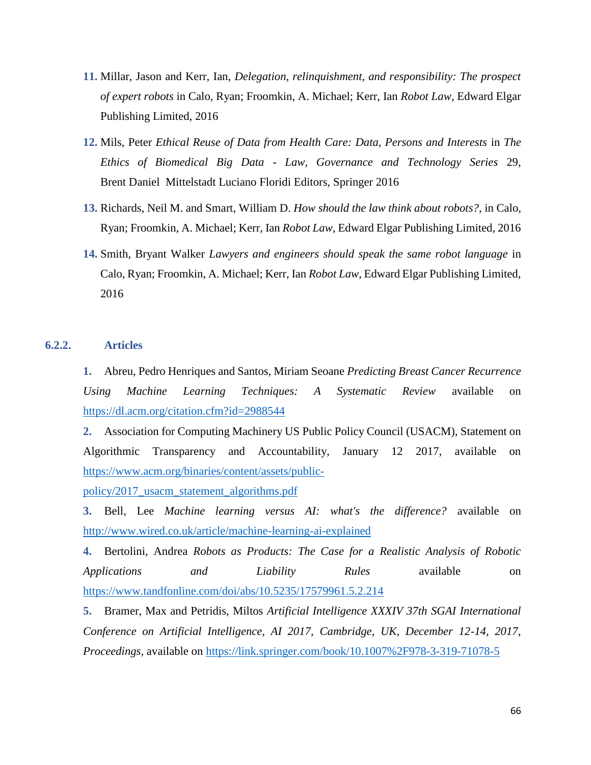11. Millar, Jason and Kerr, Ian, *Delegation, relinquishment, and responsibility: The prospect of expert robots* in Calo, Ryan; Froomkin, A. Michael; Kerr, Ian *Robot Law*, Edward Elgar Publishing Limited, 2016

12. Mils, Peter *Ethical Reuse of Data from Health Care: Data, Persons and Interests* in *The Ethics of Biomedical Big Data - Law, Governance and Technology Series* 29, Brent Daniel Mittelstadt Luciano Floridi Editors, Springer 2016

13. Richards, Neil M. and Smart, William D. *How should the law think about robots?*, in Calo, Ryan; Froomkin, A. Michael; Kerr, Ian *Robot Law*, Edward Elgar Publishing Limited, 2016

14. Smith, Bryant Walker *Lawyers and engineers should speak the same robot language* in Calo, Ryan; Froomkin, A. Michael; Kerr, Ian *Robot Law*, Edward Elgar Publishing Limited, 2016

### 6.2.2. Articles

1. Abreu, Pedro Henriques and Santos, Miriam Seoane *Predicting Breast Cancer Recurrence Using Machine Learning Techniques: A Systematic Review* available on https://dl.acm.org/citation.cfm?id=2988544

2. Association for Computing Machinery US Public Policy Council (USACM), Statement on Algorithmic Transparency and Accountability, January 12 2017, available on https://www.acm.org/binaries/content/assets/public-policy/2017_usacm_statement_algorithms.pdf

3. Bell, Lee *Machine learning versus AI: what's the difference?* available on http://www.wired.co.uk/article/machine-learning-ai-explained

4. Bertolini, Andrea *Robots as Products: The Case for a Realistic Analysis of Robotic Applications and Liability Rules* available on https://www.tandfonline.com/doi/abs/10.5235/17579961.5.2.214

5. Bramer, Max and Petridis, Miltos *Artificial Intelligence XXXIV 37th SGAI International Conference on Artificial Intelligence, AI 2017, Cambridge, UK, December 12-14, 2017, Proceedings*, available on https://link.springer.com/book/10.1007%2F978-3-319-71078-5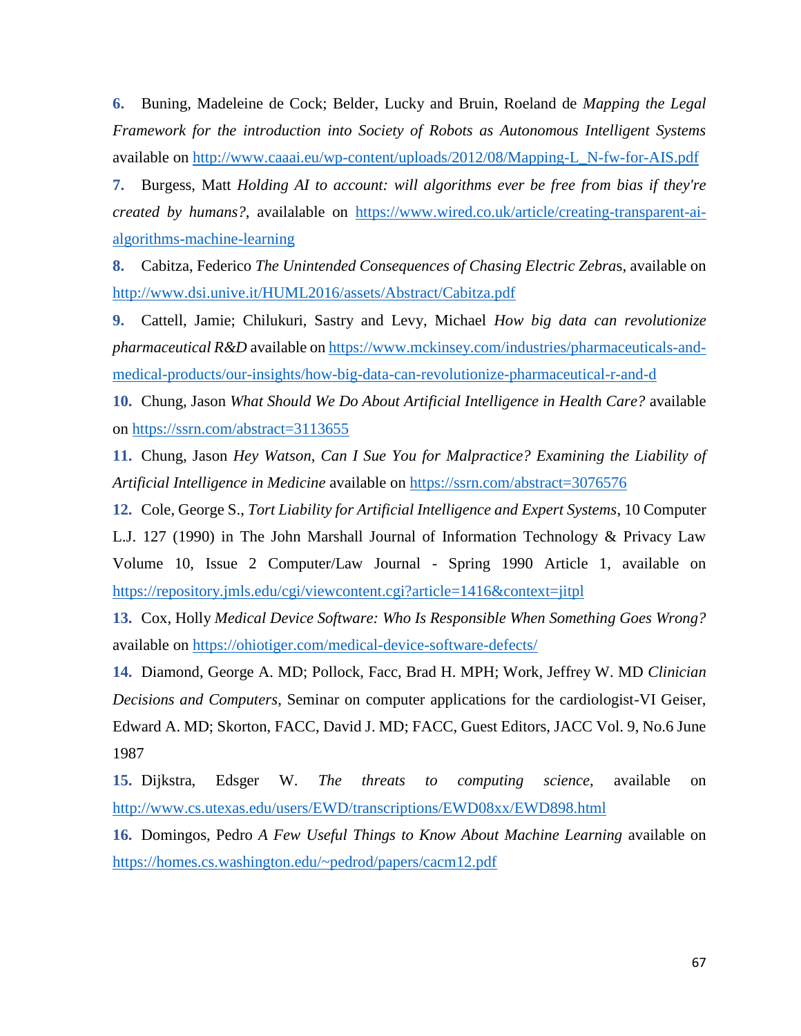**6.** Buning, Madeleine de Cock; Belder, Lucky and Bruin, Roeland de *Mapping the Legal Framework for the introduction into Society of Robots as Autonomous Intelligent Systems* available on http://www.caaai.eu/wp-content/uploads/2012/08/Mapping-L_N-fw-for-AIS.pdf

**7.** Burgess, Matt *Holding AI to account: will algorithms ever be free from bias if they're created by humans?*, availalable on https://www.wired.co.uk/article/creating-transparent-ai-algorithms-machine-learning

**8.** Cabitza, Federico *The Unintended Consequences of Chasing Electric Zebra*s, available on http://www.dsi.unive.it/HUML2016/assets/Abstract/Cabitza.pdf

**9.** Cattell, Jamie; Chilukuri, Sastry and Levy, Michael *How big data can revolutionize pharmaceutical R&D* available on https://www.mckinsey.com/industries/pharmaceuticals-and-medical-products/our-insights/how-big-data-can-revolutionize-pharmaceutical-r-and-d

**10.** Chung, Jason *What Should We Do About Artificial Intelligence in Health Care?* available on https://ssrn.com/abstract=3113655

**11.** Chung, Jason *Hey Watson, Can I Sue You for Malpractice? Examining the Liability of Artificial Intelligence in Medicine* available on https://ssrn.com/abstract=3076576

**12.** Cole, George S., *Tort Liability for Artificial Intelligence and Expert Systems*, 10 Computer L.J. 127 (1990) in The John Marshall Journal of Information Technology & Privacy Law Volume 10, Issue 2 Computer/Law Journal - Spring 1990 Article 1, available on https://repository.jmls.edu/cgi/viewcontent.cgi?article=1416&context=jitpl

**13.** Cox, Holly *Medical Device Software: Who Is Responsible When Something Goes Wrong?* available on https://ohiotiger.com/medical-device-software-defects/

**14.** Diamond, George A. MD; Pollock, Facc, Brad H. MPH; Work, Jeffrey W. MD *Clinician Decisions and Computers*, Seminar on computer applications for the cardiologist-VI Geiser, Edward A. MD; Skorton, FACC, David J. MD; FACC, Guest Editors, JACC Vol. 9, No.6 June 1987

**15.** Dijkstra, Edsger W. *The threats to computing science*, available on http://www.cs.utexas.edu/users/EWD/transcriptions/EWD08xx/EWD898.html

**16.** Domingos, Pedro *A Few Useful Things to Know About Machine Learning* available on https://homes.cs.washington.edu/~pedrod/papers/cacm12.pdf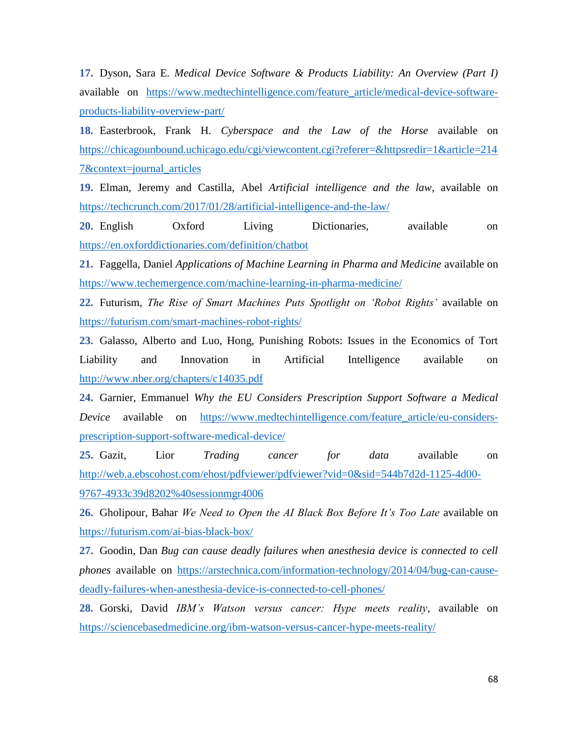**17.** Dyson, Sara E. *Medical Device Software & Products Liability: An Overview (Part I)* available on https://www.medtechintelligence.com/feature_article/medical-device-software-products-liability-overview-part/

**18.** Easterbrook, Frank H. *Cyberspace and the Law of the Horse* available on https://chicagounbound.uchicago.edu/cgi/viewcontent.cgi?referer=&httpsredir=1&article=2147&context=journal_articles

**19.** Elman, Jeremy and Castilla, Abel *Artificial intelligence and the law*, available on https://techcrunch.com/2017/01/28/artificial-intelligence-and-the-law/

**20.** English Oxford Living Dictionaries, available on https://en.oxforddictionaries.com/definition/chatbot

**21.** Faggella, Daniel *Applications of Machine Learning in Pharma and Medicine* available on https://www.techemergence.com/machine-learning-in-pharma-medicine/

**22.** Futurism, *The Rise of Smart Machines Puts Spotlight on 'Robot Rights'* available on https://futurism.com/smart-machines-robot-rights/

**23.** Galasso, Alberto and Luo, Hong, Punishing Robots: Issues in the Economics of Tort Liability and Innovation in Artificial Intelligence available on http://www.nber.org/chapters/c14035.pdf

**24.** Garnier, Emmanuel *Why the EU Considers Prescription Support Software a Medical Device* available on https://www.medtechintelligence.com/feature_article/eu-considers-prescription-support-software-medical-device/

**25.** Gazit, Lior *Trading cancer for data* available on http://web.a.ebscohost.com/ehost/pdfviewer/pdfviewer?vid=0&sid=544b7d2d-1125-4d00-9767-4933c39d8202%40sessionmgr4006

**26.** Gholipour, Bahar *We Need to Open the AI Black Box Before It's Too Late* available on https://futurism.com/ai-bias-black-box/

**27.** Goodin, Dan *Bug can cause deadly failures when anesthesia device is connected to cell phones* available on https://arstechnica.com/information-technology/2014/04/bug-can-cause-deadly-failures-when-anesthesia-device-is-connected-to-cell-phones/

**28.** Gorski, David *IBM's Watson versus cancer: Hype meets reality*, available on https://sciencebasedmedicine.org/ibm-watson-versus-cancer-hype-meets-reality/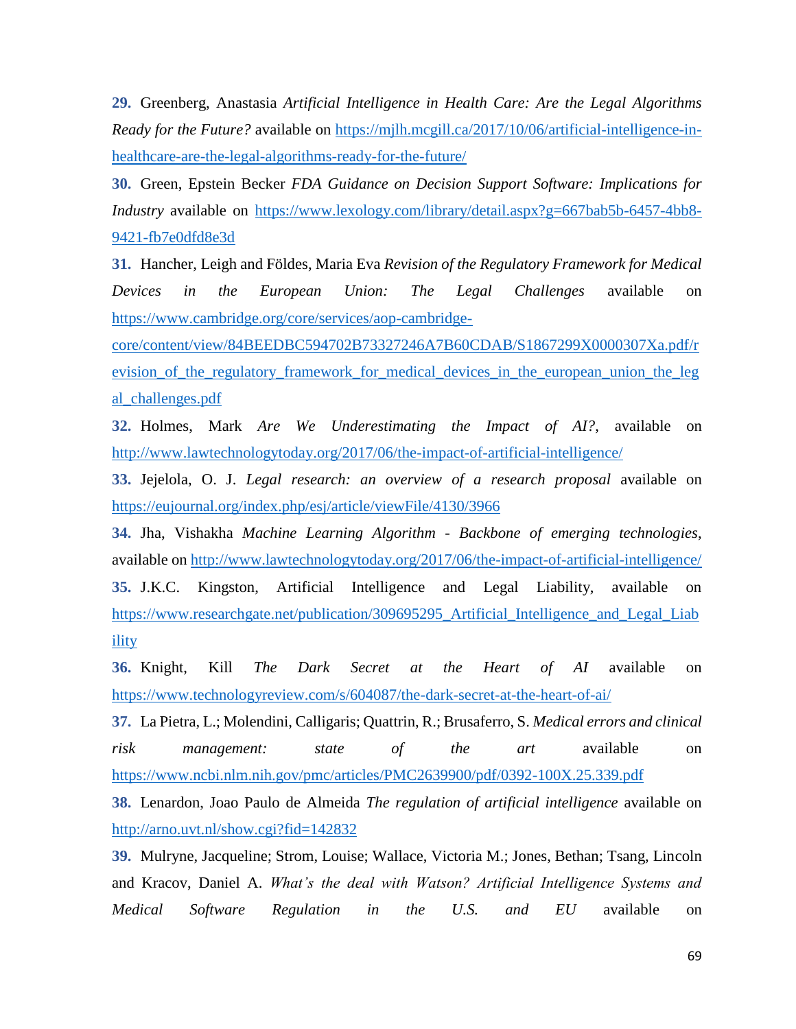**29.** Greenberg, Anastasia *Artificial Intelligence in Health Care: Are the Legal Algorithms Ready for the Future?* available on https://mjlh.mcgill.ca/2017/10/06/artificial-intelligence-in-healthcare-are-the-legal-algorithms-ready-for-the-future/

**30.** Green, Epstein Becker *FDA Guidance on Decision Support Software: Implications for Industry* available on https://www.lexology.com/library/detail.aspx?g=667bab5b-6457-4bb8-9421-fb7e0dfd8e3d

**31.** Hancher, Leigh and Földes, Maria Eva *Revision of the Regulatory Framework for Medical Devices in the European Union: The Legal Challenges* available on https://www.cambridge.org/core/services/aop-cambridge-core/content/view/84BEEDBC594702B73327246A7B60CDAB/S1867299X0000307Xa.pdf/revision_of_the_regulatory_framework_for_medical_devices_in_the_european_union_the_legal_challenges.pdf

**32.** Holmes, Mark *Are We Underestimating the Impact of AI?*, available on http://www.lawtechnologytoday.org/2017/06/the-impact-of-artificial-intelligence/

**33.** Jejelola, O. J. *Legal research: an overview of a research proposal* available on https://eujournal.org/index.php/esj/article/viewFile/4130/3966

**34.** Jha, Vishakha *Machine Learning Algorithm - Backbone of emerging technologies*, available on http://www.lawtechnologytoday.org/2017/06/the-impact-of-artificial-intelligence/

**35.** J.K.C. Kingston, Artificial Intelligence and Legal Liability, available on https://www.researchgate.net/publication/309695295_Artificial_Intelligence_and_Legal_Liability

**36.** Knight, Kill *The Dark Secret at the Heart of AI* available on https://www.technologyreview.com/s/604087/the-dark-secret-at-the-heart-of-ai/

**37.** La Pietra, L.; Molendini, Calligaris; Quattrin, R.; Brusaferro, S. *Medical errors and clinical risk management: state of the art* available on https://www.ncbi.nlm.nih.gov/pmc/articles/PMC2639900/pdf/0392-100X.25.339.pdf

**38.** Lenardon, Joao Paulo de Almeida *The regulation of artificial intelligence* available on http://arno.uvt.nl/show.cgi?fid=142832

**39.** Mulryne, Jacqueline; Strom, Louise; Wallace, Victoria M.; Jones, Bethan; Tsang, Lincoln and Kracov, Daniel A. *What's the deal with Watson? Artificial Intelligence Systems and Medical Software Regulation in the U.S. and EU* available on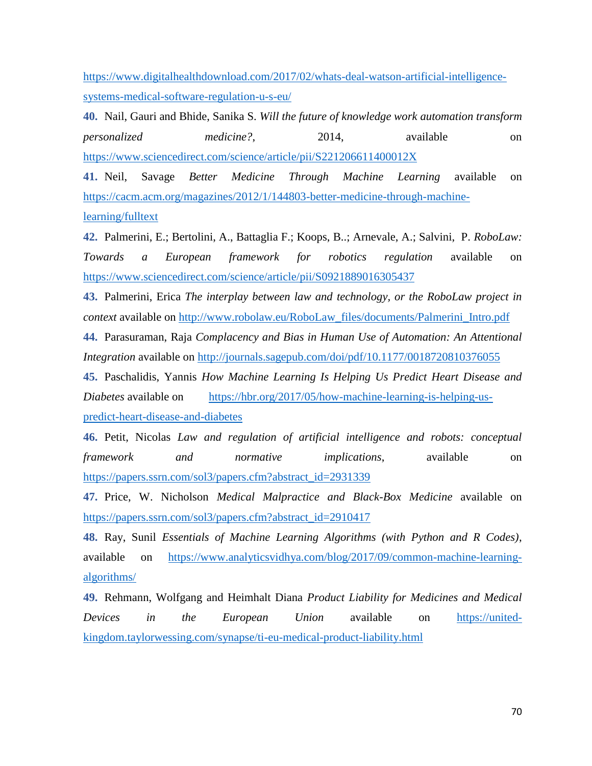https://www.digitalhealthdownload.com/2017/02/whats-deal-watson-artificial-intelligence-systems-medical-software-regulation-u-s-eu/

**40.** Nail, Gauri and Bhide, Sanika S. *Will the future of knowledge work automation transform personalized medicine?*, 2014, available on https://www.sciencedirect.com/science/article/pii/S221206611400012X

**41.** Neil, Savage *Better Medicine Through Machine Learning* available on https://cacm.acm.org/magazines/2012/1/144803-better-medicine-through-machine-learning/fulltext

**42.** Palmerini, E.; Bertolini, A., Battaglia F.; Koops, B..; Arnevale, A.; Salvini, P. *RoboLaw: Towards a European framework for robotics regulation* available on https://www.sciencedirect.com/science/article/pii/S0921889016305437

**43.** Palmerini, Erica *The interplay between law and technology, or the RoboLaw project in context* available on http://www.robolaw.eu/RoboLaw_files/documents/Palmerini_Intro.pdf

**44.** Parasuraman, Raja *Complacency and Bias in Human Use of Automation: An Attentional Integration* available on http://journals.sagepub.com/doi/pdf/10.1177/0018720810376055

**45.** Paschalidis, Yannis *How Machine Learning Is Helping Us Predict Heart Disease and Diabetes* available on https://hbr.org/2017/05/how-machine-learning-is-helping-us-predict-heart-disease-and-diabetes

**46.** Petit, Nicolas *Law and regulation of artificial intelligence and robots: conceptual framework and normative implications*, available on https://papers.ssrn.com/sol3/papers.cfm?abstract_id=2931339

**47.** Price, W. Nicholson *Medical Malpractice and Black-Box Medicine* available on https://papers.ssrn.com/sol3/papers.cfm?abstract_id=2910417

**48.** Ray, Sunil *Essentials of Machine Learning Algorithms (with Python and R Codes)*, available on https://www.analyticsvidhya.com/blog/2017/09/common-machine-learning-algorithms/

**49.** Rehmann, Wolfgang and Heimhalt Diana *Product Liability for Medicines and Medical Devices in the European Union* available on https://united-kingdom.taylorwessing.com/synapse/ti-eu-medical-product-liability.html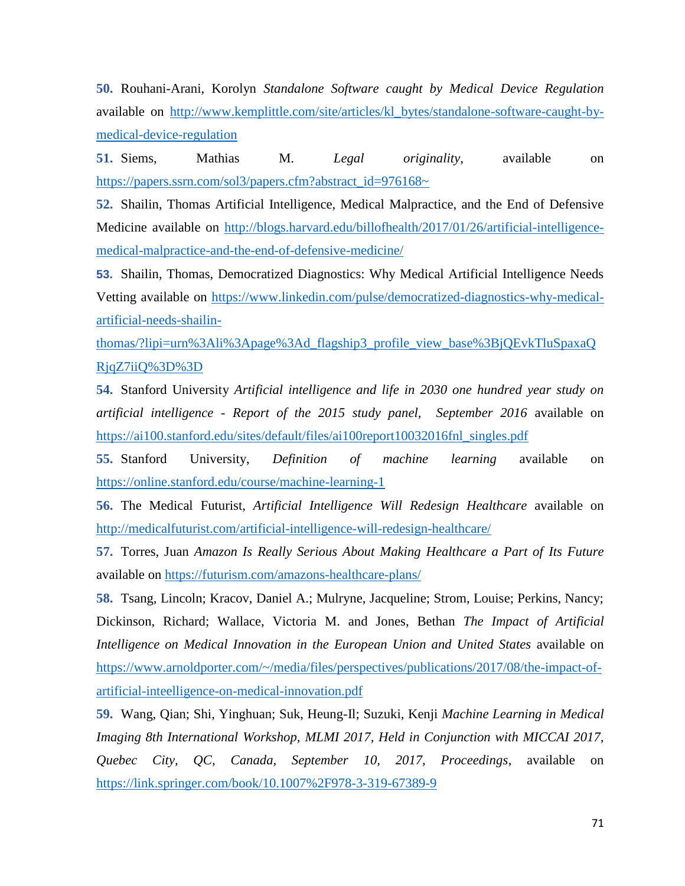**50.** Rouhani-Arani, Korolyn *Standalone Software caught by Medical Device Regulation* available on http://www.kemplittle.com/site/articles/kl_bytes/standalone-software-caught-by-medical-device-regulation

**51.** Siems, Mathias M. *Legal originality*, available on https://papers.ssrn.com/sol3/papers.cfm?abstract_id=976168~

**52.** Shailin, Thomas Artificial Intelligence, Medical Malpractice, and the End of Defensive Medicine available on http://blogs.harvard.edu/billofhealth/2017/01/26/artificial-intelligence-medical-malpractice-and-the-end-of-defensive-medicine/

**53.** Shailin, Thomas, Democratized Diagnostics: Why Medical Artificial Intelligence Needs Vetting available on https://www.linkedin.com/pulse/democratized-diagnostics-why-medical-artificial-needs-shailin-thomas/?lipi=urn%3Ali%3Apage%3Ad_flagship3_profile_view_base%3BjQEvkTluSpaxaQRjqZ7iiQ%3D%3D

**54.** Stanford University *Artificial intelligence and life in 2030 one hundred year study on artificial intelligence - Report of the 2015 study panel, September 2016* available on https://ai100.stanford.edu/sites/default/files/ai100report10032016fnl_singles.pdf

**55.** Stanford University, *Definition of machine learning* available on https://online.stanford.edu/course/machine-learning-1

**56.** The Medical Futurist, *Artificial Intelligence Will Redesign Healthcare* available on http://medicalfuturist.com/artificial-intelligence-will-redesign-healthcare/

**57.** Torres, Juan *Amazon Is Really Serious About Making Healthcare a Part of Its Future* available on https://futurism.com/amazons-healthcare-plans/

**58.** Tsang, Lincoln; Kracov, Daniel A.; Mulryne, Jacqueline; Strom, Louise; Perkins, Nancy; Dickinson, Richard; Wallace, Victoria M. and Jones, Bethan *The Impact of Artificial Intelligence on Medical Innovation in the European Union and United States* available on https://www.arnoldporter.com/~/media/files/perspectives/publications/2017/08/the-impact-of-artificial-inteelligence-on-medical-innovation.pdf

**59.** Wang, Qian; Shi, Yinghuan; Suk, Heung-Il; Suzuki, Kenji *Machine Learning in Medical Imaging 8th International Workshop, MLMI 2017, Held in Conjunction with MICCAI 2017, Quebec City, QC, Canada, September 10, 2017, Proceedings*, available on https://link.springer.com/book/10.1007%2F978-3-319-67389-9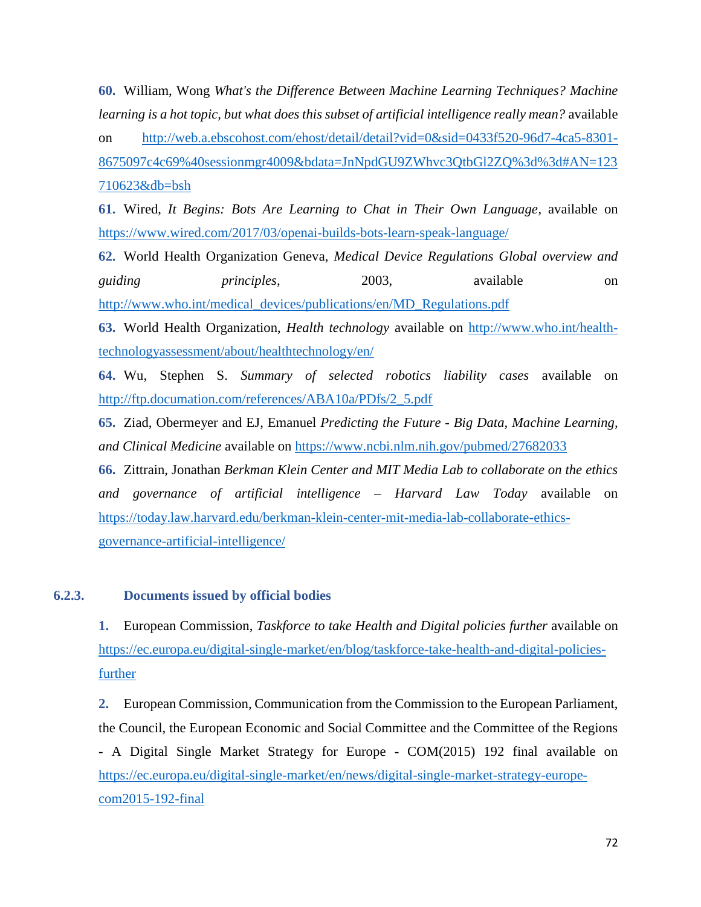**60.** William, Wong *What's the Difference Between Machine Learning Techniques? Machine learning is a hot topic, but what does this subset of artificial intelligence really mean?* available on http://web.a.ebscohost.com/ehost/detail/detail?vid=0&sid=0433f520-96d7-4ca5-8301-8675097c4c69%40sessionmgr4009&bdata=JnNpdGU9ZWhvc3QtbGl2ZQ%3d%3d#AN=123710623&db=bsh

**61.** Wired, *It Begins: Bots Are Learning to Chat in Their Own Language*, available on https://www.wired.com/2017/03/openai-builds-bots-learn-speak-language/

**62.** World Health Organization Geneva, *Medical Device Regulations Global overview and guiding principles*, 2003, available on http://www.who.int/medical_devices/publications/en/MD_Regulations.pdf

**63.** World Health Organization, *Health technology* available on http://www.who.int/health-technologyassessment/about/healthtechnology/en/

**64.** Wu, Stephen S. *Summary of selected robotics liability cases* available on http://ftp.documation.com/references/ABA10a/PDfs/2_5.pdf

**65.** Ziad, Obermeyer and EJ, Emanuel *Predicting the Future - Big Data, Machine Learning, and Clinical Medicine* available on https://www.ncbi.nlm.nih.gov/pubmed/27682033

**66.** Zittrain, Jonathan *Berkman Klein Center and MIT Media Lab to collaborate on the ethics and governance of artificial intelligence – Harvard Law Today* available on https://today.law.harvard.edu/berkman-klein-center-mit-media-lab-collaborate-ethics-governance-artificial-intelligence/

### 6.2.3. Documents issued by official bodies

**1.** European Commission, *Taskforce to take Health and Digital policies further* available on https://ec.europa.eu/digital-single-market/en/blog/taskforce-take-health-and-digital-policies-further

**2.** European Commission, Communication from the Commission to the European Parliament, the Council, the European Economic and Social Committee and the Committee of the Regions - A Digital Single Market Strategy for Europe - COM(2015) 192 final available on https://ec.europa.eu/digital-single-market/en/news/digital-single-market-strategy-europe-com2015-192-final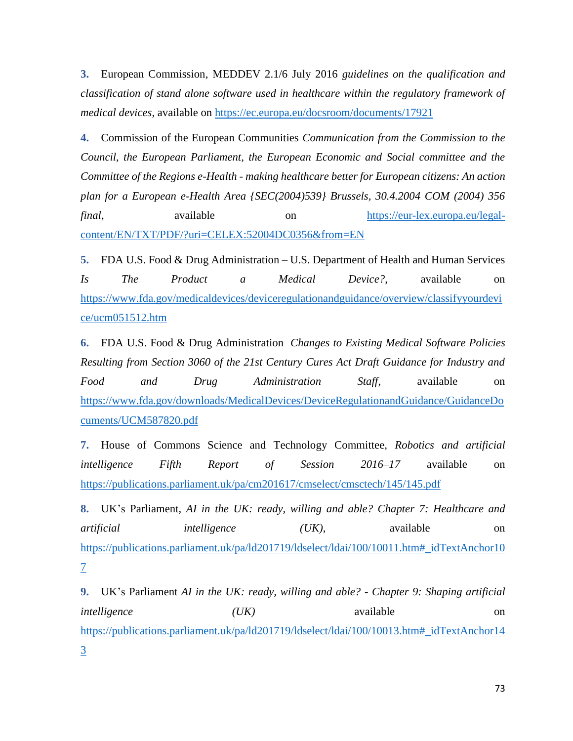**3.** European Commission, MEDDEV 2.1/6 July 2016 *guidelines on the qualification and classification of stand alone software used in healthcare within the regulatory framework of medical devices*, available on https://ec.europa.eu/docsroom/documents/17921

**4.** Commission of the European Communities *Communication from the Commission to the Council, the European Parliament, the European Economic and Social committee and the Committee of the Regions e-Health - making healthcare better for European citizens: An action plan for a European e-Health Area {SEC(2004)539} Brussels, 30.4.2004 COM (2004) 356 final*, available on https://eur-lex.europa.eu/legal-content/EN/TXT/PDF/?uri=CELEX:52004DC0356&from=EN

**5.** FDA U.S. Food & Drug Administration – U.S. Department of Health and Human Services *Is The Product a Medical Device?*, available on https://www.fda.gov/medicaldevices/deviceregulationandguidance/overview/classifyyourdevice/ucm051512.htm

**6.** FDA U.S. Food & Drug Administration *Changes to Existing Medical Software Policies Resulting from Section 3060 of the 21st Century Cures Act Draft Guidance for Industry and Food and Drug Administration Staff*, available on https://www.fda.gov/downloads/MedicalDevices/DeviceRegulationandGuidance/GuidanceDocuments/UCM587820.pdf

**7.** House of Commons Science and Technology Committee, *Robotics and artificial intelligence Fifth Report of Session 2016–17* available on https://publications.parliament.uk/pa/cm201617/cmselect/cmsctech/145/145.pdf

**8.** UK's Parliament, *AI in the UK: ready, willing and able? Chapter 7: Healthcare and artificial intelligence (UK)*, available on https://publications.parliament.uk/pa/ld201719/ldselect/ldai/100/10011.htm#_idTextAnchor107

**9.** UK's Parliament *AI in the UK: ready, willing and able? - Chapter 9: Shaping artificial intelligence (UK)* available on https://publications.parliament.uk/pa/ld201719/ldselect/ldai/100/10013.htm#_idTextAnchor143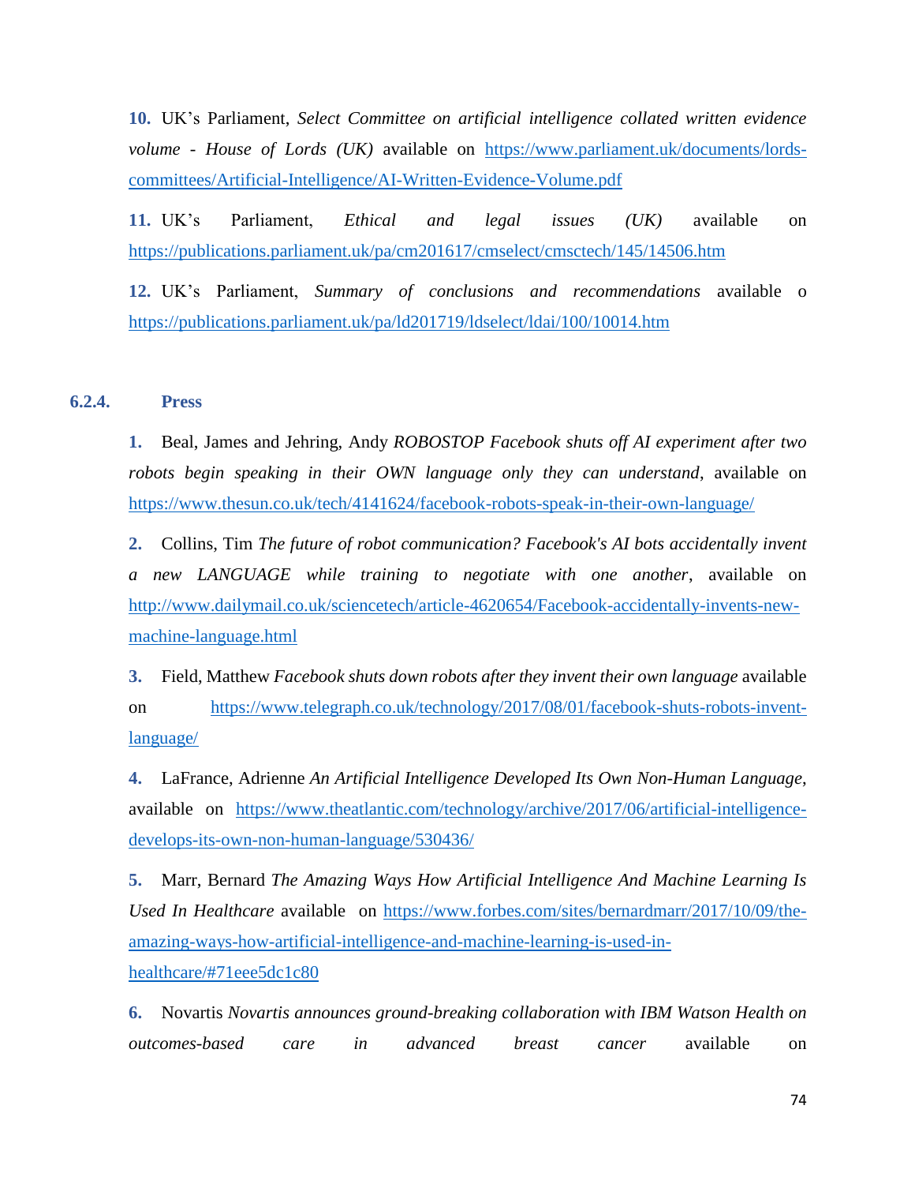**10.** UK's Parliament, *Select Committee on artificial intelligence collated written evidence volume - House of Lords (UK)* available on https://www.parliament.uk/documents/lords-committees/Artificial-Intelligence/AI-Written-Evidence-Volume.pdf

**11.** UK's Parliament, *Ethical and legal issues (UK)* available on https://publications.parliament.uk/pa/cm201617/cmselect/cmsctech/145/14506.htm

**12.** UK's Parliament, *Summary of conclusions and recommendations* available o https://publications.parliament.uk/pa/ld201719/ldselect/ldai/100/10014.htm

#### 6.2.4. Press

**1.** Beal, James and Jehring, Andy *ROBOSTOP Facebook shuts off AI experiment after two robots begin speaking in their OWN language only they can understand*, available on https://www.thesun.co.uk/tech/4141624/facebook-robots-speak-in-their-own-language/

**2.** Collins, Tim *The future of robot communication? Facebook's AI bots accidentally invent a new LANGUAGE while training to negotiate with one another*, available on http://www.dailymail.co.uk/sciencetech/article-4620654/Facebook-accidentally-invents-new-machine-language.html

**3.** Field, Matthew *Facebook shuts down robots after they invent their own language* available on https://www.telegraph.co.uk/technology/2017/08/01/facebook-shuts-robots-invent-language/

**4.** LaFrance, Adrienne *An Artificial Intelligence Developed Its Own Non-Human Language*, available on https://www.theatlantic.com/technology/archive/2017/06/artificial-intelligence-develops-its-own-non-human-language/530436/

**5.** Marr, Bernard *The Amazing Ways How Artificial Intelligence And Machine Learning Is Used In Healthcare* available on https://www.forbes.com/sites/bernardmarr/2017/10/09/the-amazing-ways-how-artificial-intelligence-and-machine-learning-is-used-in-healthcare/#71eee5dc1c80

**6.** Novartis *Novartis announces ground-breaking collaboration with IBM Watson Health on outcomes-based care in advanced breast cancer* available on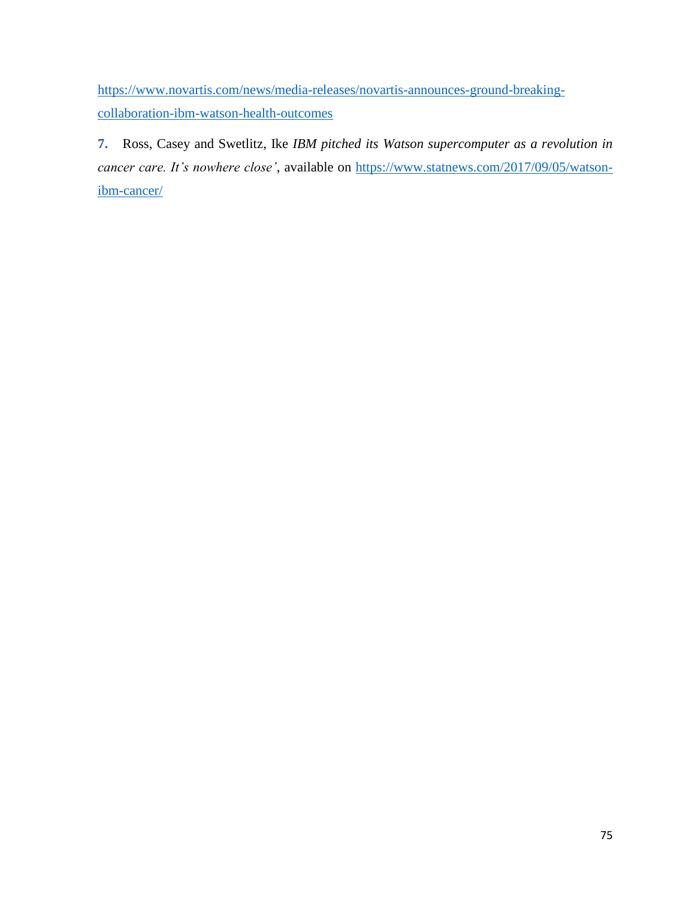https://www.novartis.com/news/media-releases/novartis-announces-ground-breaking-collaboration-ibm-watson-health-outcomes

**7.** Ross, Casey and Swetlitz, Ike *IBM pitched its Watson supercomputer as a revolution in cancer care. It's nowhere close'*, available on https://www.statnews.com/2017/09/05/watson-ibm-cancer/